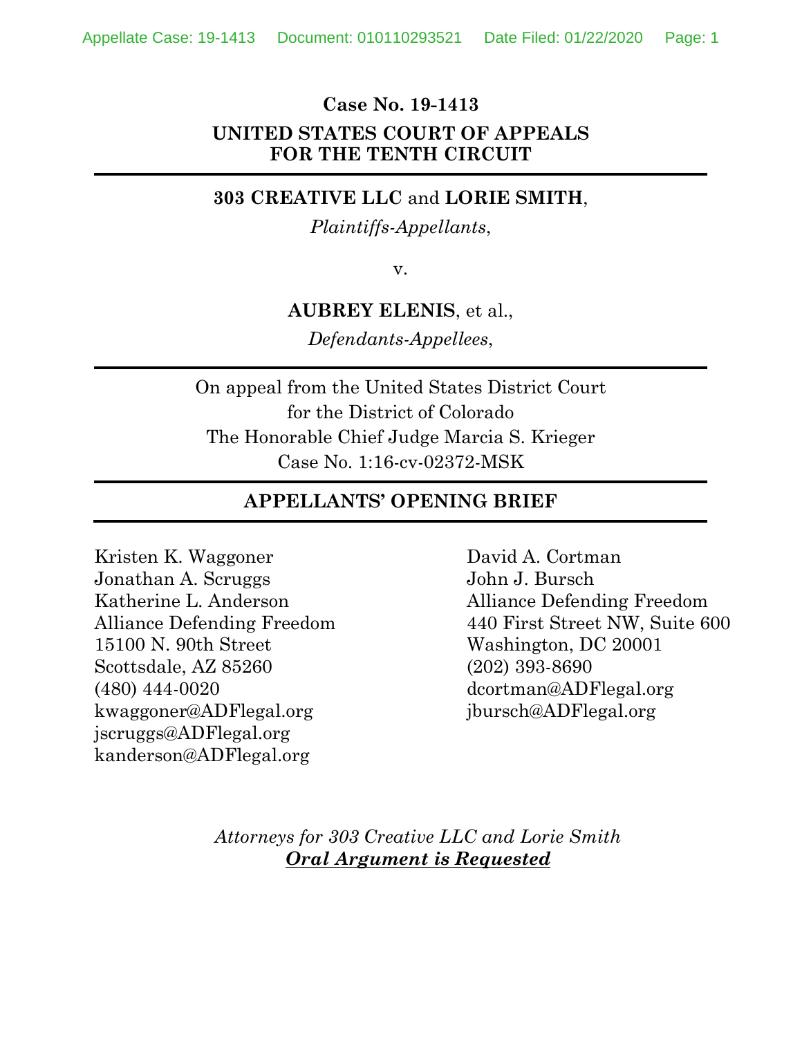**Case No. 19-1413**

**UNITED STATES COURT OF APPEALS**
**FOR THE TENTH CIRCUIT**

---

**303 CREATIVE LLC** and **LORIE SMITH**,

*Plaintiffs-Appellants*,

v.

**AUBREY ELENIS**, et al.,

*Defendants-Appellees*,

---

On appeal from the United States District Court
for the District of Colorado
The Honorable Chief Judge Marcia S. Krieger
Case No. 1:16-cv-02372-MSK

---

**APPELLANTS' OPENING BRIEF**

---

Kristen K. Waggoner
Jonathan A. Scruggs
Katherine L. Anderson
Alliance Defending Freedom
15100 N. 90th Street
Scottsdale, AZ 85260
(480) 444-0020
kwaggoner@ADFlegal.org
jscruggs@ADFlegal.org
kanderson@ADFlegal.org

David A. Cortman
John J. Bursch
Alliance Defending Freedom
440 First Street NW, Suite 600
Washington, DC 20001
(202) 393-8690
dcortman@ADFlegal.org
jbursch@ADFlegal.org

*Attorneys for 303 Creative LLC and Lorie Smith*
***Oral Argument is Requested***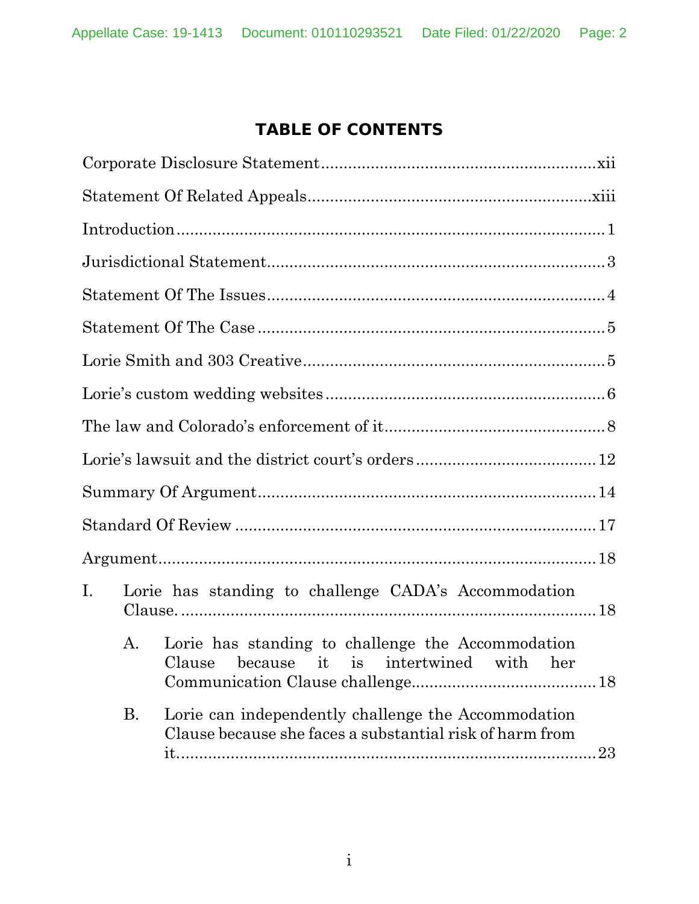# TABLE OF CONTENTS

Corporate Disclosure Statement ............................................................ xii

Statement Of Related Appeals ............................................................ xiii

Introduction ............................................................................................ 1

Jurisdictional Statement .......................................................................... 3

Statement Of The Issues .......................................................................... 4

Statement Of The Case ............................................................................ 5

Lorie Smith and 303 Creative .................................................................. 5

Lorie's custom wedding websites ............................................................ 6

The law and Colorado's enforcement of it ................................................ 8

Lorie's lawsuit and the district court's orders ........................................ 12

Summary Of Argument .......................................................................... 14

Standard Of Review ................................................................................ 17

Argument ................................................................................................ 18

I. Lorie has standing to challenge CADA's Accommodation Clause. .......................................................................................... 18

   A. Lorie has standing to challenge the Accommodation Clause because it is intertwined with her Communication Clause challenge. ........................................ 18

   B. Lorie can independently challenge the Accommodation Clause because she faces a substantial risk of harm from it. ........................................................................................ 23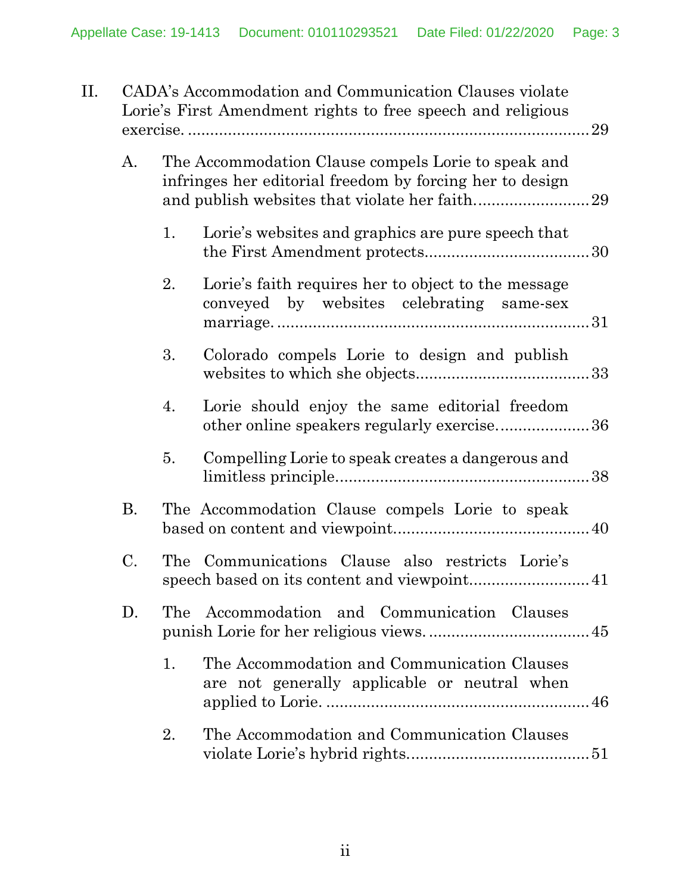II. CADA's Accommodation and Communication Clauses violate Lorie's First Amendment rights to free speech and religious exercise. .......... 29

- A. The Accommodation Clause compels Lorie to speak and infringes her editorial freedom by forcing her to design and publish websites that violate her faith. .......... 29
  - 1. Lorie's websites and graphics are pure speech that the First Amendment protects .......... 30
  - 2. Lorie's faith requires her to object to the message conveyed by websites celebrating same-sex marriage. .......... 31
  - 3. Colorado compels Lorie to design and publish websites to which she objects .......... 33
  - 4. Lorie should enjoy the same editorial freedom other online speakers regularly exercise .......... 36
  - 5. Compelling Lorie to speak creates a dangerous and limitless principle .......... 38
- B. The Accommodation Clause compels Lorie to speak based on content and viewpoint .......... 40
- C. The Communications Clause also restricts Lorie's speech based on its content and viewpoint .......... 41
- D. The Accommodation and Communication Clauses punish Lorie for her religious views. .......... 45
  - 1. The Accommodation and Communication Clauses are not generally applicable or neutral when applied to Lorie. .......... 46
  - 2. The Accommodation and Communication Clauses violate Lorie's hybrid rights .......... 51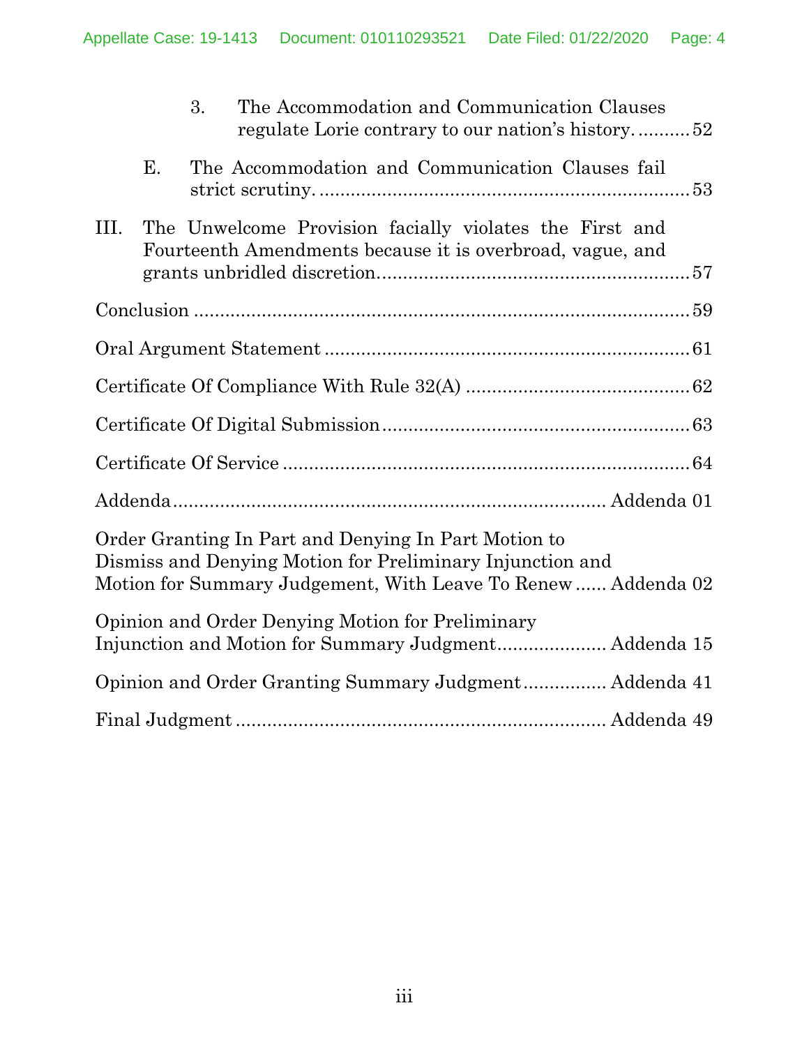3. The Accommodation and Communication Clauses regulate Lorie contrary to our nation's history. .......... 52

E. The Accommodation and Communication Clauses fail strict scrutiny. .......... 53

III. The Unwelcome Provision facially violates the First and Fourteenth Amendments because it is overbroad, vague, and grants unbridled discretion .......... 57

Conclusion .......... 59

Oral Argument Statement .......... 61

Certificate Of Compliance With Rule 32(A) .......... 62

Certificate Of Digital Submission .......... 63

Certificate Of Service .......... 64

Addenda .......... Addenda 01

Order Granting In Part and Denying In Part Motion to Dismiss and Denying Motion for Preliminary Injunction and Motion for Summary Judgement, With Leave To Renew .......... Addenda 02

Opinion and Order Denying Motion for Preliminary Injunction and Motion for Summary Judgment .......... Addenda 15

Opinion and Order Granting Summary Judgment .......... Addenda 41

Final Judgment .......... Addenda 49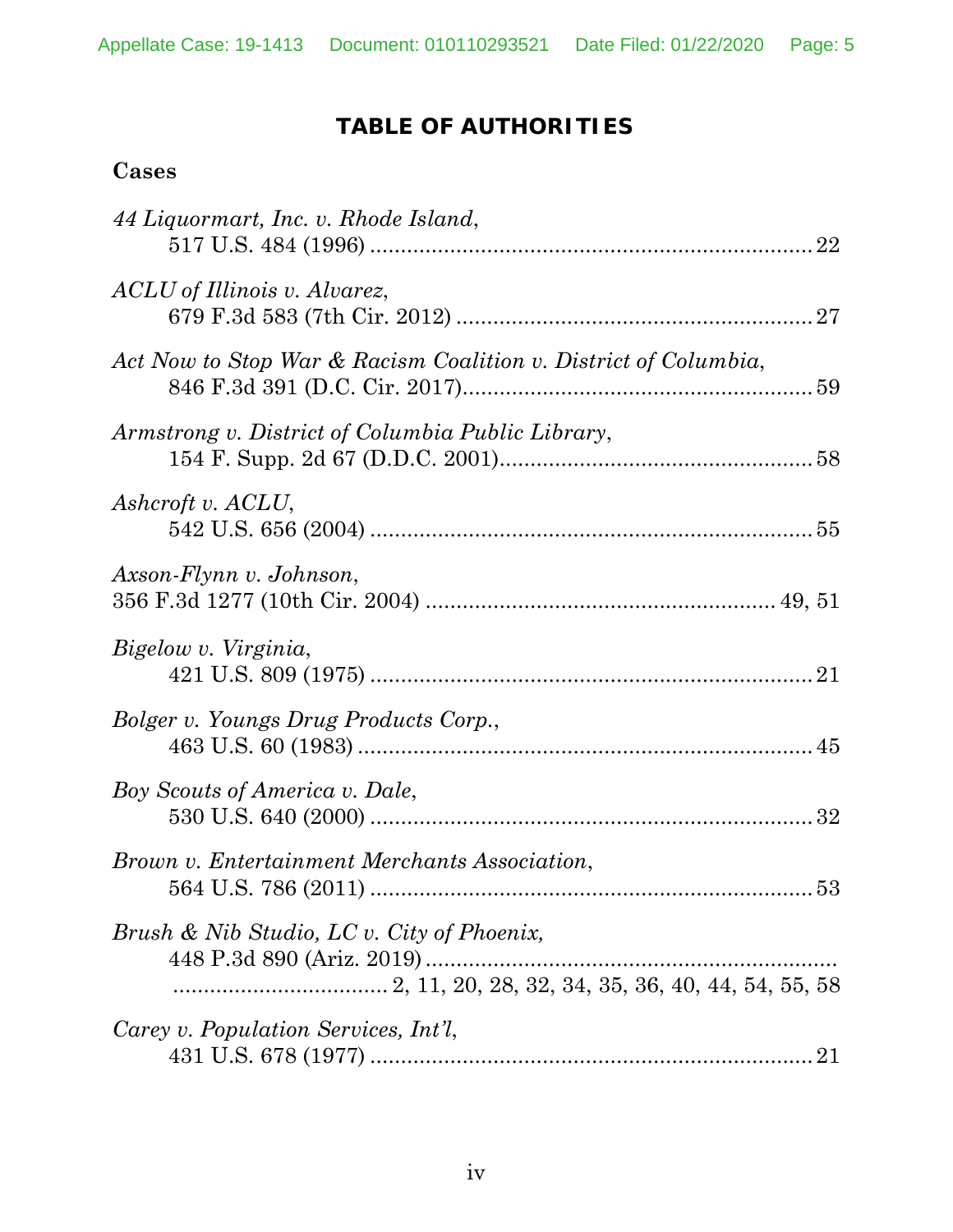# TABLE OF AUTHORITIES

## Cases

*44 Liquormart, Inc. v. Rhode Island*,
517 U.S. 484 (1996) .......................................................................... 22

*ACLU of Illinois v. Alvarez*,
679 F.3d 583 (7th Cir. 2012) ............................................................ 27

*Act Now to Stop War & Racism Coalition v. District of Columbia*,
846 F.3d 391 (D.C. Cir. 2017)........................................................... 59

*Armstrong v. District of Columbia Public Library*,
154 F. Supp. 2d 67 (D.D.C. 2001)..................................................... 58

*Ashcroft v. ACLU*,
542 U.S. 656 (2004) .......................................................................... 55

*Axson-Flynn v. Johnson*,
356 F.3d 1277 (10th Cir. 2004) .................................................... 49, 51

*Bigelow v. Virginia*,
421 U.S. 809 (1975) .......................................................................... 21

*Bolger v. Youngs Drug Products Corp.*,
463 U.S. 60 (1983) ............................................................................ 45

*Boy Scouts of America v. Dale*,
530 U.S. 640 (2000) .......................................................................... 32

*Brown v. Entertainment Merchants Association*,
564 U.S. 786 (2011) .......................................................................... 53

*Brush & Nib Studio, LC v. City of Phoenix,*
448 P.3d 890 (Ariz. 2019) ....................................................................
.................................. 2, 11, 20, 28, 32, 34, 35, 36, 40, 44, 54, 55, 58

*Carey v. Population Services, Int'l*,
431 U.S. 678 (1977) .......................................................................... 21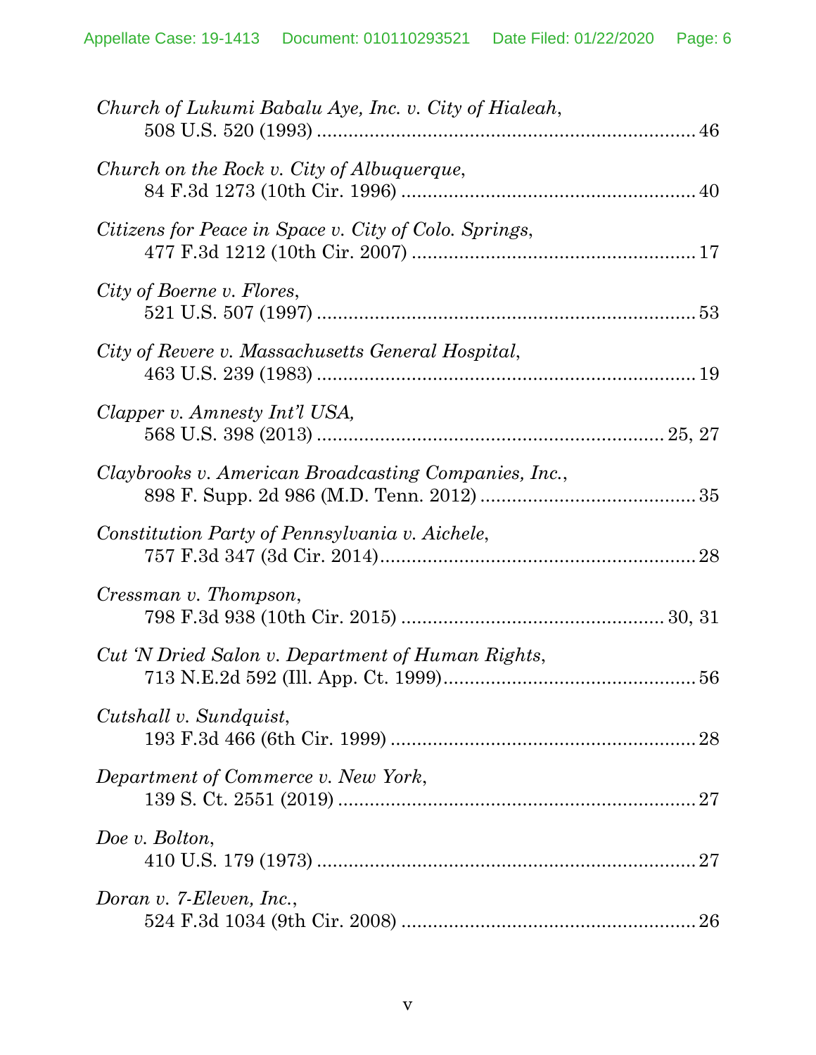*Church of Lukumi Babalu Aye, Inc. v. City of Hialeah*,
508 U.S. 520 (1993) ........................................................................ 46

*Church on the Rock v. City of Albuquerque*,
84 F.3d 1273 (10th Cir. 1996) ........................................................ 40

*Citizens for Peace in Space v. City of Colo. Springs*,
477 F.3d 1212 (10th Cir. 2007) ...................................................... 17

*City of Boerne v. Flores*,
521 U.S. 507 (1997) ........................................................................ 53

*City of Revere v. Massachusetts General Hospital*,
463 U.S. 239 (1983) ........................................................................ 19

*Clapper v. Amnesty Int'l USA,*
568 U.S. 398 (2013) .................................................................. 25, 27

*Claybrooks v. American Broadcasting Companies, Inc.*,
898 F. Supp. 2d 986 (M.D. Tenn. 2012) ......................................... 35

*Constitution Party of Pennsylvania v. Aichele*,
757 F.3d 347 (3d Cir. 2014)............................................................ 28

*Cressman v. Thompson*,
798 F.3d 938 (10th Cir. 2015) .................................................. 30, 31

*Cut 'N Dried Salon v. Department of Human Rights*,
713 N.E.2d 592 (Ill. App. Ct. 1999)................................................ 56

*Cutshall v. Sundquist*,
193 F.3d 466 (6th Cir. 1999) .......................................................... 28

*Department of Commerce v. New York*,
139 S. Ct. 2551 (2019) .................................................................... 27

*Doe v. Bolton*,
410 U.S. 179 (1973) ........................................................................ 27

*Doran v. 7-Eleven, Inc.*,
524 F.3d 1034 (9th Cir. 2008) ........................................................ 26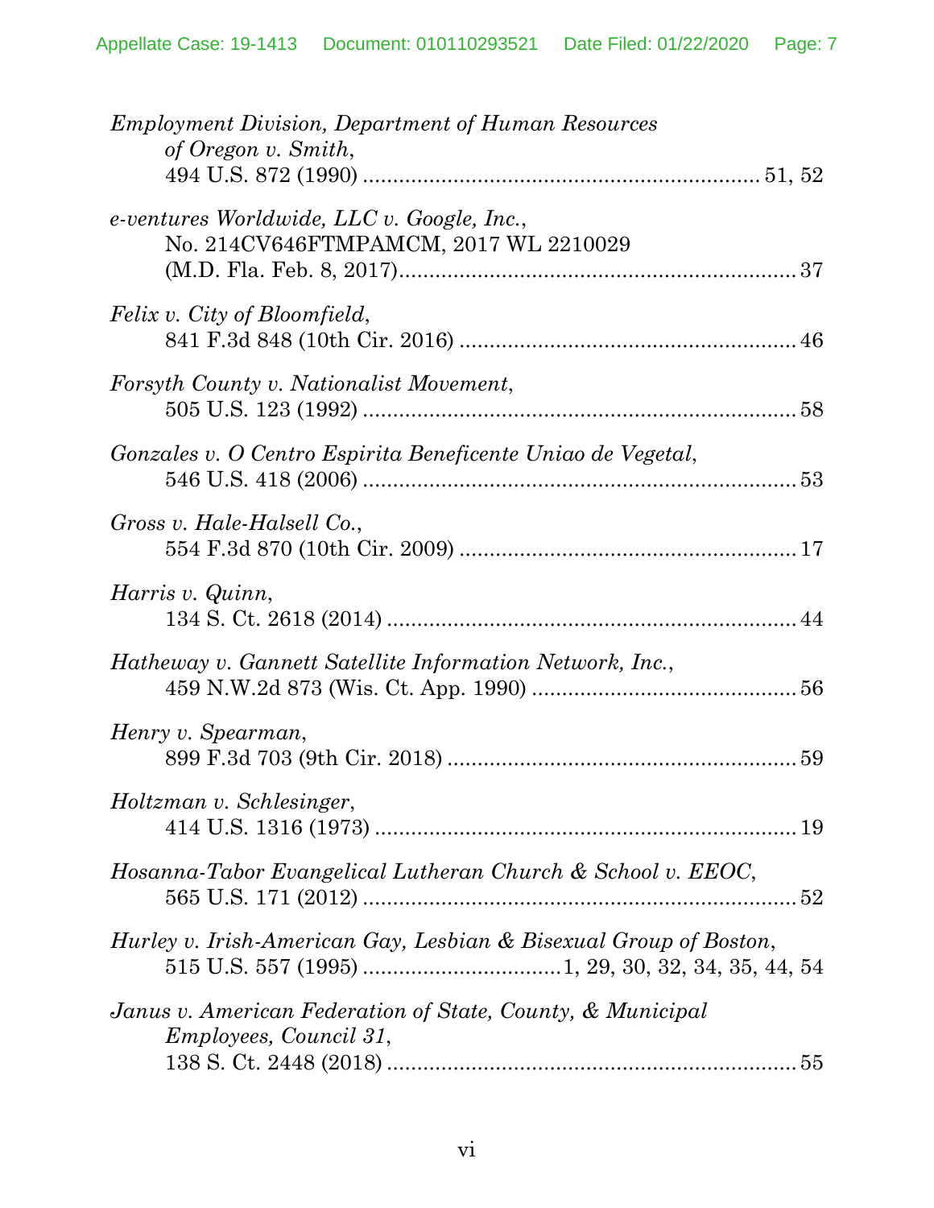*Employment Division, Department of Human Resources of Oregon v. Smith*,
494 U.S. 872 (1990) .................................................................. 51, 52

*e-ventures Worldwide, LLC v. Google, Inc.*,
No. 214CV646FTMPAMCM, 2017 WL 2210029
(M.D. Fla. Feb. 8, 2017)................................................................. 37

*Felix v. City of Bloomfield*,
841 F.3d 848 (10th Cir. 2016) ........................................................ 46

*Forsyth County v. Nationalist Movement*,
505 U.S. 123 (1992) ........................................................................ 58

*Gonzales v. O Centro Espirita Beneficente Uniao de Vegetal*,
546 U.S. 418 (2006) ........................................................................ 53

*Gross v. Hale-Halsell Co.*,
554 F.3d 870 (10th Cir. 2009) ........................................................ 17

*Harris v. Quinn*,
134 S. Ct. 2618 (2014) .................................................................... 44

*Hatheway v. Gannett Satellite Information Network, Inc.*,
459 N.W.2d 873 (Wis. Ct. App. 1990) ............................................ 56

*Henry v. Spearman*,
899 F.3d 703 (9th Cir. 2018) .......................................................... 59

*Holtzman v. Schlesinger*,
414 U.S. 1316 (1973) ...................................................................... 19

*Hosanna-Tabor Evangelical Lutheran Church & School v. EEOC*,
565 U.S. 171 (2012) ........................................................................ 52

*Hurley v. Irish-American Gay, Lesbian & Bisexual Group of Boston*,
515 U.S. 557 (1995) ................................. 1, 29, 30, 32, 34, 35, 44, 54

*Janus v. American Federation of State, County, & Municipal Employees, Council 31*,
138 S. Ct. 2448 (2018) .................................................................... 55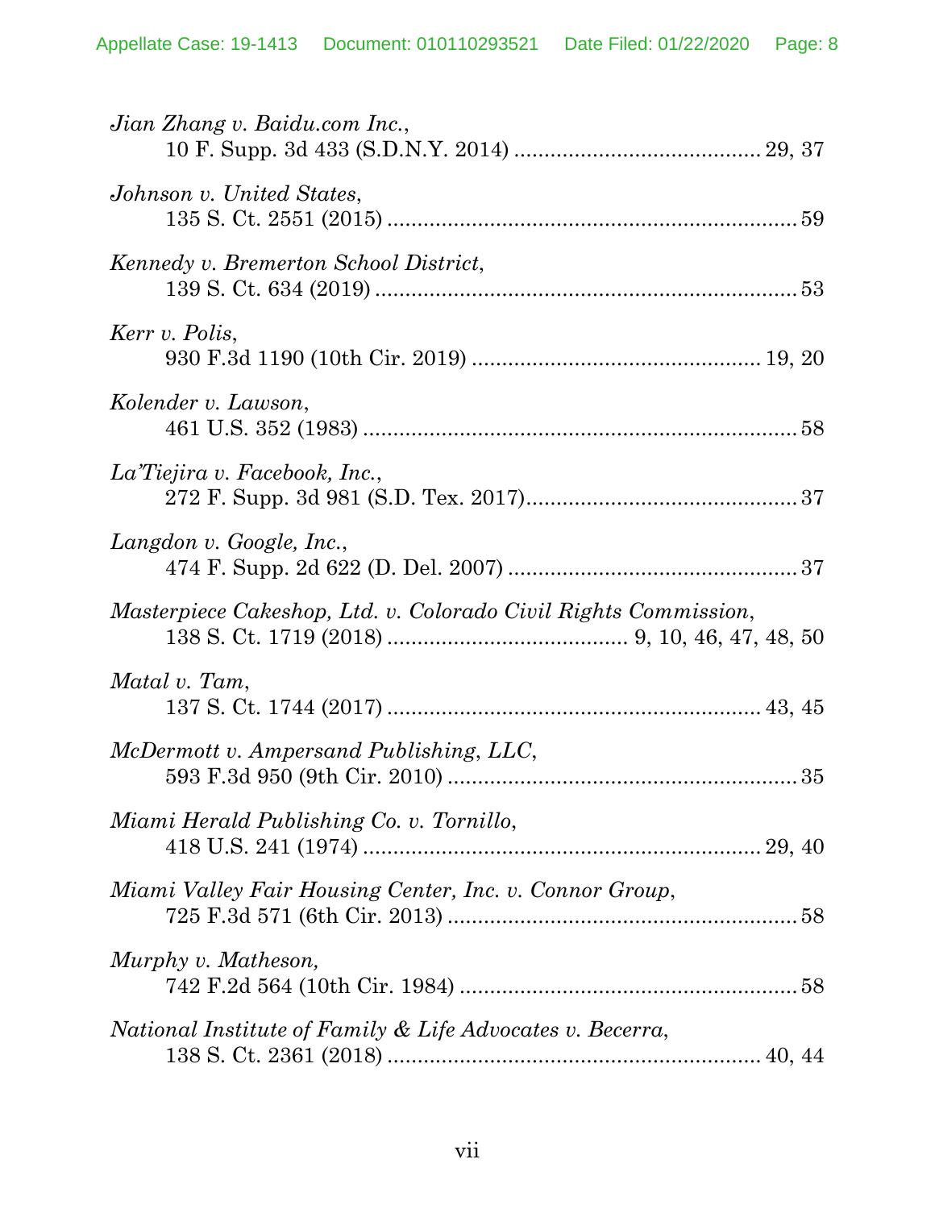*Jian Zhang v. Baidu.com Inc.*,
10 F. Supp. 3d 433 (S.D.N.Y. 2014) ........................................ 29, 37

*Johnson v. United States*,
135 S. Ct. 2551 (2015) .................................................................... 59

*Kennedy v. Bremerton School District*,
139 S. Ct. 634 (2019) ...................................................................... 53

*Kerr v. Polis*,
930 F.3d 1190 (10th Cir. 2019) ................................................ 19, 20

*Kolender v. Lawson*,
461 U.S. 352 (1983) ........................................................................ 58

*La'Tiejira v. Facebook, Inc.*,
272 F. Supp. 3d 981 (S.D. Tex. 2017)............................................. 37

*Langdon v. Google, Inc.*,
474 F. Supp. 2d 622 (D. Del. 2007) ................................................ 37

*Masterpiece Cakeshop, Ltd. v. Colorado Civil Rights Commission*,
138 S. Ct. 1719 (2018) ....................................... 9, 10, 46, 47, 48, 50

*Matal v. Tam*,
137 S. Ct. 1744 (2017) ............................................................. 43, 45

*McDermott v. Ampersand Publishing, LLC*,
593 F.3d 950 (9th Cir. 2010) .......................................................... 35

*Miami Herald Publishing Co. v. Tornillo*,
418 U.S. 241 (1974) .................................................................. 29, 40

*Miami Valley Fair Housing Center, Inc. v. Connor Group*,
725 F.3d 571 (6th Cir. 2013) .......................................................... 58

*Murphy v. Matheson,*
742 F.2d 564 (10th Cir. 1984) ........................................................ 58

*National Institute of Family & Life Advocates v. Becerra*,
138 S. Ct. 2361 (2018) .............................................................. 40, 44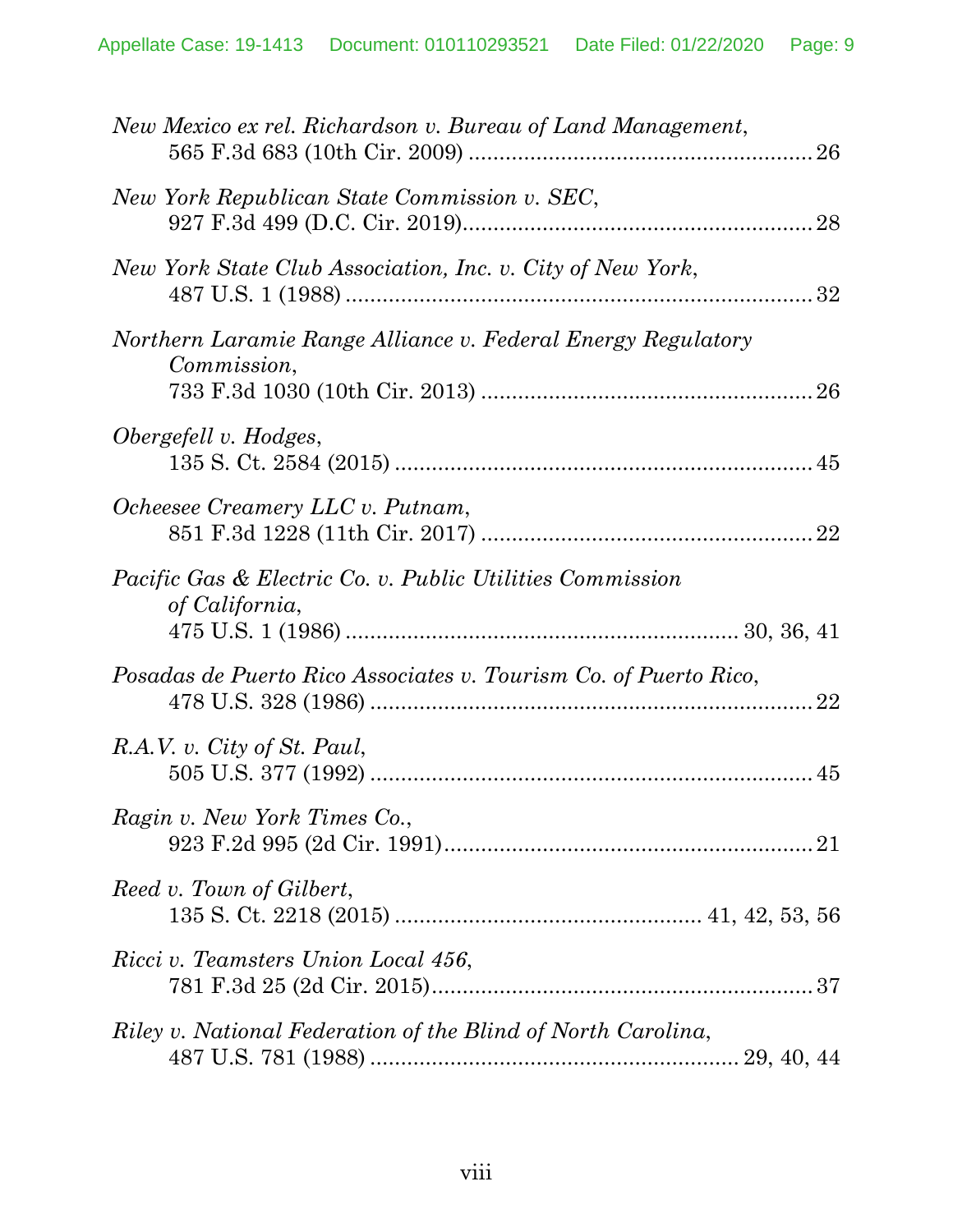*New Mexico ex rel. Richardson v. Bureau of Land Management*,
565 F.3d 683 (10th Cir. 2009) ........................................................ 26

*New York Republican State Commission v. SEC*,
927 F.3d 499 (D.C. Cir. 2019)......................................................... 28

*New York State Club Association, Inc. v. City of New York*,
487 U.S. 1 (1988) ............................................................................ 32

*Northern Laramie Range Alliance v. Federal Energy Regulatory Commission*,
733 F.3d 1030 (10th Cir. 2013) ...................................................... 26

*Obergefell v. Hodges*,
135 S. Ct. 2584 (2015) .................................................................... 45

*Ocheesee Creamery LLC v. Putnam*,
851 F.3d 1228 (11th Cir. 2017) ...................................................... 22

*Pacific Gas & Electric Co. v. Public Utilities Commission of California*,
475 U.S. 1 (1986) .............................................................. 30, 36, 41

*Posadas de Puerto Rico Associates v. Tourism Co. of Puerto Rico*,
478 U.S. 328 (1986) ........................................................................ 22

*R.A.V. v. City of St. Paul*,
505 U.S. 377 (1992) ........................................................................ 45

*Ragin v. New York Times Co.*,
923 F.2d 995 (2d Cir. 1991)............................................................ 21

*Reed v. Town of Gilbert*,
135 S. Ct. 2218 (2015) .................................................. 41, 42, 53, 56

*Ricci v. Teamsters Union Local 456*,
781 F.3d 25 (2d Cir. 2015).............................................................. 37

*Riley v. National Federation of the Blind of North Carolina*,
487 U.S. 781 (1988) .......................................................... 29, 40, 44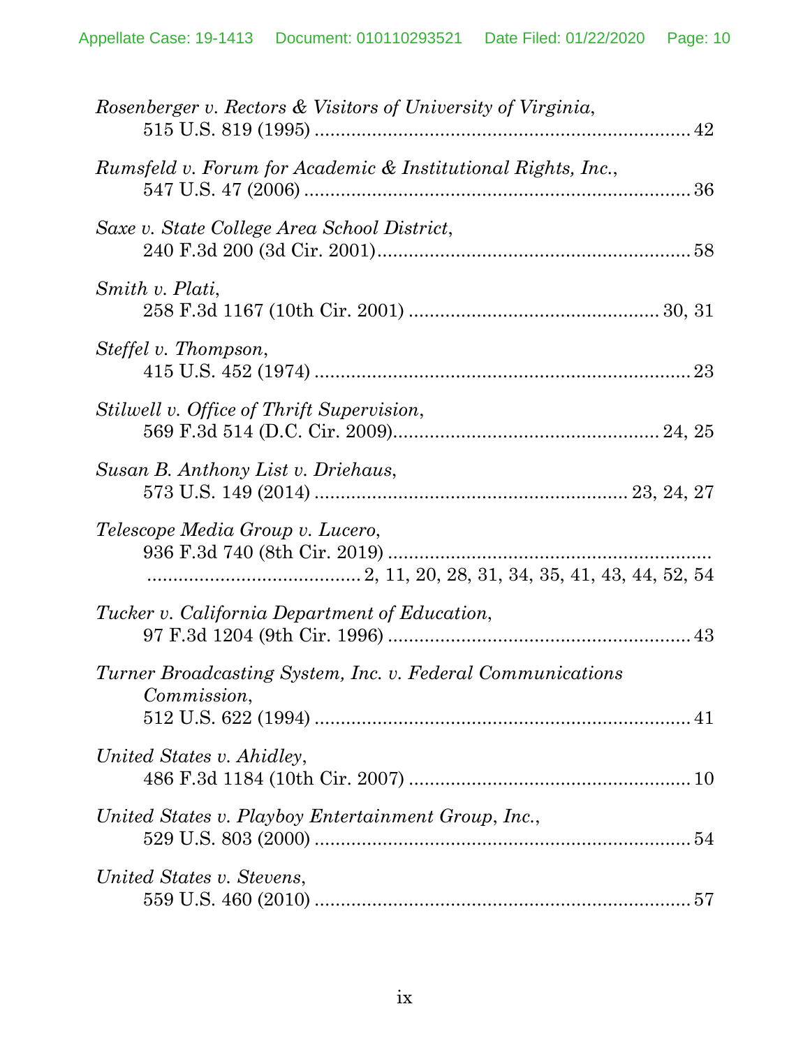*Rosenberger v. Rectors & Visitors of University of Virginia*,
515 U.S. 819 (1995) ........................................................................ 42

*Rumsfeld v. Forum for Academic & Institutional Rights, Inc.*,
547 U.S. 47 (2006) .......................................................................... 36

*Saxe v. State College Area School District*,
240 F.3d 200 (3d Cir. 2001)............................................................ 58

*Smith v. Plati*,
258 F.3d 1167 (10th Cir. 2001) ................................................ 30, 31

*Steffel v. Thompson*,
415 U.S. 452 (1974) ........................................................................ 23

*Stilwell v. Office of Thrift Supervision*,
569 F.3d 514 (D.C. Cir. 2009)................................................... 24, 25

*Susan B. Anthony List v. Driehaus*,
573 U.S. 149 (2014) ........................................................... 23, 24, 27

*Telescope Media Group v. Lucero*,
936 F.3d 740 (8th Cir. 2019) ..............................................................
........................................ 2, 11, 20, 28, 31, 34, 35, 41, 43, 44, 52, 54

*Tucker v. California Department of Education*,
97 F.3d 1204 (9th Cir. 1996) .......................................................... 43

*Turner Broadcasting System, Inc. v. Federal Communications Commission*,
512 U.S. 622 (1994) ........................................................................ 41

*United States v. Ahidley*,
486 F.3d 1184 (10th Cir. 2007) ...................................................... 10

*United States v. Playboy Entertainment Group, Inc.*,
529 U.S. 803 (2000) ........................................................................ 54

*United States v. Stevens*,
559 U.S. 460 (2010) ........................................................................ 57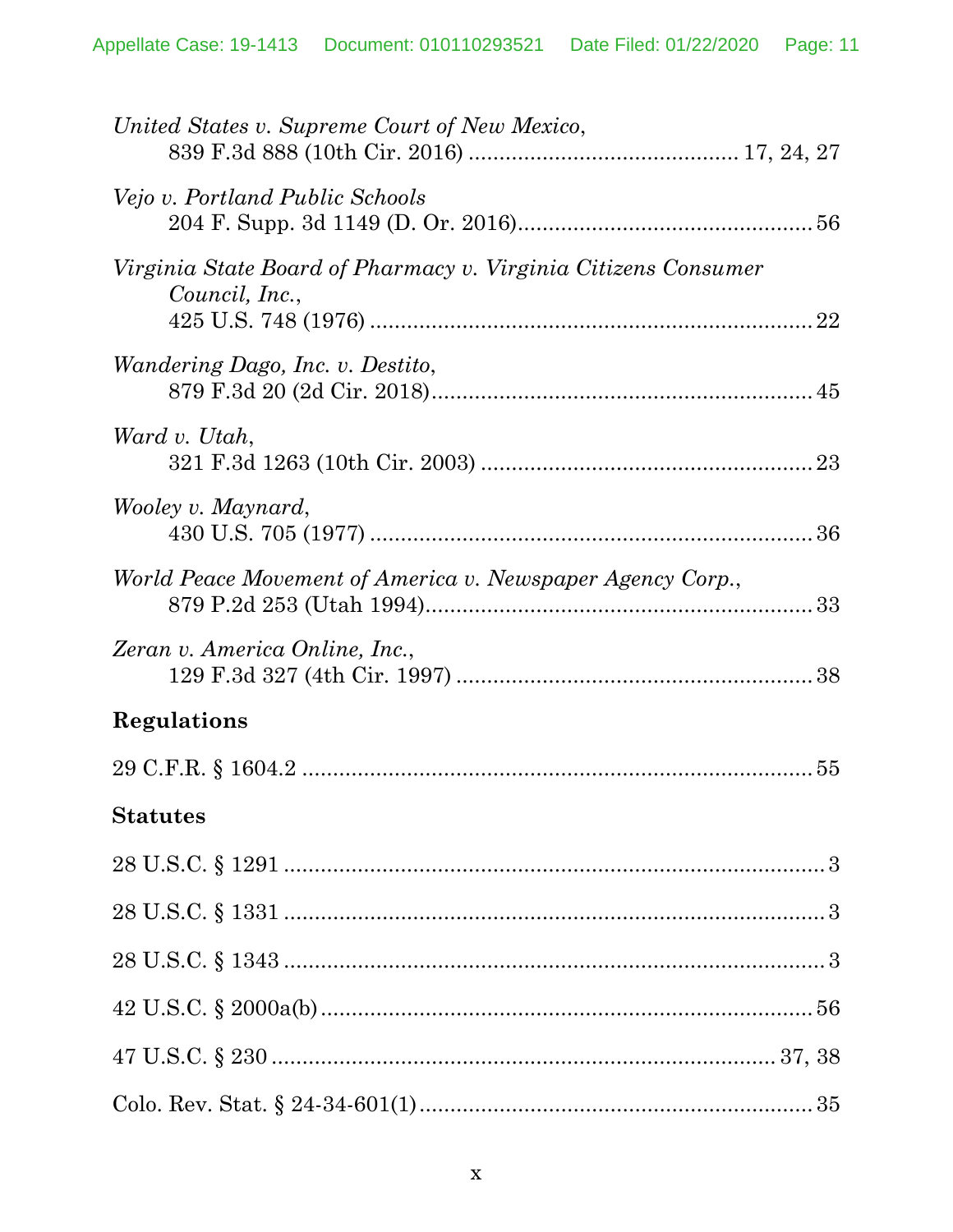*United States v. Supreme Court of New Mexico*,
839 F.3d 888 (10th Cir. 2016) ........................................... 17, 24, 27

*Vejo v. Portland Public Schools*
204 F. Supp. 3d 1149 (D. Or. 2016)................................................ 56

*Virginia State Board of Pharmacy v. Virginia Citizens Consumer Council, Inc.*,
425 U.S. 748 (1976) ....................................................................... 22

*Wandering Dago, Inc. v. Destito*,
879 F.3d 20 (2d Cir. 2018)............................................................. 45

*Ward v. Utah*,
321 F.3d 1263 (10th Cir. 2003) ...................................................... 23

*Wooley v. Maynard*,
430 U.S. 705 (1977) ....................................................................... 36

*World Peace Movement of America v. Newspaper Agency Corp.*,
879 P.2d 253 (Utah 1994)............................................................... 33

*Zeran v. America Online, Inc.*,
129 F.3d 327 (4th Cir. 1997) .......................................................... 38

**Regulations**

29 C.F.R. § 1604.2 .................................................................................... 55

**Statutes**

28 U.S.C. § 1291 .......................................................................................... 3

28 U.S.C. § 1331 .......................................................................................... 3

28 U.S.C. § 1343 .......................................................................................... 3

42 U.S.C. § 2000a(b) ................................................................................. 56

47 U.S.C. § 230 ..................................................................................... 37, 38

Colo. Rev. Stat. § 24-34-601(1) ................................................................ 35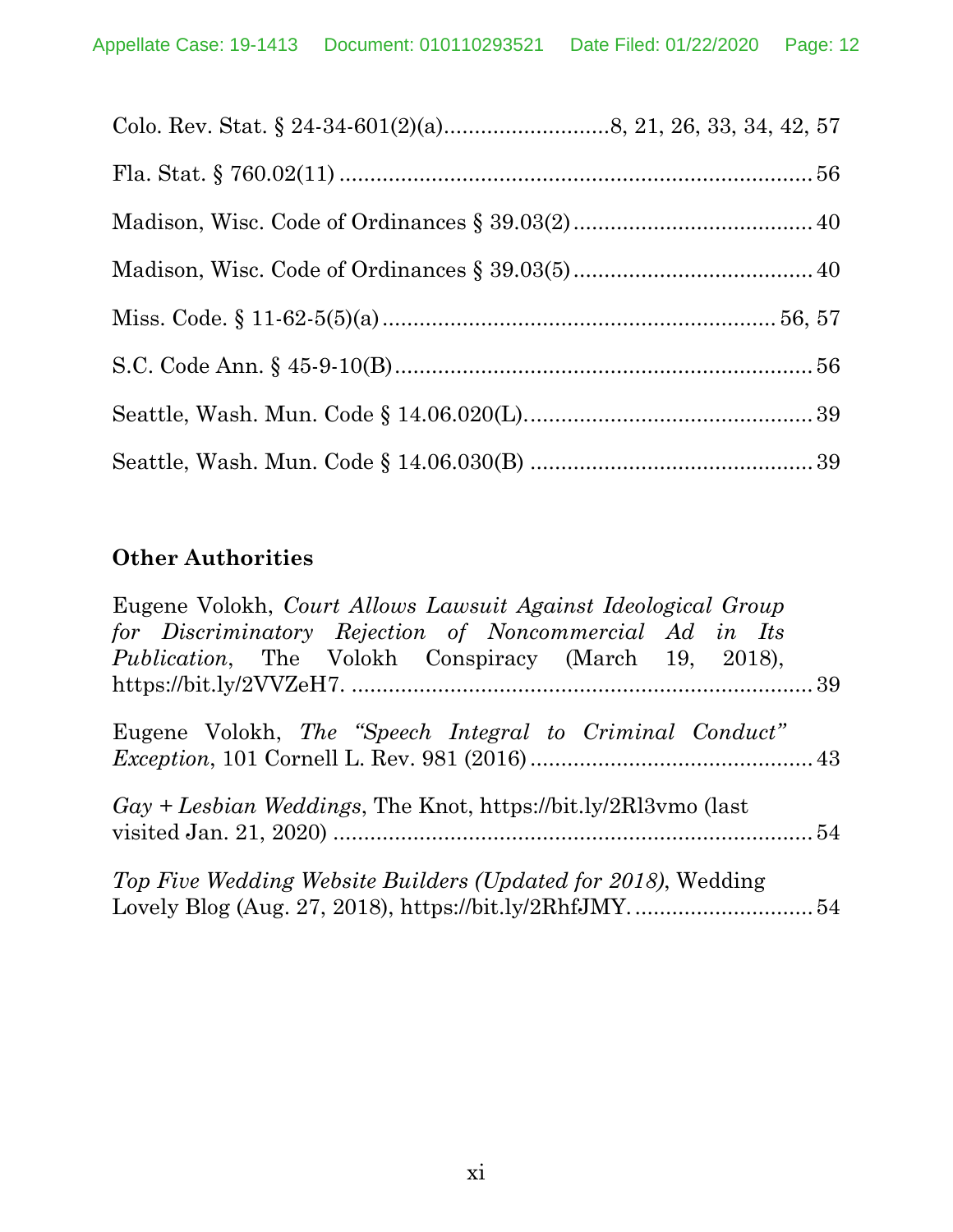Colo. Rev. Stat. § 24-34-601(2)(a)..........................8, 21, 26, 33, 34, 42, 57

Fla. Stat. § 760.02(11) ............................................................................ 56

Madison, Wisc. Code of Ordinances § 39.03(2) ...................................... 40

Madison, Wisc. Code of Ordinances § 39.03(5) ...................................... 40

Miss. Code. § 11-62-5(5)(a) ................................................................ 56, 57

S.C. Code Ann. § 45-9-10(B) ................................................................... 56

Seattle, Wash. Mun. Code § 14.06.020(L).............................................. 39

Seattle, Wash. Mun. Code § 14.06.030(B) ............................................. 39

**Other Authorities**

Eugene Volokh, *Court Allows Lawsuit Against Ideological Group for Discriminatory Rejection of Noncommercial Ad in Its Publication*, The Volokh Conspiracy (March 19, 2018), https://bit.ly/2VVZeH7. ........................................................................... 39

Eugene Volokh, *The "Speech Integral to Criminal Conduct" Exception*, 101 Cornell L. Rev. 981 (2016) ............................................. 43

*Gay + Lesbian Weddings*, The Knot, https://bit.ly/2Rl3vmo (last visited Jan. 21, 2020) .............................................................................. 54

*Top Five Wedding Website Builders (Updated for 2018)*, Wedding Lovely Blog (Aug. 27, 2018), https://bit.ly/2RhfJMY. ............................. 54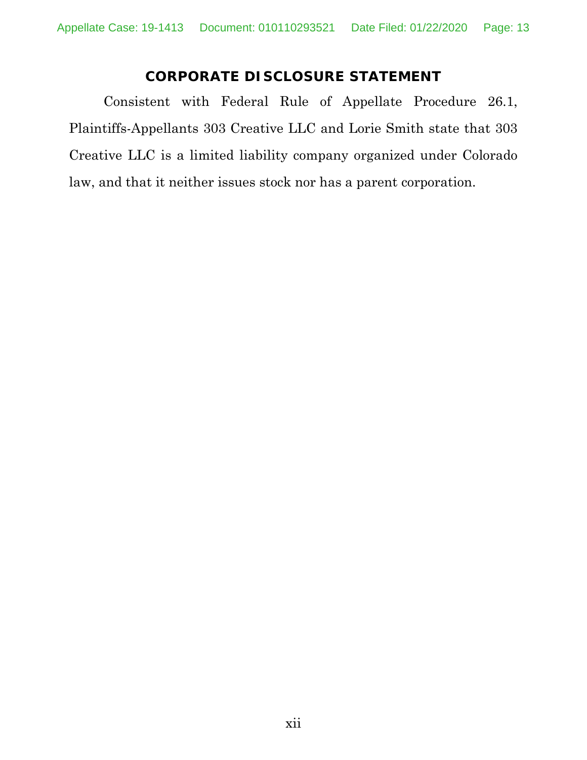## CORPORATE DISCLOSURE STATEMENT

Consistent with Federal Rule of Appellate Procedure 26.1, Plaintiffs-Appellants 303 Creative LLC and Lorie Smith state that 303 Creative LLC is a limited liability company organized under Colorado law, and that it neither issues stock nor has a parent corporation.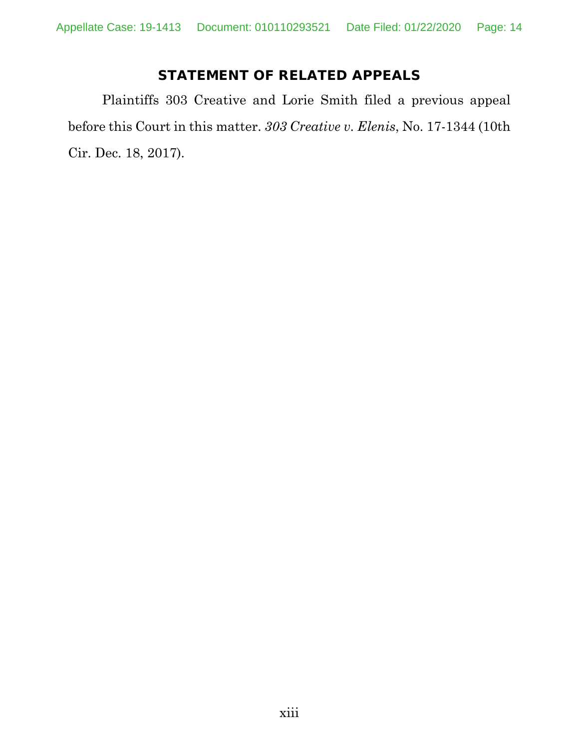## STATEMENT OF RELATED APPEALS

Plaintiffs 303 Creative and Lorie Smith filed a previous appeal before this Court in this matter. *303 Creative v. Elenis*, No. 17-1344 (10th Cir. Dec. 18, 2017).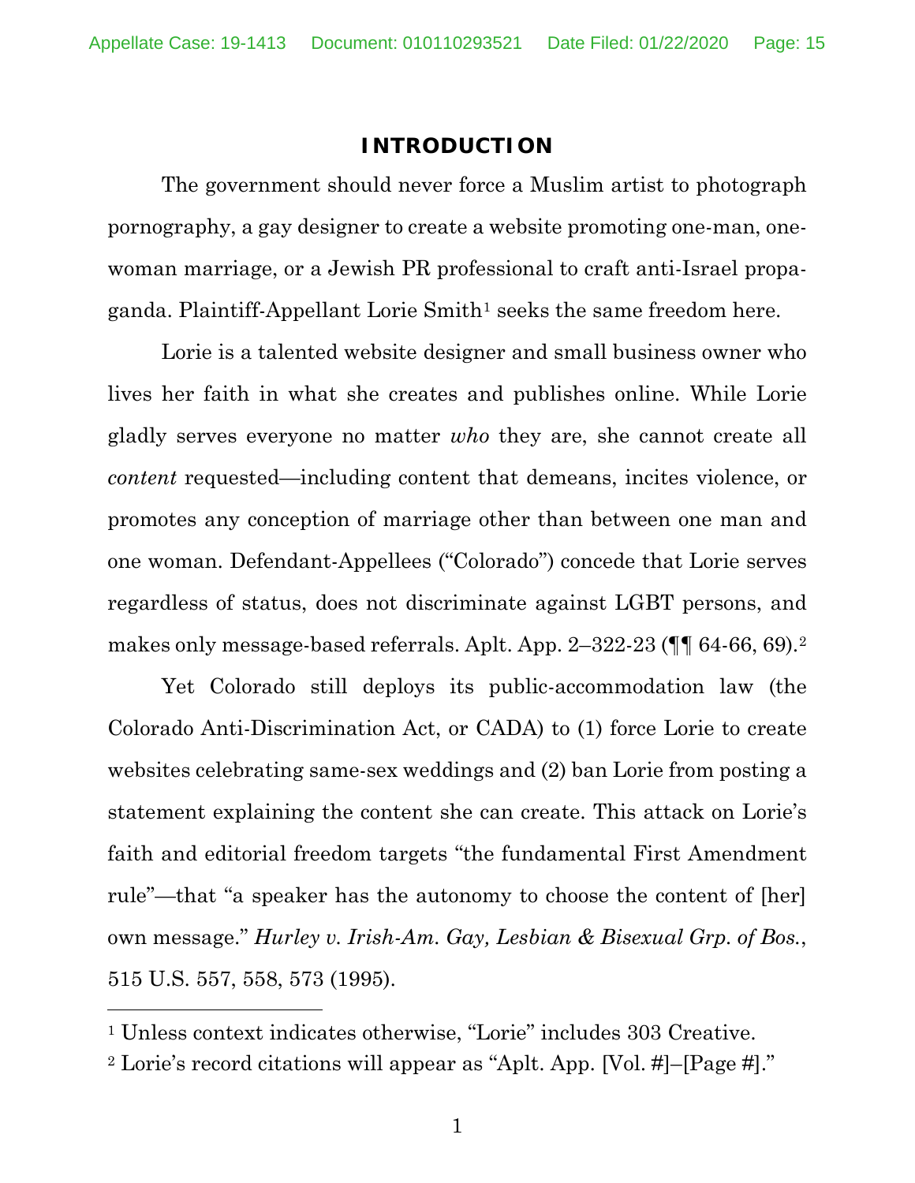## INTRODUCTION

The government should never force a Muslim artist to photograph pornography, a gay designer to create a website promoting one-man, one-woman marriage, or a Jewish PR professional to craft anti-Israel propaganda. Plaintiff-Appellant Lorie Smith[1] seeks the same freedom here.

Lorie is a talented website designer and small business owner who lives her faith in what she creates and publishes online. While Lorie gladly serves everyone no matter *who* they are, she cannot create all *content* requested—including content that demeans, incites violence, or promotes any conception of marriage other than between one man and one woman. Defendant-Appellees ("Colorado") concede that Lorie serves regardless of status, does not discriminate against LGBT persons, and makes only message-based referrals. Aplt. App. 2–322-23 (¶¶ 64-66, 69).[2]

Yet Colorado still deploys its public-accommodation law (the Colorado Anti-Discrimination Act, or CADA) to (1) force Lorie to create websites celebrating same-sex weddings and (2) ban Lorie from posting a statement explaining the content she can create. This attack on Lorie's faith and editorial freedom targets "the fundamental First Amendment rule"—that "a speaker has the autonomy to choose the content of [her] own message." *Hurley v. Irish-Am. Gay, Lesbian & Bisexual Grp. of Bos.*, 515 U.S. 557, 558, 573 (1995).

---

[1] Unless context indicates otherwise, "Lorie" includes 303 Creative.

[2] Lorie's record citations will appear as "Aplt. App. [Vol. #]–[Page #]."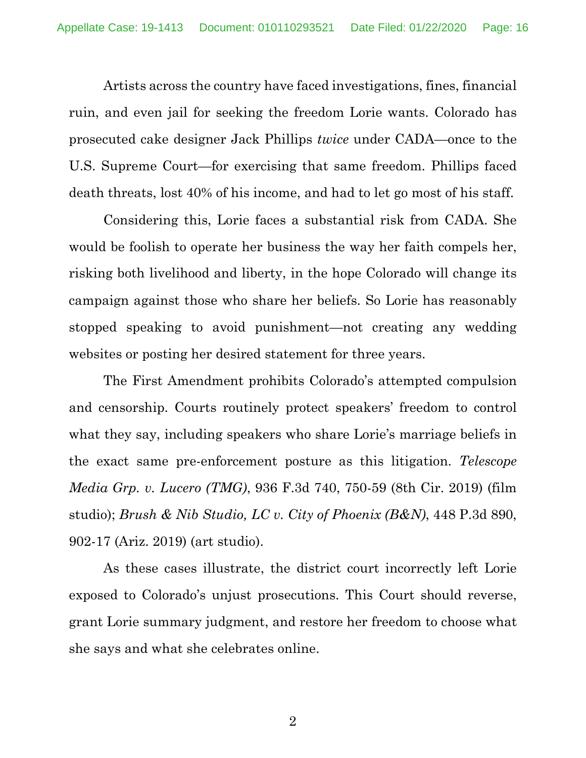Artists across the country have faced investigations, fines, financial ruin, and even jail for seeking the freedom Lorie wants. Colorado has prosecuted cake designer Jack Phillips *twice* under CADA—once to the U.S. Supreme Court—for exercising that same freedom. Phillips faced death threats, lost 40% of his income, and had to let go most of his staff.

Considering this, Lorie faces a substantial risk from CADA. She would be foolish to operate her business the way her faith compels her, risking both livelihood and liberty, in the hope Colorado will change its campaign against those who share her beliefs. So Lorie has reasonably stopped speaking to avoid punishment—not creating any wedding websites or posting her desired statement for three years.

The First Amendment prohibits Colorado's attempted compulsion and censorship. Courts routinely protect speakers' freedom to control what they say, including speakers who share Lorie's marriage beliefs in the exact same pre-enforcement posture as this litigation. *Telescope Media Grp. v. Lucero (TMG)*, 936 F.3d 740, 750-59 (8th Cir. 2019) (film studio); *Brush & Nib Studio, LC v. City of Phoenix (B&N)*, 448 P.3d 890, 902-17 (Ariz. 2019) (art studio).

As these cases illustrate, the district court incorrectly left Lorie exposed to Colorado's unjust prosecutions. This Court should reverse, grant Lorie summary judgment, and restore her freedom to choose what she says and what she celebrates online.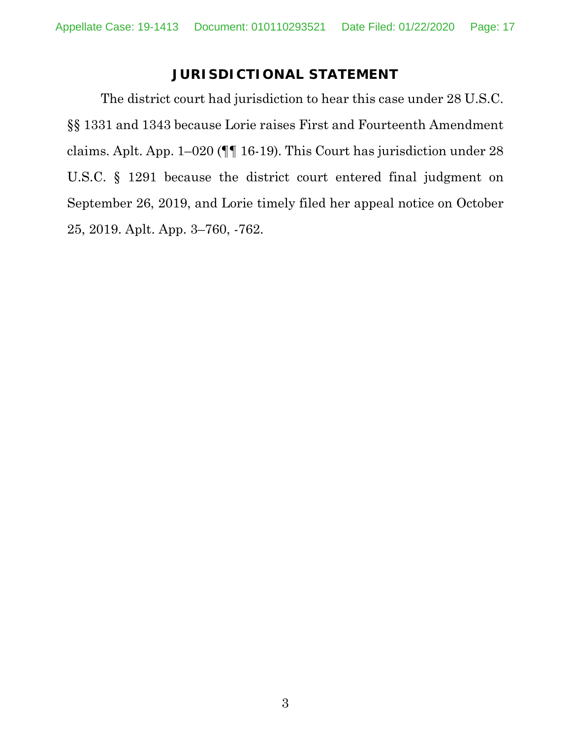## JURISDICTIONAL STATEMENT

The district court had jurisdiction to hear this case under 28 U.S.C. §§ 1331 and 1343 because Lorie raises First and Fourteenth Amendment claims. Aplt. App. 1–020 (¶¶ 16-19). This Court has jurisdiction under 28 U.S.C. § 1291 because the district court entered final judgment on September 26, 2019, and Lorie timely filed her appeal notice on October 25, 2019. Aplt. App. 3–760, -762.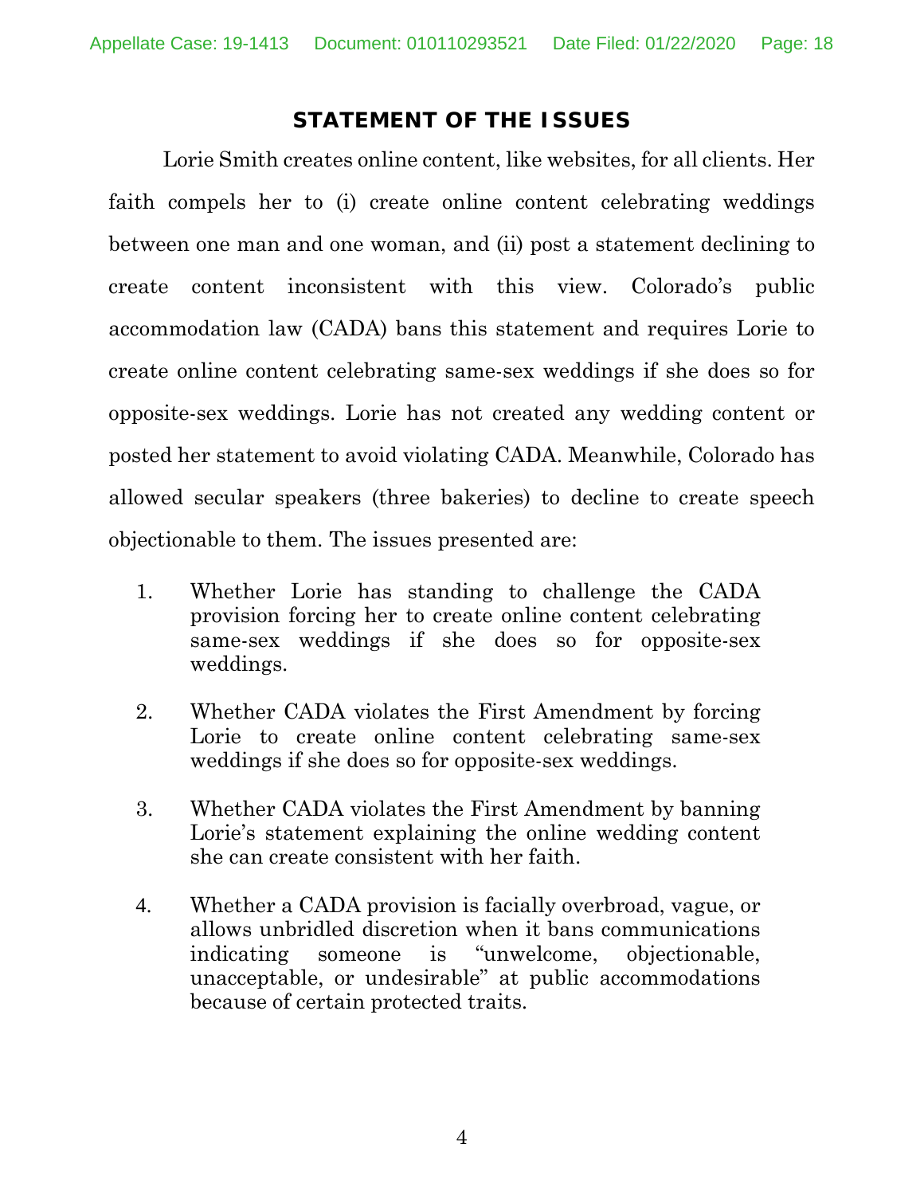## STATEMENT OF THE ISSUES

Lorie Smith creates online content, like websites, for all clients. Her faith compels her to (i) create online content celebrating weddings between one man and one woman, and (ii) post a statement declining to create content inconsistent with this view. Colorado's public accommodation law (CADA) bans this statement and requires Lorie to create online content celebrating same-sex weddings if she does so for opposite-sex weddings. Lorie has not created any wedding content or posted her statement to avoid violating CADA. Meanwhile, Colorado has allowed secular speakers (three bakeries) to decline to create speech objectionable to them. The issues presented are:

1. Whether Lorie has standing to challenge the CADA provision forcing her to create online content celebrating same-sex weddings if she does so for opposite-sex weddings.

2. Whether CADA violates the First Amendment by forcing Lorie to create online content celebrating same-sex weddings if she does so for opposite-sex weddings.

3. Whether CADA violates the First Amendment by banning Lorie's statement explaining the online wedding content she can create consistent with her faith.

4. Whether a CADA provision is facially overbroad, vague, or allows unbridled discretion when it bans communications indicating someone is "unwelcome, objectionable, unacceptable, or undesirable" at public accommodations because of certain protected traits.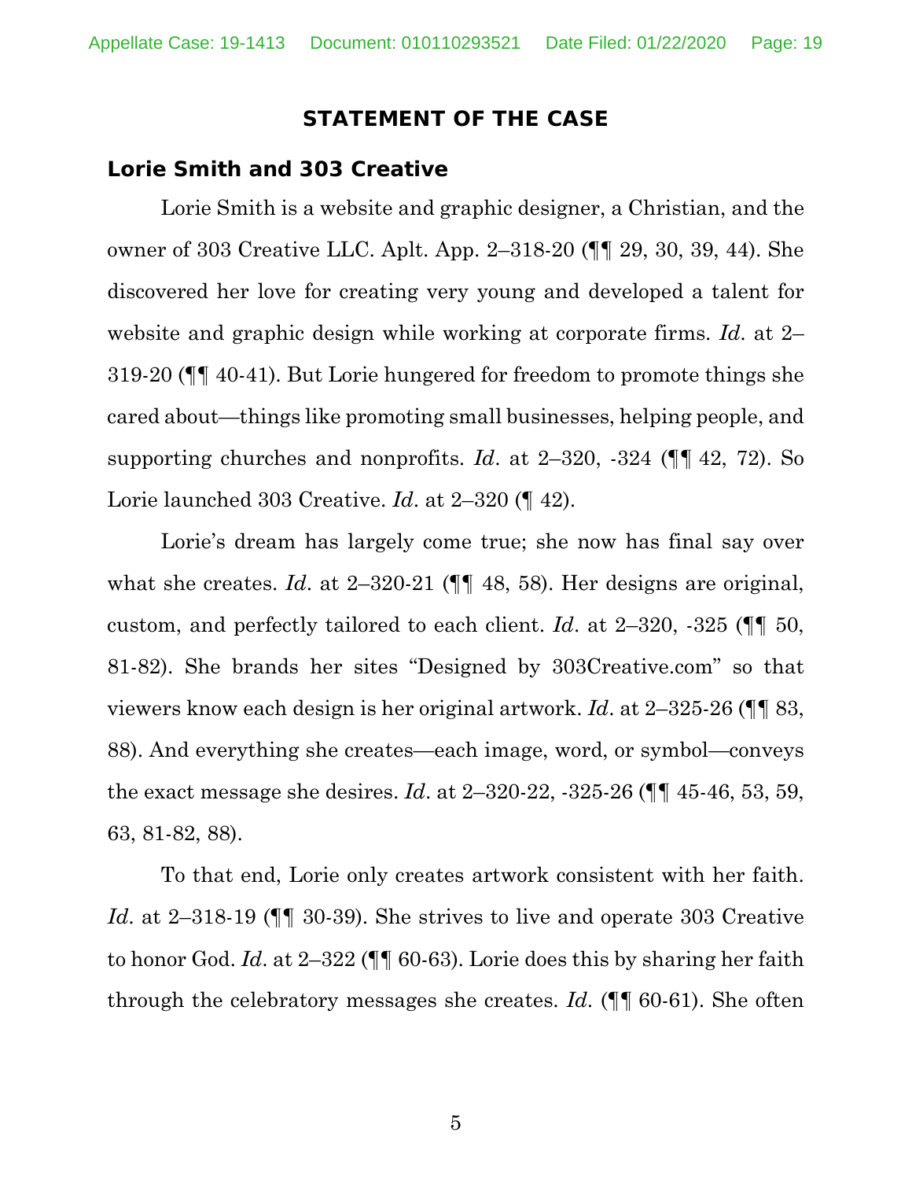## STATEMENT OF THE CASE

### Lorie Smith and 303 Creative

Lorie Smith is a website and graphic designer, a Christian, and the owner of 303 Creative LLC. Aplt. App. 2–318-20 (¶¶ 29, 30, 39, 44). She discovered her love for creating very young and developed a talent for website and graphic design while working at corporate firms. *Id*. at 2–319-20 (¶¶ 40-41). But Lorie hungered for freedom to promote things she cared about—things like promoting small businesses, helping people, and supporting churches and nonprofits. *Id*. at 2–320, -324 (¶¶ 42, 72). So Lorie launched 303 Creative. *Id*. at 2–320 (¶ 42).

Lorie's dream has largely come true; she now has final say over what she creates. *Id*. at 2–320-21 (¶¶ 48, 58). Her designs are original, custom, and perfectly tailored to each client. *Id*. at 2–320, -325 (¶¶ 50, 81-82). She brands her sites "Designed by 303Creative.com" so that viewers know each design is her original artwork. *Id*. at 2–325-26 (¶¶ 83, 88). And everything she creates—each image, word, or symbol—conveys the exact message she desires. *Id*. at 2–320-22, -325-26 (¶¶ 45-46, 53, 59, 63, 81-82, 88).

To that end, Lorie only creates artwork consistent with her faith. *Id*. at 2–318-19 (¶¶ 30-39). She strives to live and operate 303 Creative to honor God. *Id*. at 2–322 (¶¶ 60-63). Lorie does this by sharing her faith through the celebratory messages she creates. *Id*. (¶¶ 60-61). She often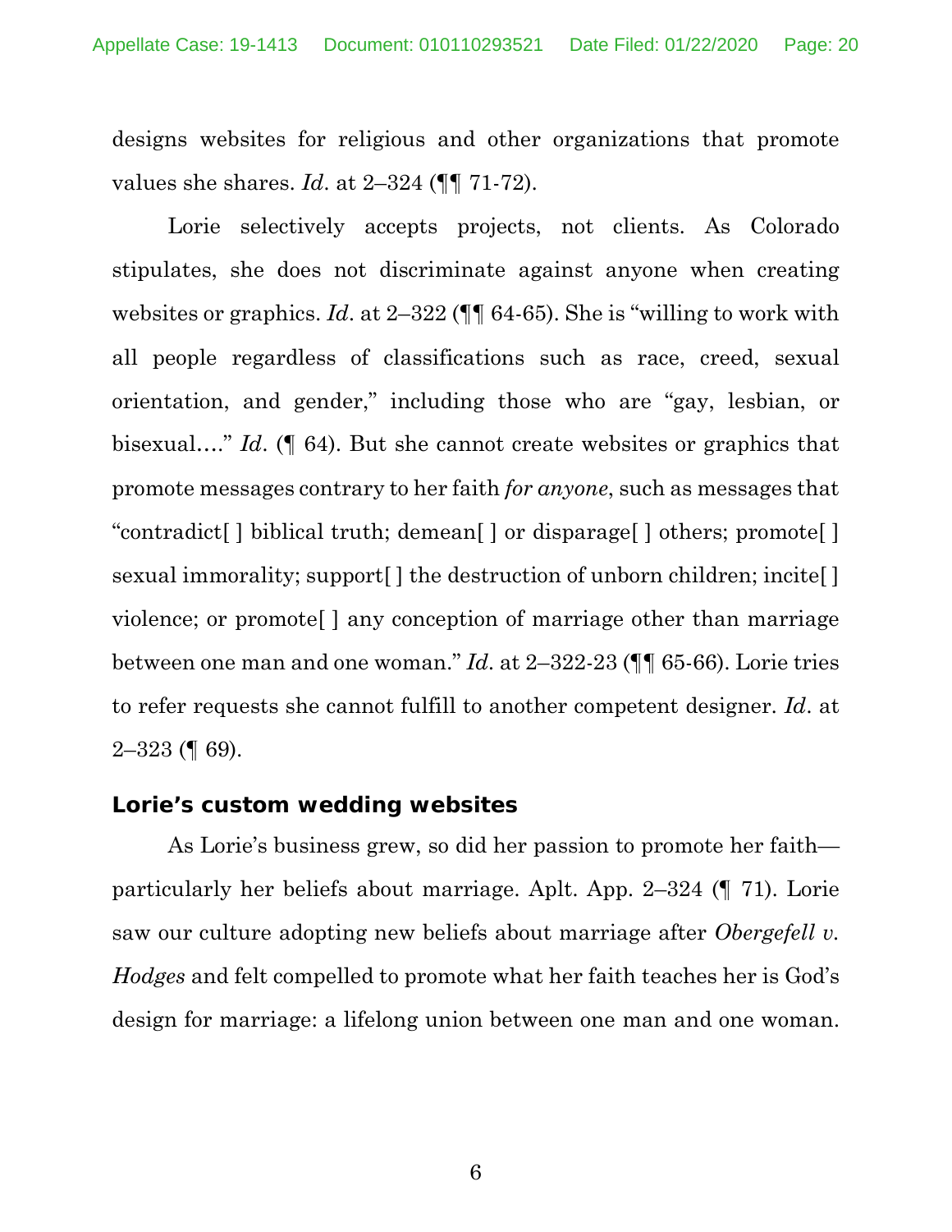designs websites for religious and other organizations that promote values she shares. *Id*. at 2–324 (¶¶ 71-72).

Lorie selectively accepts projects, not clients. As Colorado stipulates, she does not discriminate against anyone when creating websites or graphics. *Id*. at 2–322 (¶¶ 64-65). She is "willing to work with all people regardless of classifications such as race, creed, sexual orientation, and gender," including those who are "gay, lesbian, or bisexual…." *Id*. (¶ 64). But she cannot create websites or graphics that promote messages contrary to her faith *for anyone*, such as messages that "contradict[ ] biblical truth; demean[ ] or disparage[ ] others; promote[ ] sexual immorality; support[ ] the destruction of unborn children; incite[ ] violence; or promote[ ] any conception of marriage other than marriage between one man and one woman." *Id*. at 2–322-23 (¶¶ 65-66). Lorie tries to refer requests she cannot fulfill to another competent designer. *Id*. at 2–323 (¶ 69).

**Lorie's custom wedding websites**

As Lorie's business grew, so did her passion to promote her faith—particularly her beliefs about marriage. Aplt. App. 2–324 (¶ 71). Lorie saw our culture adopting new beliefs about marriage after *Obergefell v. Hodges* and felt compelled to promote what her faith teaches her is God's design for marriage: a lifelong union between one man and one woman.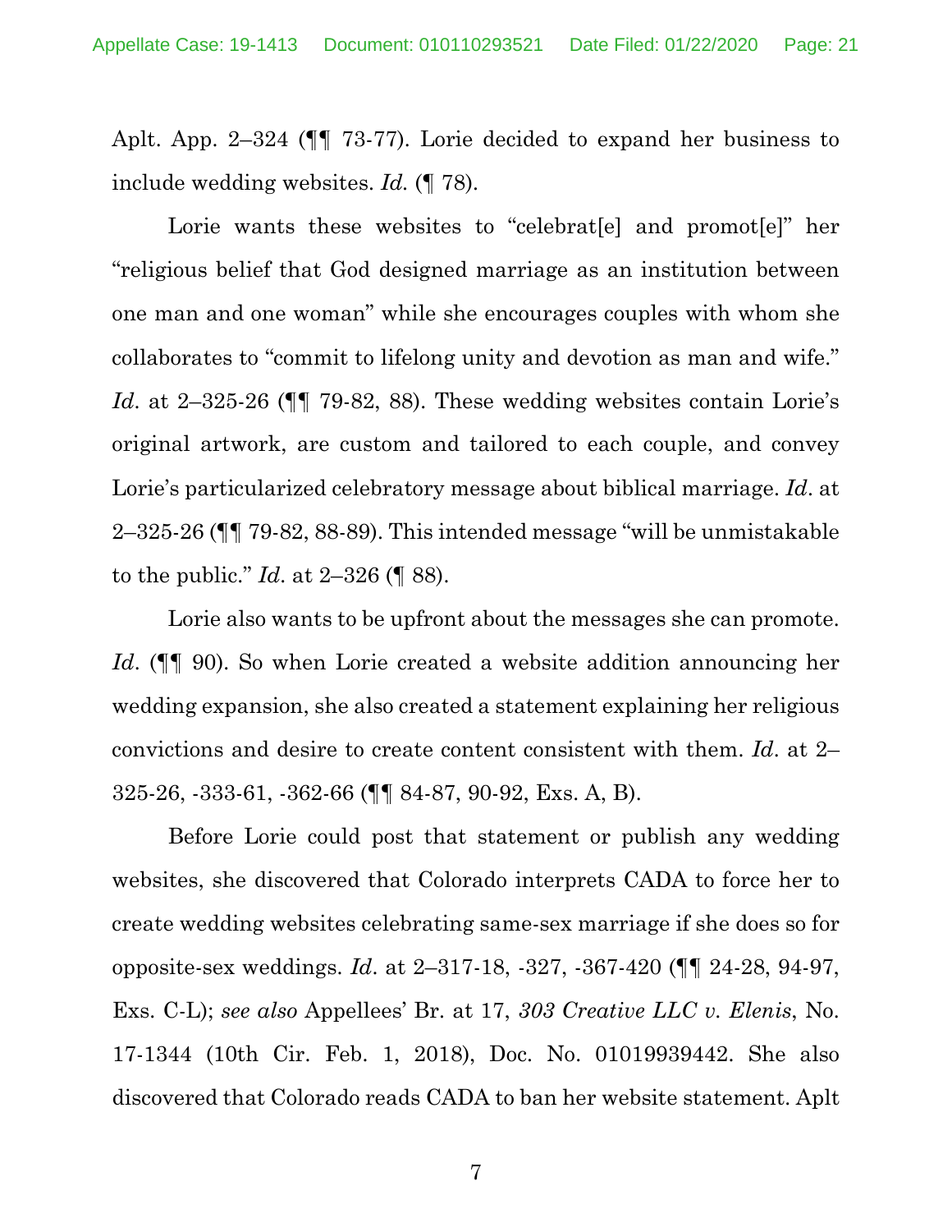Aplt. App. 2–324 (¶¶ 73-77). Lorie decided to expand her business to include wedding websites. *Id.* (¶ 78).

Lorie wants these websites to "celebrat[e] and promot[e]" her "religious belief that God designed marriage as an institution between one man and one woman" while she encourages couples with whom she collaborates to "commit to lifelong unity and devotion as man and wife." *Id.* at 2–325-26 (¶¶ 79-82, 88). These wedding websites contain Lorie's original artwork, are custom and tailored to each couple, and convey Lorie's particularized celebratory message about biblical marriage. *Id.* at 2–325-26 (¶¶ 79-82, 88-89). This intended message "will be unmistakable to the public." *Id.* at 2–326 (¶ 88).

Lorie also wants to be upfront about the messages she can promote. *Id.* (¶¶ 90). So when Lorie created a website addition announcing her wedding expansion, she also created a statement explaining her religious convictions and desire to create content consistent with them. *Id.* at 2–325-26, -333-61, -362-66 (¶¶ 84-87, 90-92, Exs. A, B).

Before Lorie could post that statement or publish any wedding websites, she discovered that Colorado interprets CADA to force her to create wedding websites celebrating same-sex marriage if she does so for opposite-sex weddings. *Id.* at 2–317-18, -327, -367-420 (¶¶ 24-28, 94-97, Exs. C-L); *see also* Appellees' Br. at 17, *303 Creative LLC v. Elenis*, No. 17-1344 (10th Cir. Feb. 1, 2018), Doc. No. 01019939442. She also discovered that Colorado reads CADA to ban her website statement. Aplt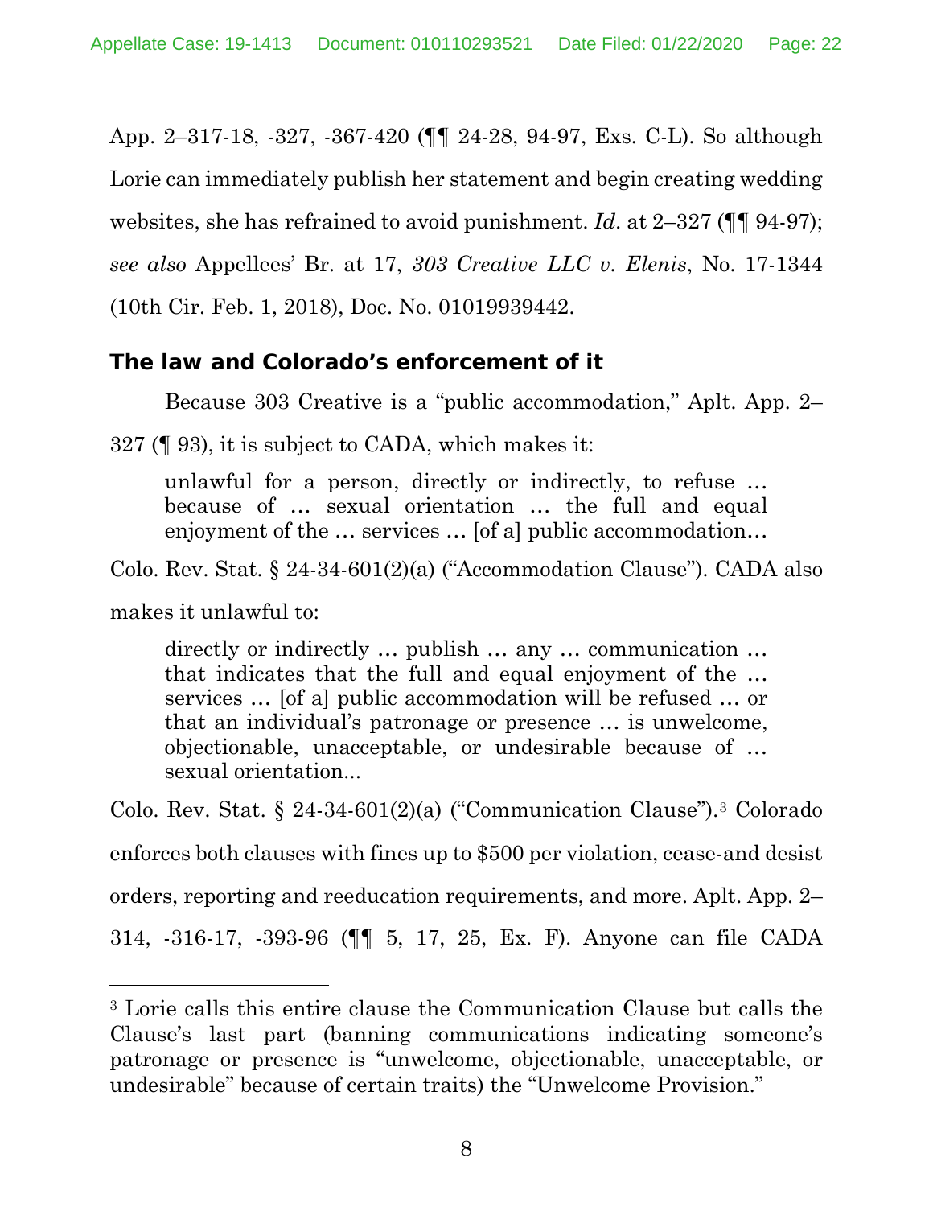App. 2–317-18, -327, -367-420 (¶¶ 24-28, 94-97, Exs. C-L). So although Lorie can immediately publish her statement and begin creating wedding websites, she has refrained to avoid punishment. *Id.* at 2–327 (¶¶ 94-97); *see also* Appellees' Br. at 17, *303 Creative LLC v. Elenis*, No. 17-1344 (10th Cir. Feb. 1, 2018), Doc. No. 01019939442.

### The law and Colorado's enforcement of it

Because 303 Creative is a "public accommodation," Aplt. App. 2–327 (¶ 93), it is subject to CADA, which makes it:

> unlawful for a person, directly or indirectly, to refuse … because of … sexual orientation … the full and equal enjoyment of the … services … [of a] public accommodation…

Colo. Rev. Stat. § 24-34-601(2)(a) ("Accommodation Clause"). CADA also makes it unlawful to:

> directly or indirectly … publish … any … communication … that indicates that the full and equal enjoyment of the … services … [of a] public accommodation will be refused … or that an individual's patronage or presence … is unwelcome, objectionable, unacceptable, or undesirable because of … sexual orientation...

Colo. Rev. Stat. § 24-34-601(2)(a) ("Communication Clause").[3] Colorado enforces both clauses with fines up to $500 per violation, cease-and desist orders, reporting and reeducation requirements, and more. Aplt. App. 2–314, -316-17, -393-96 (¶¶ 5, 17, 25, Ex. F). Anyone can file CADA

---

[3] Lorie calls this entire clause the Communication Clause but calls the Clause's last part (banning communications indicating someone's patronage or presence is "unwelcome, objectionable, unacceptable, or undesirable" because of certain traits) the "Unwelcome Provision."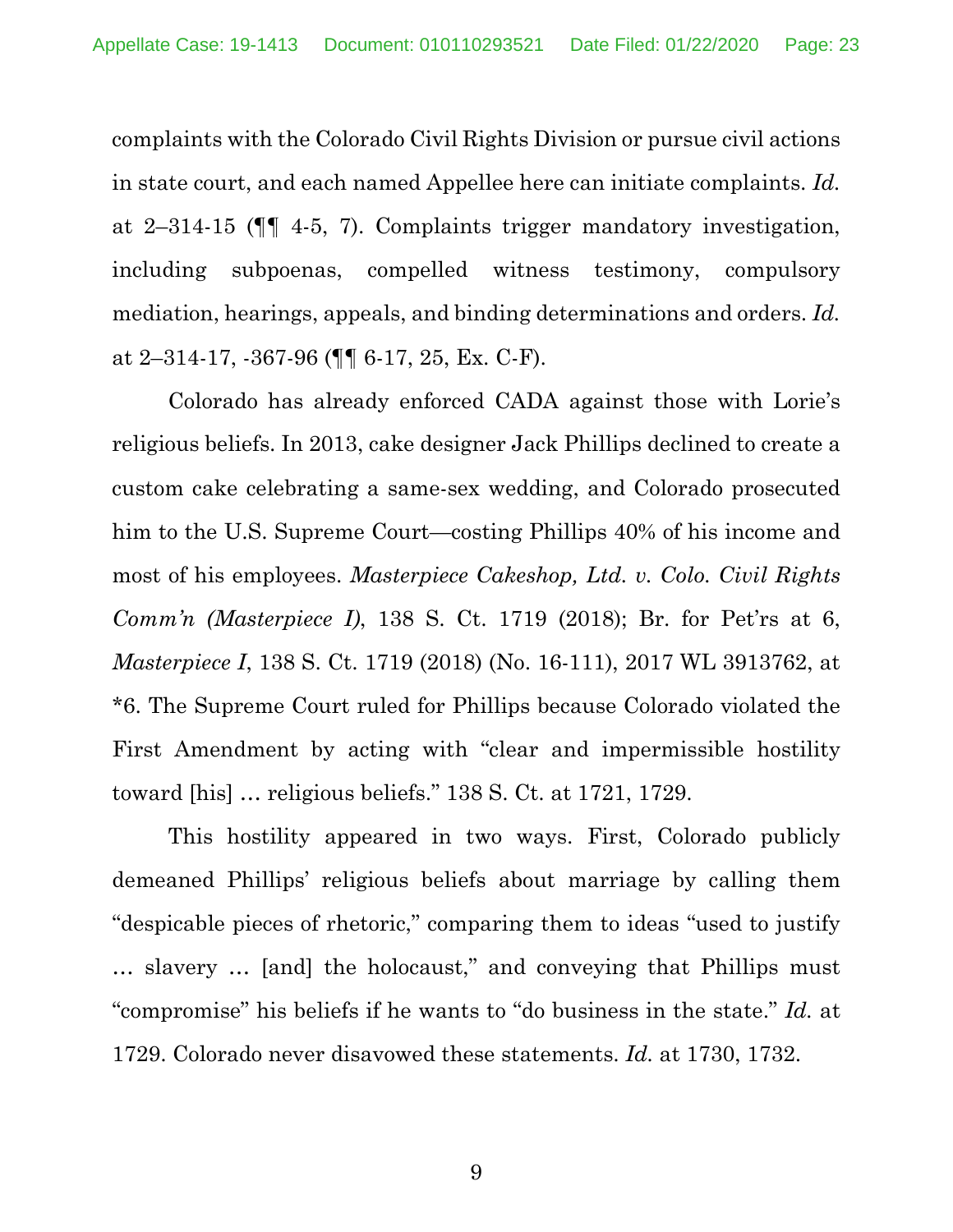complaints with the Colorado Civil Rights Division or pursue civil actions in state court, and each named Appellee here can initiate complaints. *Id.* at 2–314-15 (¶¶ 4-5, 7). Complaints trigger mandatory investigation, including subpoenas, compelled witness testimony, compulsory mediation, hearings, appeals, and binding determinations and orders. *Id.* at 2–314-17, -367-96 (¶¶ 6-17, 25, Ex. C-F).

Colorado has already enforced CADA against those with Lorie's religious beliefs. In 2013, cake designer Jack Phillips declined to create a custom cake celebrating a same-sex wedding, and Colorado prosecuted him to the U.S. Supreme Court—costing Phillips 40% of his income and most of his employees. *Masterpiece Cakeshop, Ltd. v. Colo. Civil Rights Comm'n (Masterpiece I)*, 138 S. Ct. 1719 (2018); Br. for Pet'rs at 6, *Masterpiece I*, 138 S. Ct. 1719 (2018) (No. 16-111), 2017 WL 3913762, at *6. The Supreme Court ruled for Phillips because Colorado violated the First Amendment by acting with "clear and impermissible hostility toward [his] … religious beliefs." 138 S. Ct. at 1721, 1729.

This hostility appeared in two ways. First, Colorado publicly demeaned Phillips' religious beliefs about marriage by calling them "despicable pieces of rhetoric," comparing them to ideas "used to justify … slavery … [and] the holocaust," and conveying that Phillips must "compromise" his beliefs if he wants to "do business in the state." *Id.* at 1729. Colorado never disavowed these statements. *Id.* at 1730, 1732.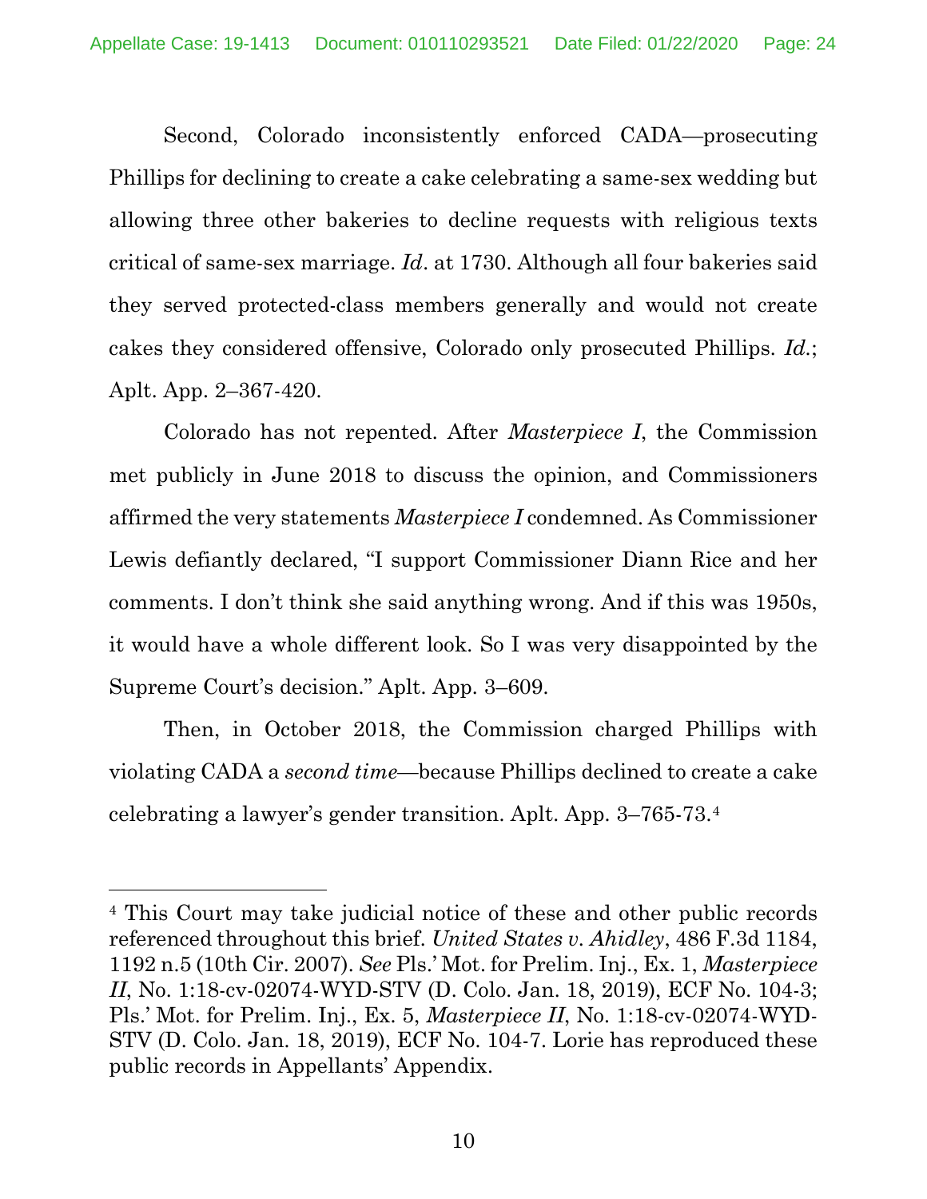Second, Colorado inconsistently enforced CADA—prosecuting Phillips for declining to create a cake celebrating a same-sex wedding but allowing three other bakeries to decline requests with religious texts critical of same-sex marriage. *Id*. at 1730. Although all four bakeries said they served protected-class members generally and would not create cakes they considered offensive, Colorado only prosecuted Phillips. *Id.*; Aplt. App. 2–367-420.

Colorado has not repented. After *Masterpiece I*, the Commission met publicly in June 2018 to discuss the opinion, and Commissioners affirmed the very statements *Masterpiece I* condemned. As Commissioner Lewis defiantly declared, "I support Commissioner Diann Rice and her comments. I don't think she said anything wrong. And if this was 1950s, it would have a whole different look. So I was very disappointed by the Supreme Court's decision." Aplt. App. 3–609.

Then, in October 2018, the Commission charged Phillips with violating CADA a *second time*—because Phillips declined to create a cake celebrating a lawyer's gender transition. Aplt. App. 3–765-73.[4]

---

[4] This Court may take judicial notice of these and other public records referenced throughout this brief. *United States v. Ahidley*, 486 F.3d 1184, 1192 n.5 (10th Cir. 2007). *See* Pls.' Mot. for Prelim. Inj., Ex. 1, *Masterpiece II*, No. 1:18-cv-02074-WYD-STV (D. Colo. Jan. 18, 2019), ECF No. 104-3; Pls.' Mot. for Prelim. Inj., Ex. 5, *Masterpiece II*, No. 1:18-cv-02074-WYD-STV (D. Colo. Jan. 18, 2019), ECF No. 104-7. Lorie has reproduced these public records in Appellants' Appendix.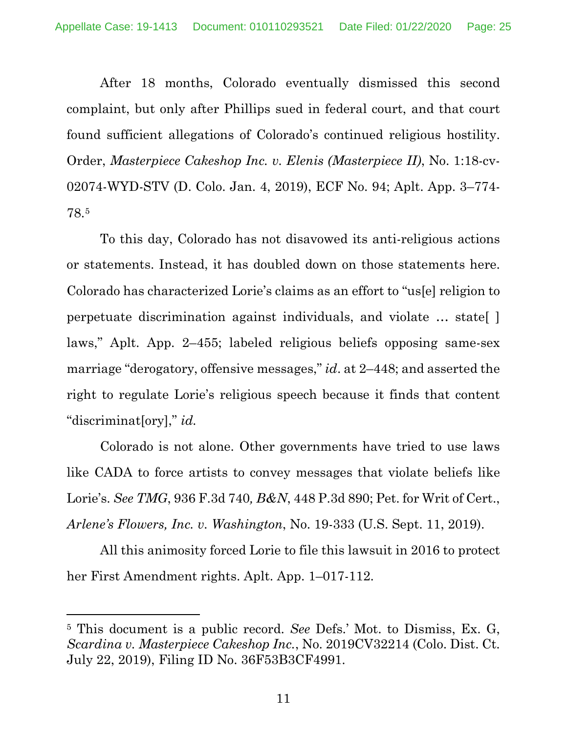After 18 months, Colorado eventually dismissed this second complaint, but only after Phillips sued in federal court, and that court found sufficient allegations of Colorado's continued religious hostility. Order, *Masterpiece Cakeshop Inc. v. Elenis (Masterpiece II)*, No. 1:18-cv-02074-WYD-STV (D. Colo. Jan. 4, 2019), ECF No. 94; Aplt. App. 3–774-78.[5]

To this day, Colorado has not disavowed its anti-religious actions or statements. Instead, it has doubled down on those statements here. Colorado has characterized Lorie's claims as an effort to "us[e] religion to perpetuate discrimination against individuals, and violate … state[ ] laws," Aplt. App. 2–455; labeled religious beliefs opposing same-sex marriage "derogatory, offensive messages," *id*. at 2–448; and asserted the right to regulate Lorie's religious speech because it finds that content "discriminat[ory]," *id.*

Colorado is not alone. Other governments have tried to use laws like CADA to force artists to convey messages that violate beliefs like Lorie's. *See TMG*, 936 F.3d 740*, B&N*, 448 P.3d 890; Pet. for Writ of Cert., *Arlene's Flowers, Inc. v. Washington*, No. 19-333 (U.S. Sept. 11, 2019).

All this animosity forced Lorie to file this lawsuit in 2016 to protect her First Amendment rights. Aplt. App. 1–017-112.

---

[5] This document is a public record. *See* Defs.' Mot. to Dismiss, Ex. G, *Scardina v. Masterpiece Cakeshop Inc.*, No. 2019CV32214 (Colo. Dist. Ct. July 22, 2019), Filing ID No. 36F53B3CF4991.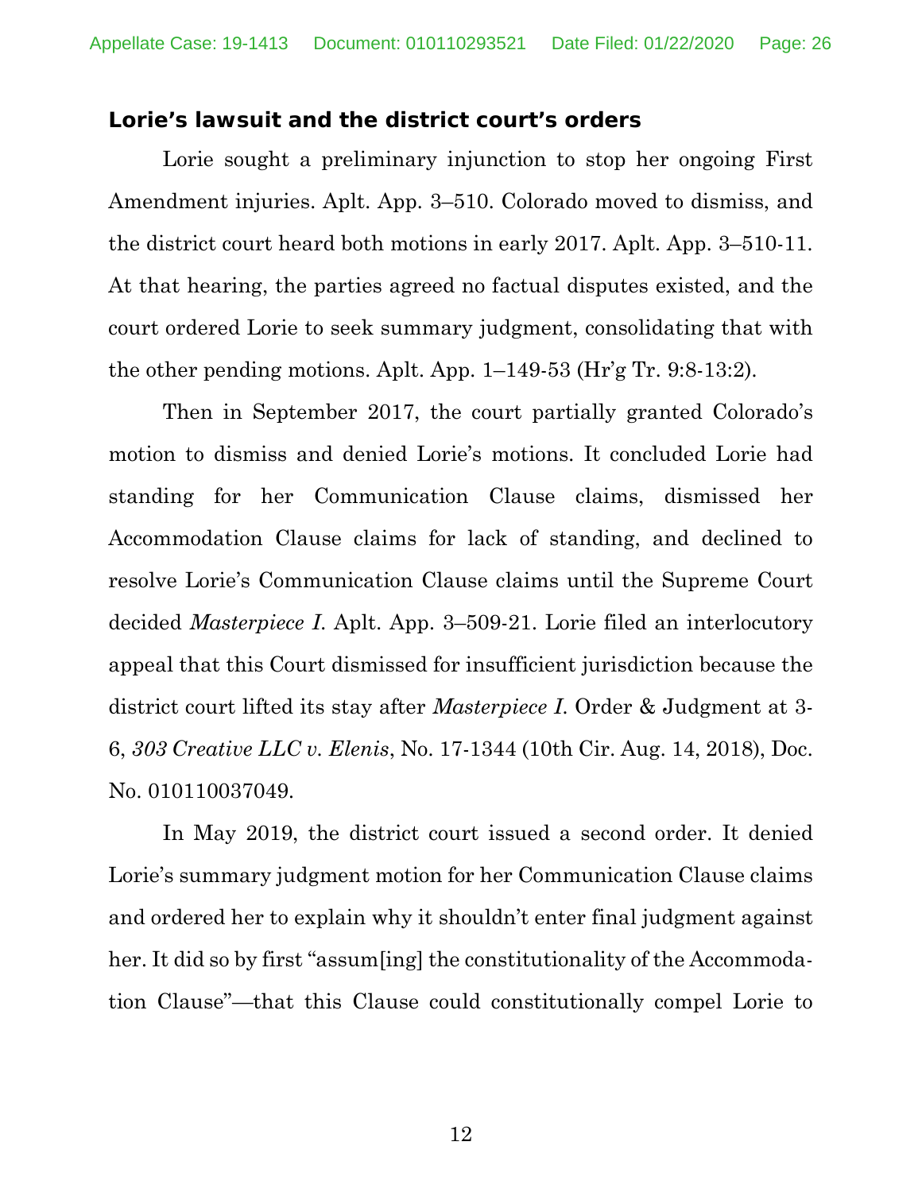### **Lorie's lawsuit and the district court's orders**

Lorie sought a preliminary injunction to stop her ongoing First Amendment injuries. Aplt. App. 3–510. Colorado moved to dismiss, and the district court heard both motions in early 2017. Aplt. App. 3–510-11. At that hearing, the parties agreed no factual disputes existed, and the court ordered Lorie to seek summary judgment, consolidating that with the other pending motions. Aplt. App. 1–149-53 (Hr'g Tr. 9:8-13:2).

Then in September 2017, the court partially granted Colorado's motion to dismiss and denied Lorie's motions. It concluded Lorie had standing for her Communication Clause claims, dismissed her Accommodation Clause claims for lack of standing, and declined to resolve Lorie's Communication Clause claims until the Supreme Court decided *Masterpiece I*. Aplt. App. 3–509-21. Lorie filed an interlocutory appeal that this Court dismissed for insufficient jurisdiction because the district court lifted its stay after *Masterpiece I*. Order & Judgment at 3-6, *303 Creative LLC v. Elenis*, No. 17-1344 (10th Cir. Aug. 14, 2018), Doc. No. 010110037049.

In May 2019, the district court issued a second order. It denied Lorie's summary judgment motion for her Communication Clause claims and ordered her to explain why it shouldn't enter final judgment against her. It did so by first "assum[ing] the constitutionality of the Accommodation Clause"—that this Clause could constitutionally compel Lorie to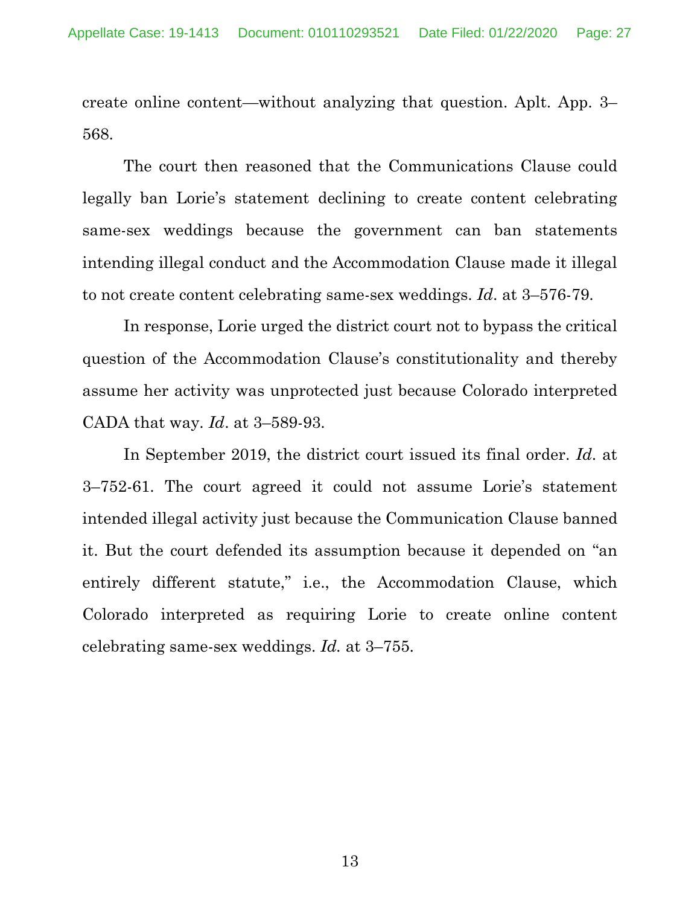create online content—without analyzing that question. Aplt. App. 3–568.

The court then reasoned that the Communications Clause could legally ban Lorie's statement declining to create content celebrating same-sex weddings because the government can ban statements intending illegal conduct and the Accommodation Clause made it illegal to not create content celebrating same-sex weddings. *Id*. at 3–576-79.

In response, Lorie urged the district court not to bypass the critical question of the Accommodation Clause's constitutionality and thereby assume her activity was unprotected just because Colorado interpreted CADA that way. *Id*. at 3–589-93.

In September 2019, the district court issued its final order. *Id*. at 3–752-61. The court agreed it could not assume Lorie's statement intended illegal activity just because the Communication Clause banned it. But the court defended its assumption because it depended on "an entirely different statute," i.e., the Accommodation Clause, which Colorado interpreted as requiring Lorie to create online content celebrating same-sex weddings. *Id.* at 3–755.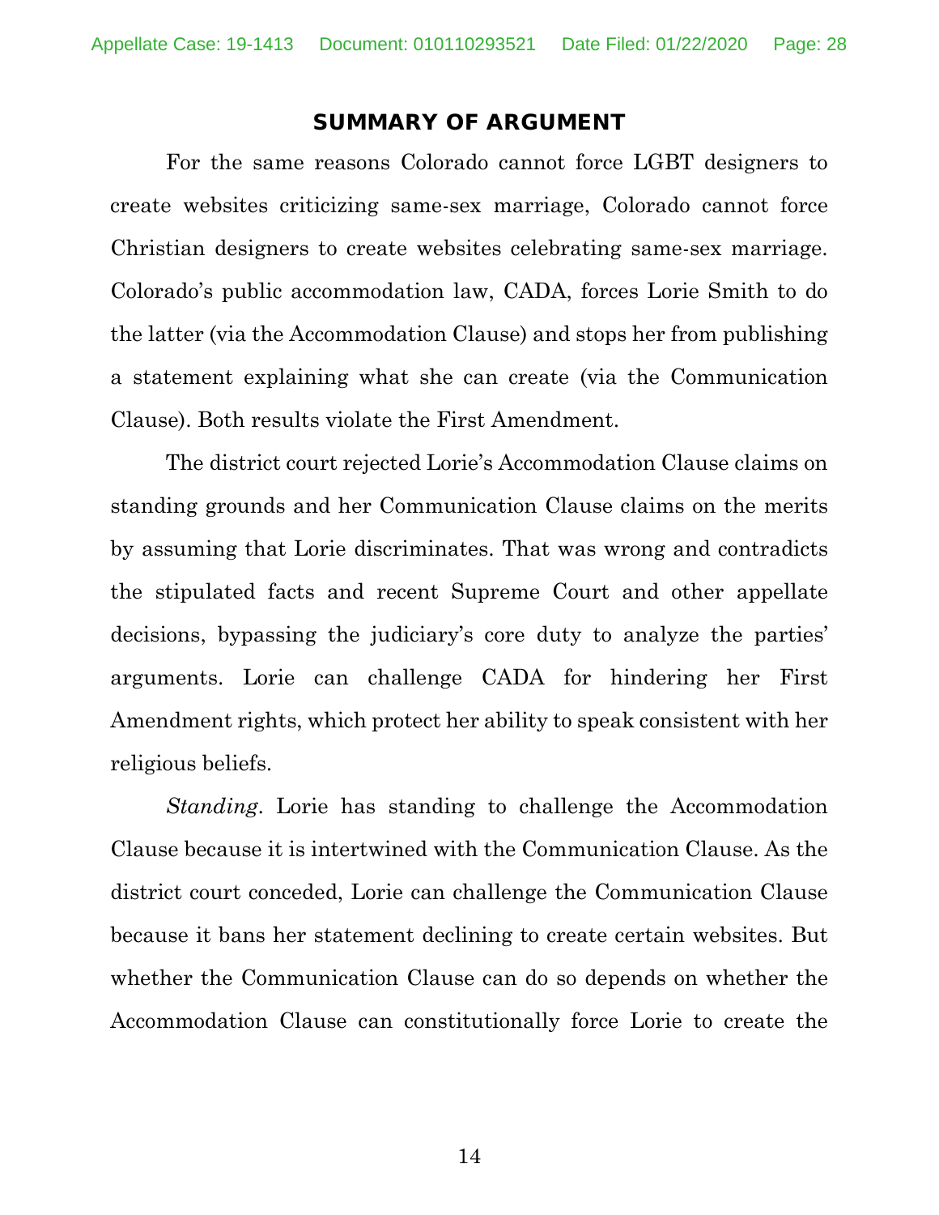## SUMMARY OF ARGUMENT

For the same reasons Colorado cannot force LGBT designers to create websites criticizing same-sex marriage, Colorado cannot force Christian designers to create websites celebrating same-sex marriage. Colorado's public accommodation law, CADA, forces Lorie Smith to do the latter (via the Accommodation Clause) and stops her from publishing a statement explaining what she can create (via the Communication Clause). Both results violate the First Amendment.

The district court rejected Lorie's Accommodation Clause claims on standing grounds and her Communication Clause claims on the merits by assuming that Lorie discriminates. That was wrong and contradicts the stipulated facts and recent Supreme Court and other appellate decisions, bypassing the judiciary's core duty to analyze the parties' arguments. Lorie can challenge CADA for hindering her First Amendment rights, which protect her ability to speak consistent with her religious beliefs.

*Standing*. Lorie has standing to challenge the Accommodation Clause because it is intertwined with the Communication Clause. As the district court conceded, Lorie can challenge the Communication Clause because it bans her statement declining to create certain websites. But whether the Communication Clause can do so depends on whether the Accommodation Clause can constitutionally force Lorie to create the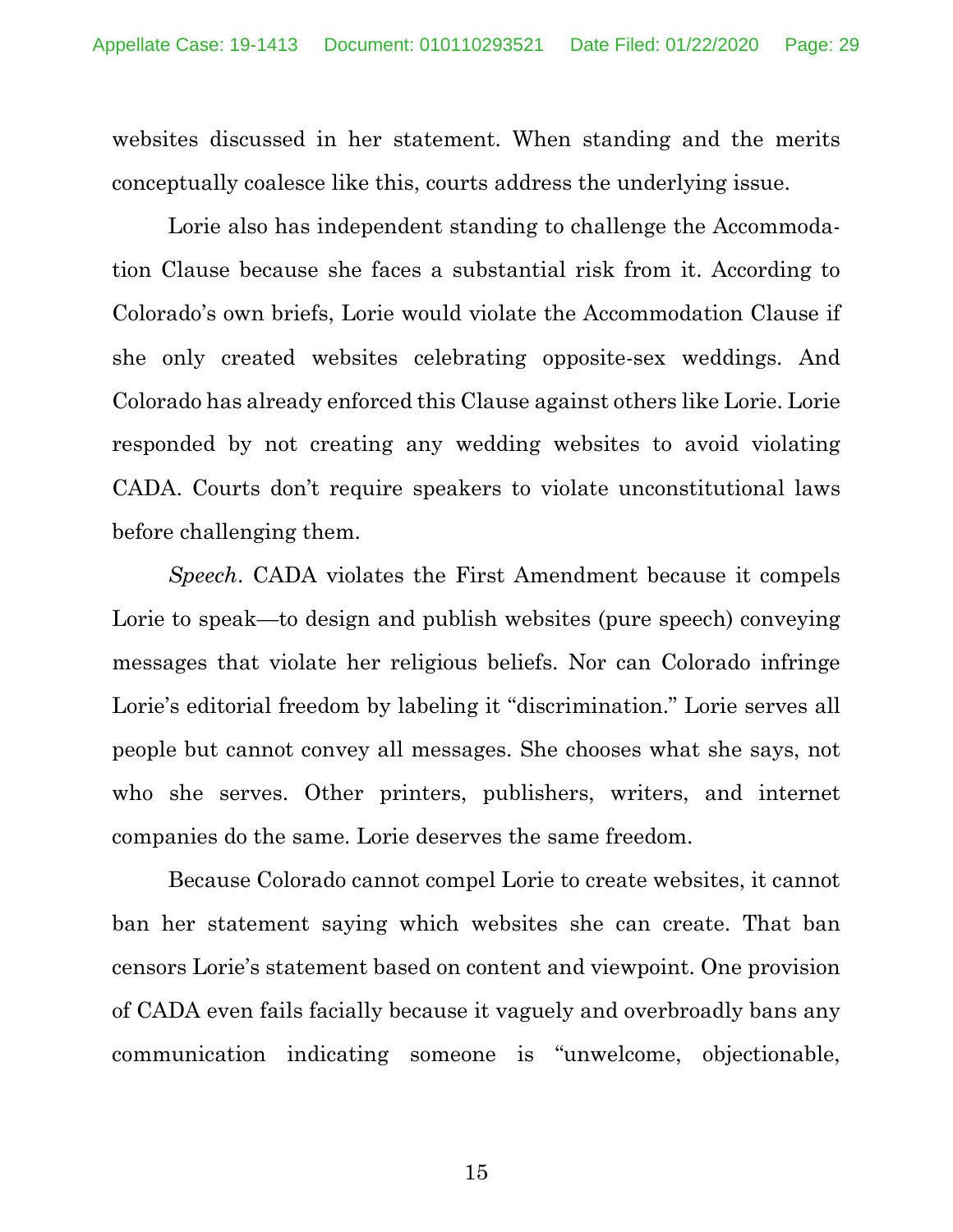websites discussed in her statement. When standing and the merits conceptually coalesce like this, courts address the underlying issue.

Lorie also has independent standing to challenge the Accommodation Clause because she faces a substantial risk from it. According to Colorado's own briefs, Lorie would violate the Accommodation Clause if she only created websites celebrating opposite-sex weddings. And Colorado has already enforced this Clause against others like Lorie. Lorie responded by not creating any wedding websites to avoid violating CADA. Courts don't require speakers to violate unconstitutional laws before challenging them.

*Speech*. CADA violates the First Amendment because it compels Lorie to speak—to design and publish websites (pure speech) conveying messages that violate her religious beliefs. Nor can Colorado infringe Lorie's editorial freedom by labeling it "discrimination." Lorie serves all people but cannot convey all messages. She chooses what she says, not who she serves. Other printers, publishers, writers, and internet companies do the same. Lorie deserves the same freedom.

Because Colorado cannot compel Lorie to create websites, it cannot ban her statement saying which websites she can create. That ban censors Lorie's statement based on content and viewpoint. One provision of CADA even fails facially because it vaguely and overbroadly bans any communication indicating someone is "unwelcome, objectionable,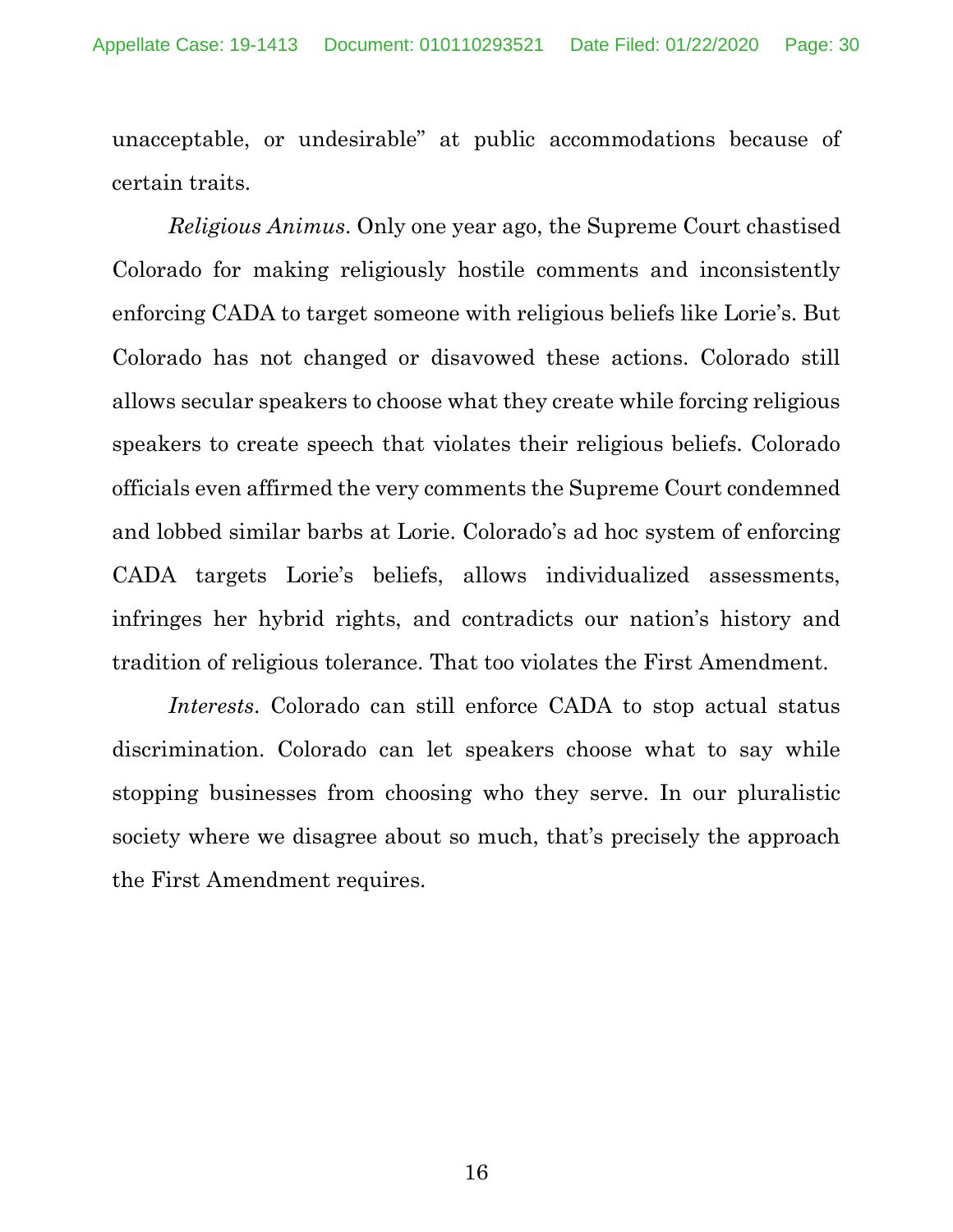unacceptable, or undesirable" at public accommodations because of certain traits.

*Religious Animus*. Only one year ago, the Supreme Court chastised Colorado for making religiously hostile comments and inconsistently enforcing CADA to target someone with religious beliefs like Lorie's. But Colorado has not changed or disavowed these actions. Colorado still allows secular speakers to choose what they create while forcing religious speakers to create speech that violates their religious beliefs. Colorado officials even affirmed the very comments the Supreme Court condemned and lobbed similar barbs at Lorie. Colorado's ad hoc system of enforcing CADA targets Lorie's beliefs, allows individualized assessments, infringes her hybrid rights, and contradicts our nation's history and tradition of religious tolerance. That too violates the First Amendment.

*Interests*. Colorado can still enforce CADA to stop actual status discrimination. Colorado can let speakers choose what to say while stopping businesses from choosing who they serve. In our pluralistic society where we disagree about so much, that's precisely the approach the First Amendment requires.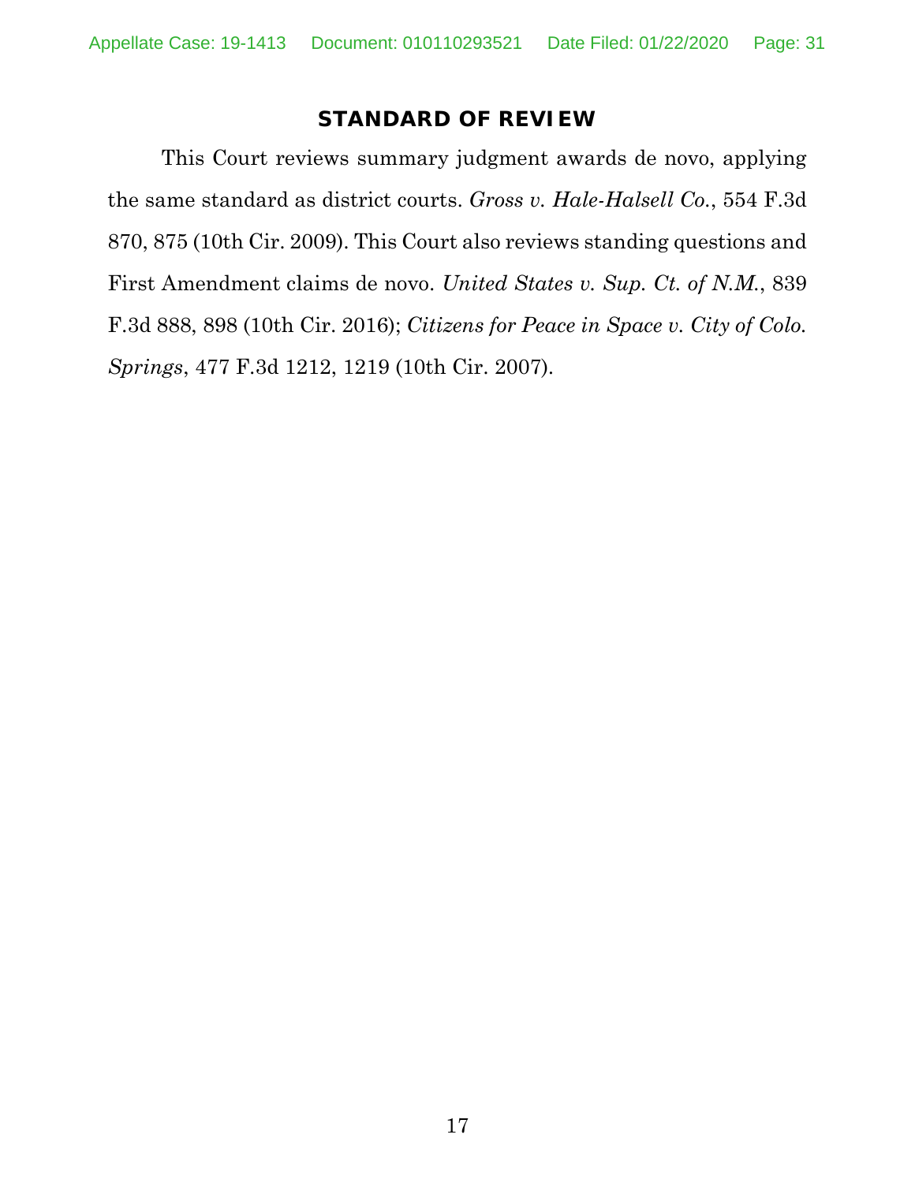## STANDARD OF REVIEW

This Court reviews summary judgment awards de novo, applying the same standard as district courts. *Gross v. Hale-Halsell Co.*, 554 F.3d 870, 875 (10th Cir. 2009). This Court also reviews standing questions and First Amendment claims de novo. *United States v. Sup. Ct. of N.M.*, 839 F.3d 888, 898 (10th Cir. 2016); *Citizens for Peace in Space v. City of Colo. Springs*, 477 F.3d 1212, 1219 (10th Cir. 2007).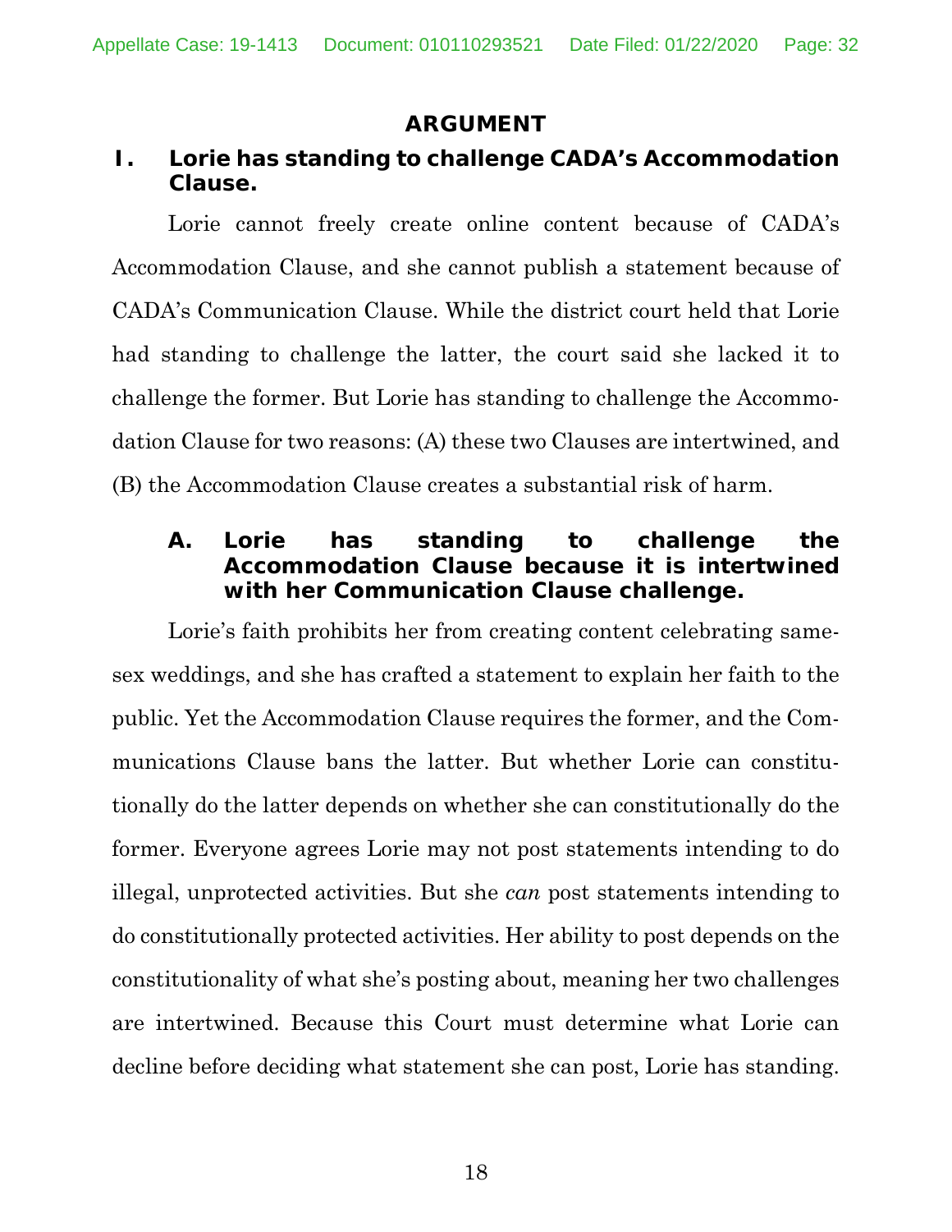# ARGUMENT

## I. Lorie has standing to challenge CADA's Accommodation Clause.

Lorie cannot freely create online content because of CADA's Accommodation Clause, and she cannot publish a statement because of CADA's Communication Clause. While the district court held that Lorie had standing to challenge the latter, the court said she lacked it to challenge the former. But Lorie has standing to challenge the Accommodation Clause for two reasons: (A) these two Clauses are intertwined, and (B) the Accommodation Clause creates a substantial risk of harm.

### A. Lorie has standing to challenge the Accommodation Clause because it is intertwined with her Communication Clause challenge.

Lorie's faith prohibits her from creating content celebrating same-sex weddings, and she has crafted a statement to explain her faith to the public. Yet the Accommodation Clause requires the former, and the Communications Clause bans the latter. But whether Lorie can constitutionally do the latter depends on whether she can constitutionally do the former. Everyone agrees Lorie may not post statements intending to do illegal, unprotected activities. But she *can* post statements intending to do constitutionally protected activities. Her ability to post depends on the constitutionality of what she's posting about, meaning her two challenges are intertwined. Because this Court must determine what Lorie can decline before deciding what statement she can post, Lorie has standing.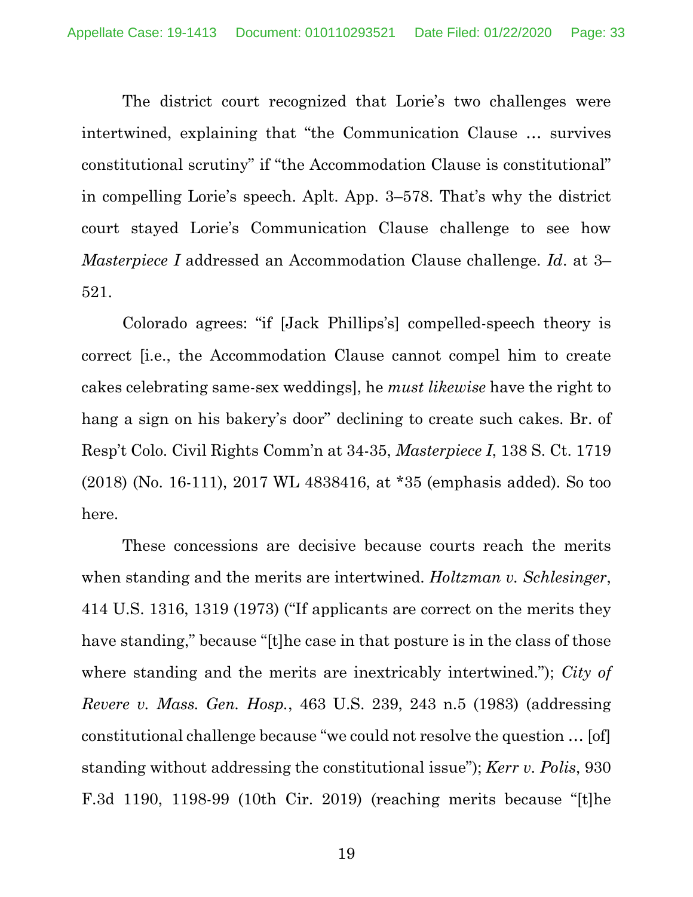The district court recognized that Lorie's two challenges were intertwined, explaining that "the Communication Clause … survives constitutional scrutiny" if "the Accommodation Clause is constitutional" in compelling Lorie's speech. Aplt. App. 3–578. That's why the district court stayed Lorie's Communication Clause challenge to see how *Masterpiece I* addressed an Accommodation Clause challenge. *Id*. at 3–521.

Colorado agrees: "if [Jack Phillips's] compelled-speech theory is correct [i.e., the Accommodation Clause cannot compel him to create cakes celebrating same-sex weddings], he *must likewise* have the right to hang a sign on his bakery's door" declining to create such cakes. Br. of Resp't Colo. Civil Rights Comm'n at 34-35, *Masterpiece I*, 138 S. Ct. 1719 (2018) (No. 16-111), 2017 WL 4838416, at *35 (emphasis added). So too here.

These concessions are decisive because courts reach the merits when standing and the merits are intertwined. *Holtzman v. Schlesinger*, 414 U.S. 1316, 1319 (1973) ("If applicants are correct on the merits they have standing," because "[t]he case in that posture is in the class of those where standing and the merits are inextricably intertwined."); *City of Revere v. Mass. Gen. Hosp.*, 463 U.S. 239, 243 n.5 (1983) (addressing constitutional challenge because "we could not resolve the question … [of] standing without addressing the constitutional issue"); *Kerr v. Polis*, 930 F.3d 1190, 1198-99 (10th Cir. 2019) (reaching merits because "[t]he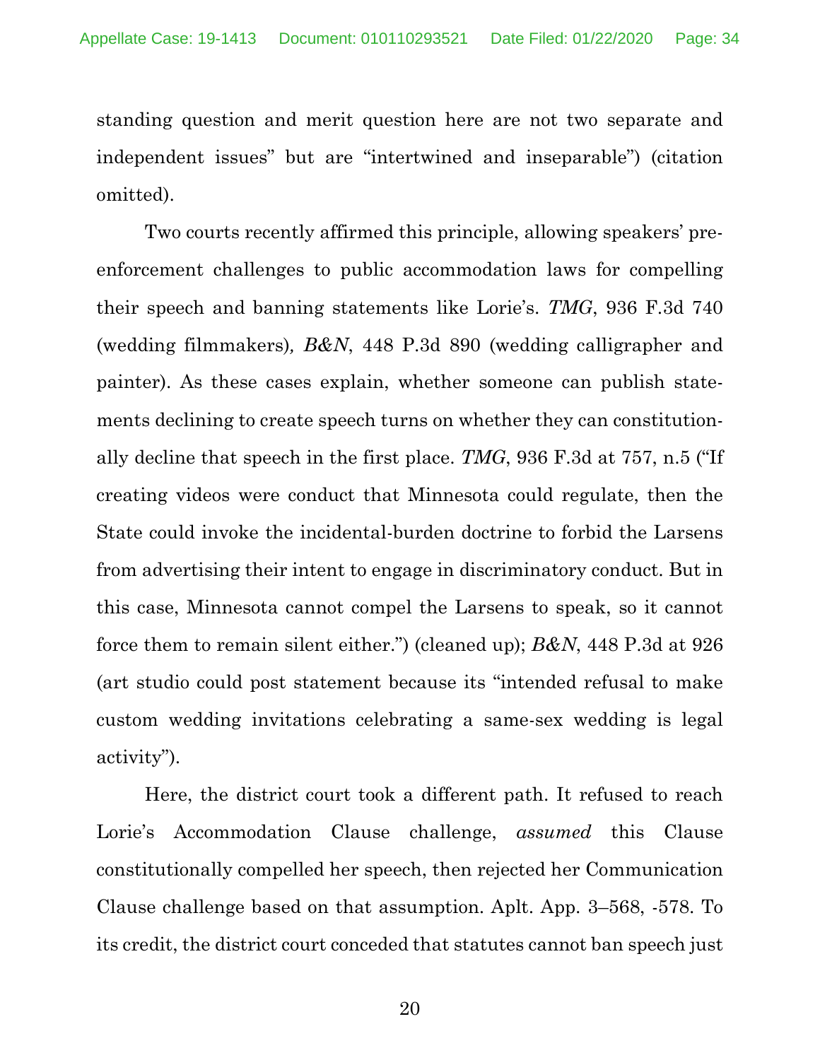standing question and merit question here are not two separate and independent issues" but are "intertwined and inseparable") (citation omitted).

Two courts recently affirmed this principle, allowing speakers' pre-enforcement challenges to public accommodation laws for compelling their speech and banning statements like Lorie's. *TMG*, 936 F.3d 740 (wedding filmmakers), *B&N*, 448 P.3d 890 (wedding calligrapher and painter). As these cases explain, whether someone can publish statements declining to create speech turns on whether they can constitutionally decline that speech in the first place. *TMG*, 936 F.3d at 757, n.5 ("If creating videos were conduct that Minnesota could regulate, then the State could invoke the incidental-burden doctrine to forbid the Larsens from advertising their intent to engage in discriminatory conduct. But in this case, Minnesota cannot compel the Larsens to speak, so it cannot force them to remain silent either.") (cleaned up); *B&N*, 448 P.3d at 926 (art studio could post statement because its "intended refusal to make custom wedding invitations celebrating a same-sex wedding is legal activity").

Here, the district court took a different path. It refused to reach Lorie's Accommodation Clause challenge, *assumed* this Clause constitutionally compelled her speech, then rejected her Communication Clause challenge based on that assumption. Aplt. App. 3–568, -578. To its credit, the district court conceded that statutes cannot ban speech just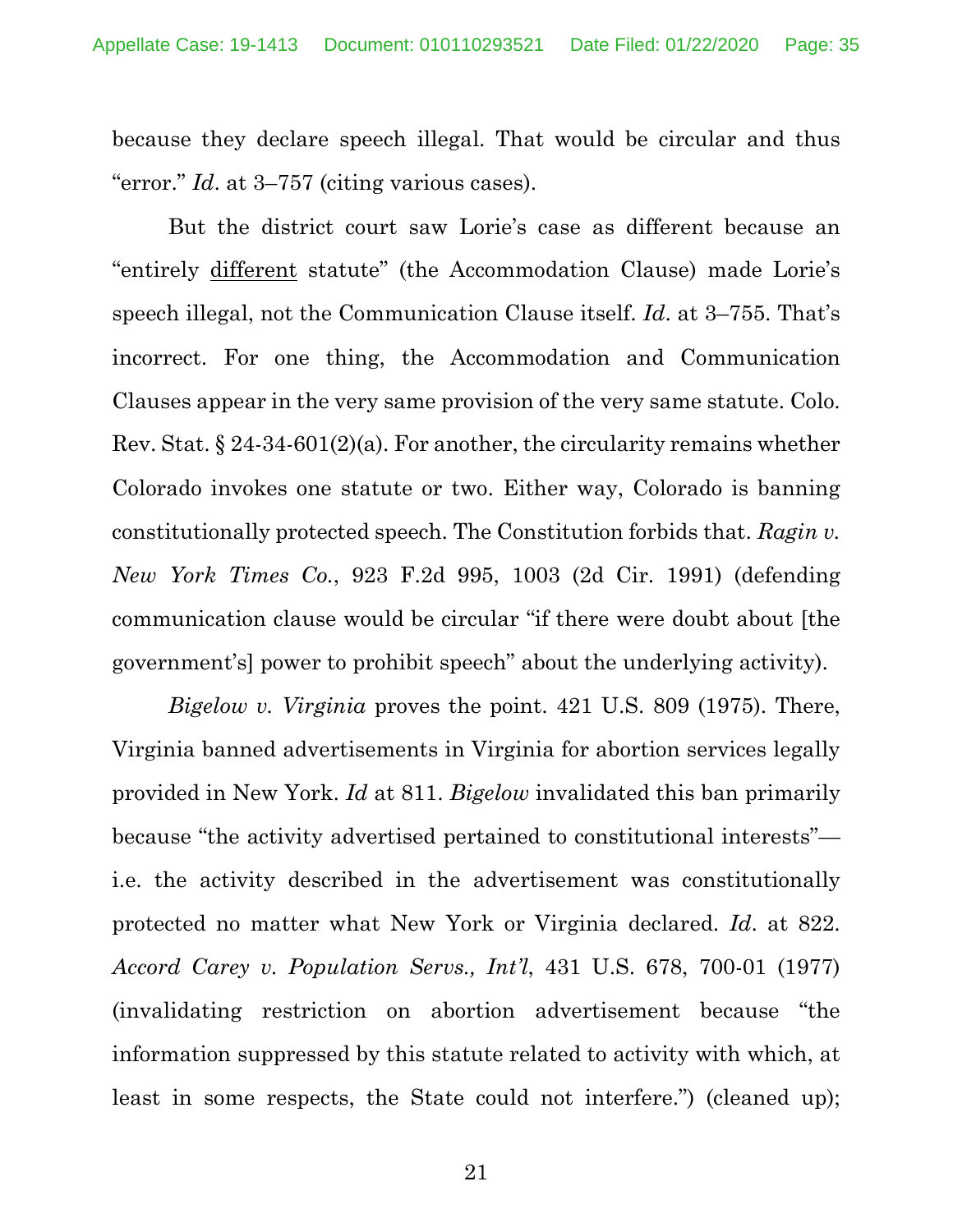because they declare speech illegal. That would be circular and thus "error." *Id*. at 3–757 (citing various cases).

But the district court saw Lorie's case as different because an "entirely <u>different</u> statute" (the Accommodation Clause) made Lorie's speech illegal, not the Communication Clause itself. *Id*. at 3–755. That's incorrect. For one thing, the Accommodation and Communication Clauses appear in the very same provision of the very same statute. Colo. Rev. Stat. § 24-34-601(2)(a). For another, the circularity remains whether Colorado invokes one statute or two. Either way, Colorado is banning constitutionally protected speech. The Constitution forbids that. *Ragin v. New York Times Co.*, 923 F.2d 995, 1003 (2d Cir. 1991) (defending communication clause would be circular "if there were doubt about [the government's] power to prohibit speech" about the underlying activity).

*Bigelow v. Virginia* proves the point. 421 U.S. 809 (1975). There, Virginia banned advertisements in Virginia for abortion services legally provided in New York. *Id* at 811. *Bigelow* invalidated this ban primarily because "the activity advertised pertained to constitutional interests"—i.e. the activity described in the advertisement was constitutionally protected no matter what New York or Virginia declared. *Id*. at 822. *Accord Carey v. Population Servs., Int'l*, 431 U.S. 678, 700-01 (1977) (invalidating restriction on abortion advertisement because "the information suppressed by this statute related to activity with which, at least in some respects, the State could not interfere.") (cleaned up);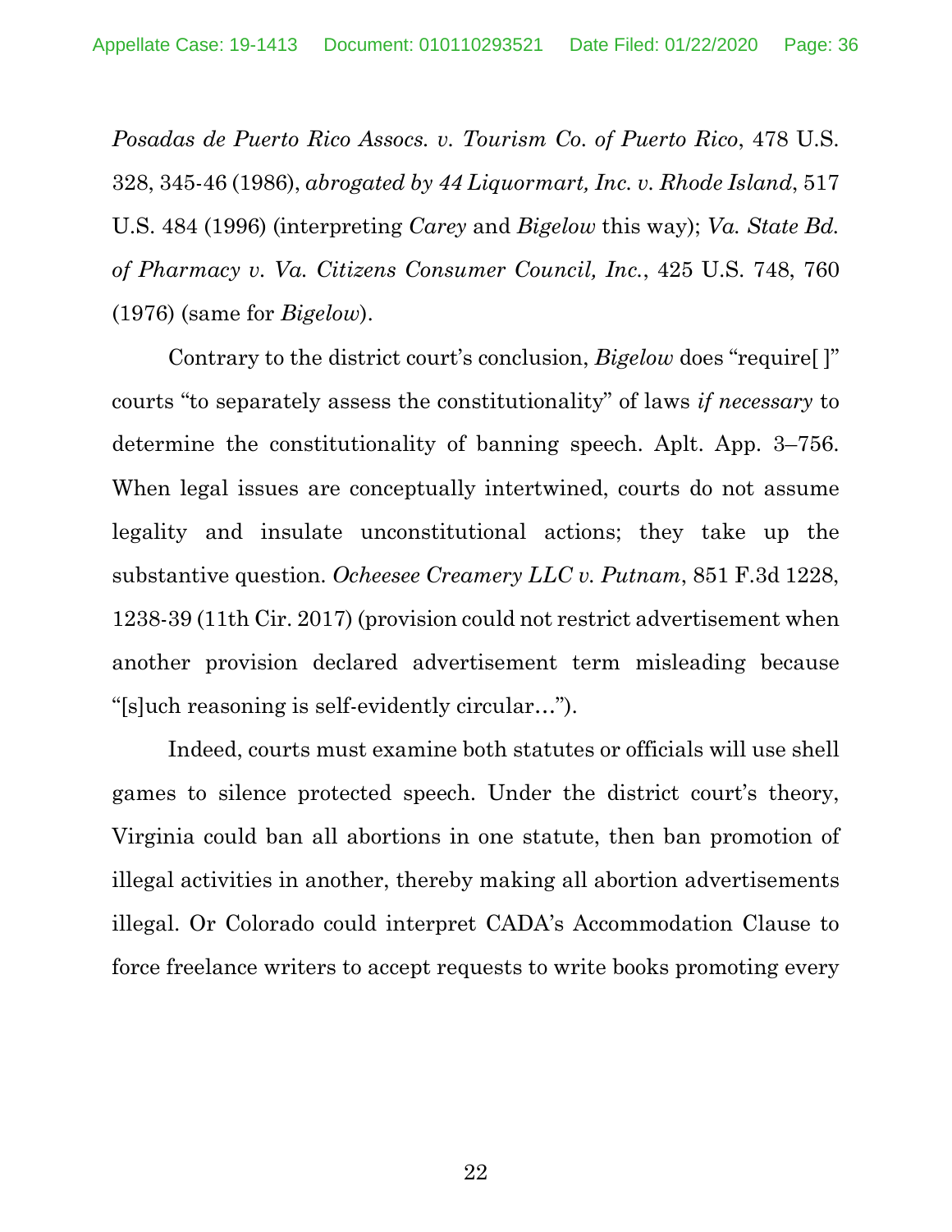*Posadas de Puerto Rico Assocs. v. Tourism Co. of Puerto Rico*, 478 U.S. 328, 345-46 (1986), *abrogated by 44 Liquormart, Inc. v. Rhode Island*, 517 U.S. 484 (1996) (interpreting *Carey* and *Bigelow* this way); *Va. State Bd. of Pharmacy v. Va. Citizens Consumer Council, Inc.*, 425 U.S. 748, 760 (1976) (same for *Bigelow*).

Contrary to the district court's conclusion, *Bigelow* does "require[ ]" courts "to separately assess the constitutionality" of laws *if necessary* to determine the constitutionality of banning speech. Aplt. App. 3–756. When legal issues are conceptually intertwined, courts do not assume legality and insulate unconstitutional actions; they take up the substantive question. *Ocheesee Creamery LLC v. Putnam*, 851 F.3d 1228, 1238-39 (11th Cir. 2017) (provision could not restrict advertisement when another provision declared advertisement term misleading because "[s]uch reasoning is self-evidently circular…").

Indeed, courts must examine both statutes or officials will use shell games to silence protected speech. Under the district court's theory, Virginia could ban all abortions in one statute, then ban promotion of illegal activities in another, thereby making all abortion advertisements illegal. Or Colorado could interpret CADA's Accommodation Clause to force freelance writers to accept requests to write books promoting every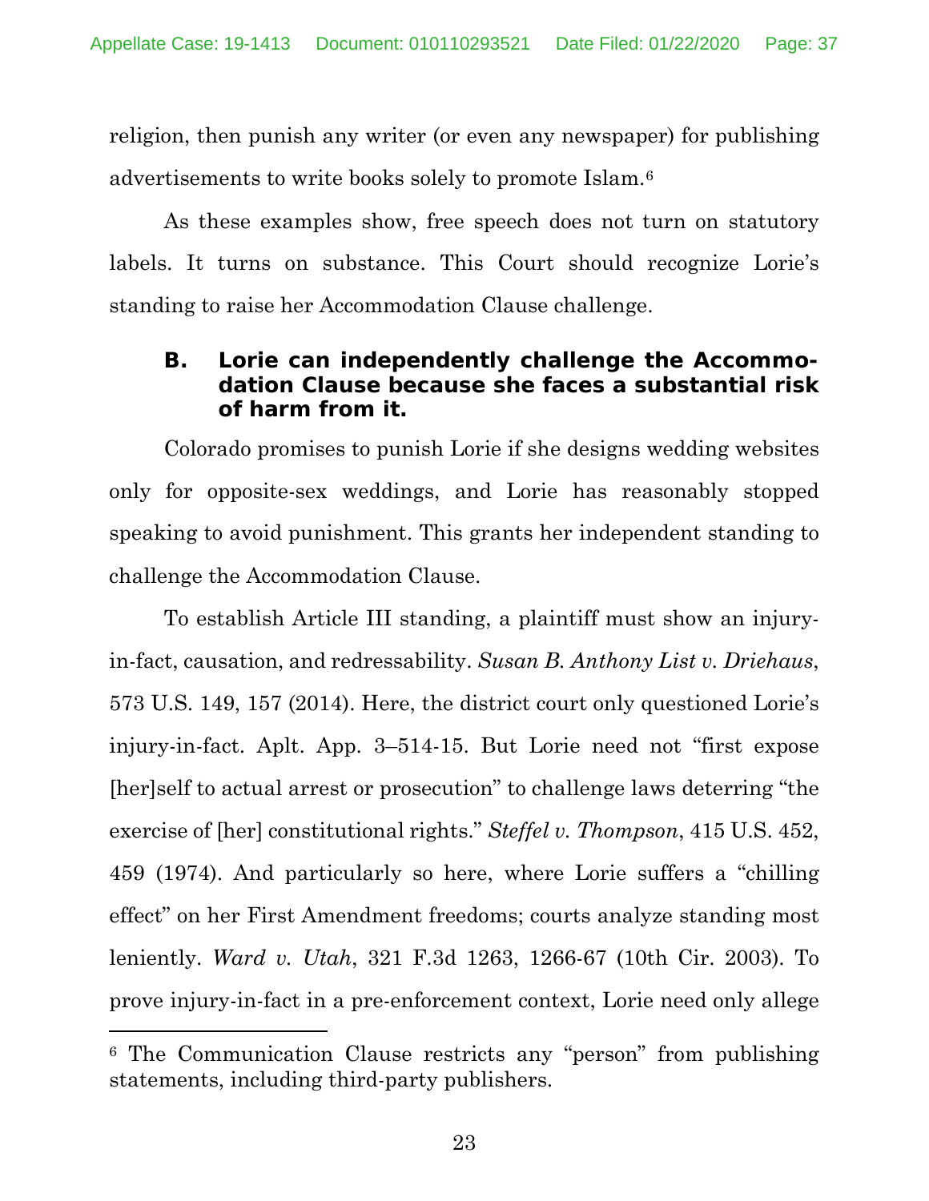religion, then punish any writer (or even any newspaper) for publishing advertisements to write books solely to promote Islam.[6]

As these examples show, free speech does not turn on statutory labels. It turns on substance. This Court should recognize Lorie's standing to raise her Accommodation Clause challenge.

### B. Lorie can independently challenge the Accommodation Clause because she faces a substantial risk of harm from it.

Colorado promises to punish Lorie if she designs wedding websites only for opposite-sex weddings, and Lorie has reasonably stopped speaking to avoid punishment. This grants her independent standing to challenge the Accommodation Clause.

To establish Article III standing, a plaintiff must show an injury-in-fact, causation, and redressability. *Susan B. Anthony List v. Driehaus*, 573 U.S. 149, 157 (2014). Here, the district court only questioned Lorie's injury-in-fact. Aplt. App. 3–514-15. But Lorie need not "first expose [her]self to actual arrest or prosecution" to challenge laws deterring "the exercise of [her] constitutional rights." *Steffel v. Thompson*, 415 U.S. 452, 459 (1974). And particularly so here, where Lorie suffers a "chilling effect" on her First Amendment freedoms; courts analyze standing most leniently. *Ward v. Utah*, 321 F.3d 1263, 1266-67 (10th Cir. 2003). To prove injury-in-fact in a pre-enforcement context, Lorie need only allege

---

[6] The Communication Clause restricts any "person" from publishing statements, including third-party publishers.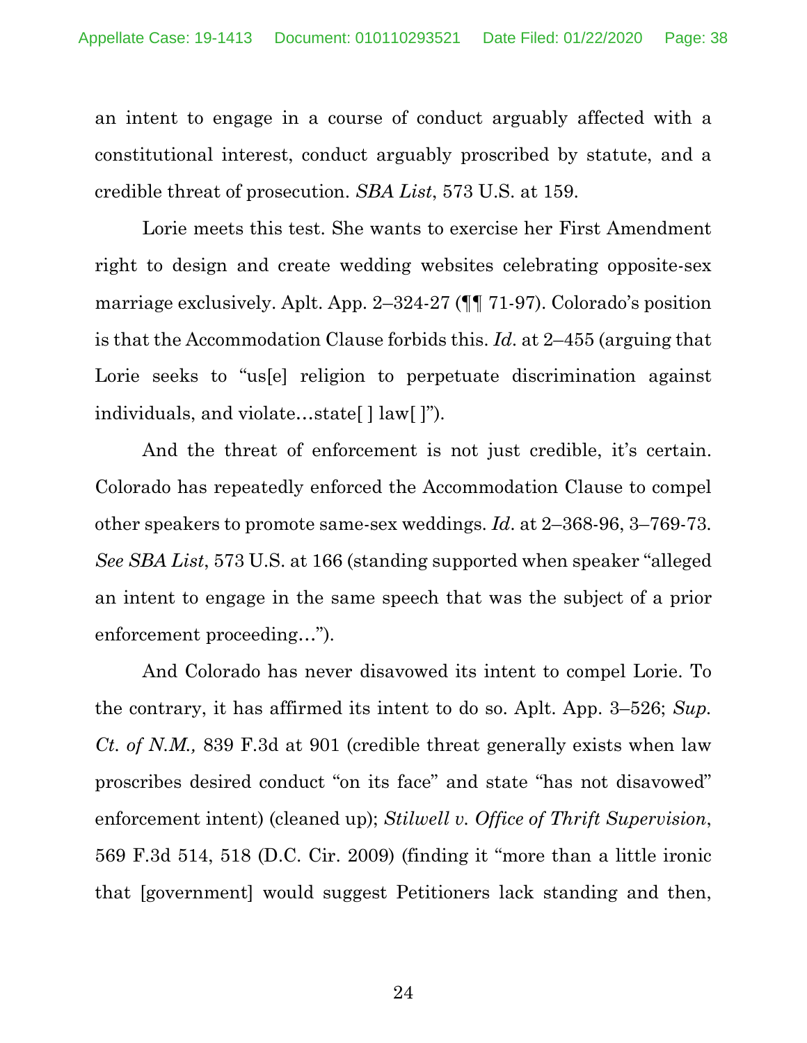an intent to engage in a course of conduct arguably affected with a constitutional interest, conduct arguably proscribed by statute, and a credible threat of prosecution. *SBA List*, 573 U.S. at 159.

Lorie meets this test. She wants to exercise her First Amendment right to design and create wedding websites celebrating opposite-sex marriage exclusively. Aplt. App. 2–324-27 (¶¶ 71-97). Colorado's position is that the Accommodation Clause forbids this. *Id*. at 2–455 (arguing that Lorie seeks to "us[e] religion to perpetuate discrimination against individuals, and violate…state[ ] law[ ]").

And the threat of enforcement is not just credible, it's certain. Colorado has repeatedly enforced the Accommodation Clause to compel other speakers to promote same-sex weddings. *Id*. at 2–368-96, 3–769-73. *See SBA List*, 573 U.S. at 166 (standing supported when speaker "alleged an intent to engage in the same speech that was the subject of a prior enforcement proceeding…").

And Colorado has never disavowed its intent to compel Lorie. To the contrary, it has affirmed its intent to do so. Aplt. App. 3–526; *Sup. Ct. of N.M.,* 839 F.3d at 901 (credible threat generally exists when law proscribes desired conduct "on its face" and state "has not disavowed" enforcement intent) (cleaned up); *Stilwell v. Office of Thrift Supervision*, 569 F.3d 514, 518 (D.C. Cir. 2009) (finding it "more than a little ironic that [government] would suggest Petitioners lack standing and then,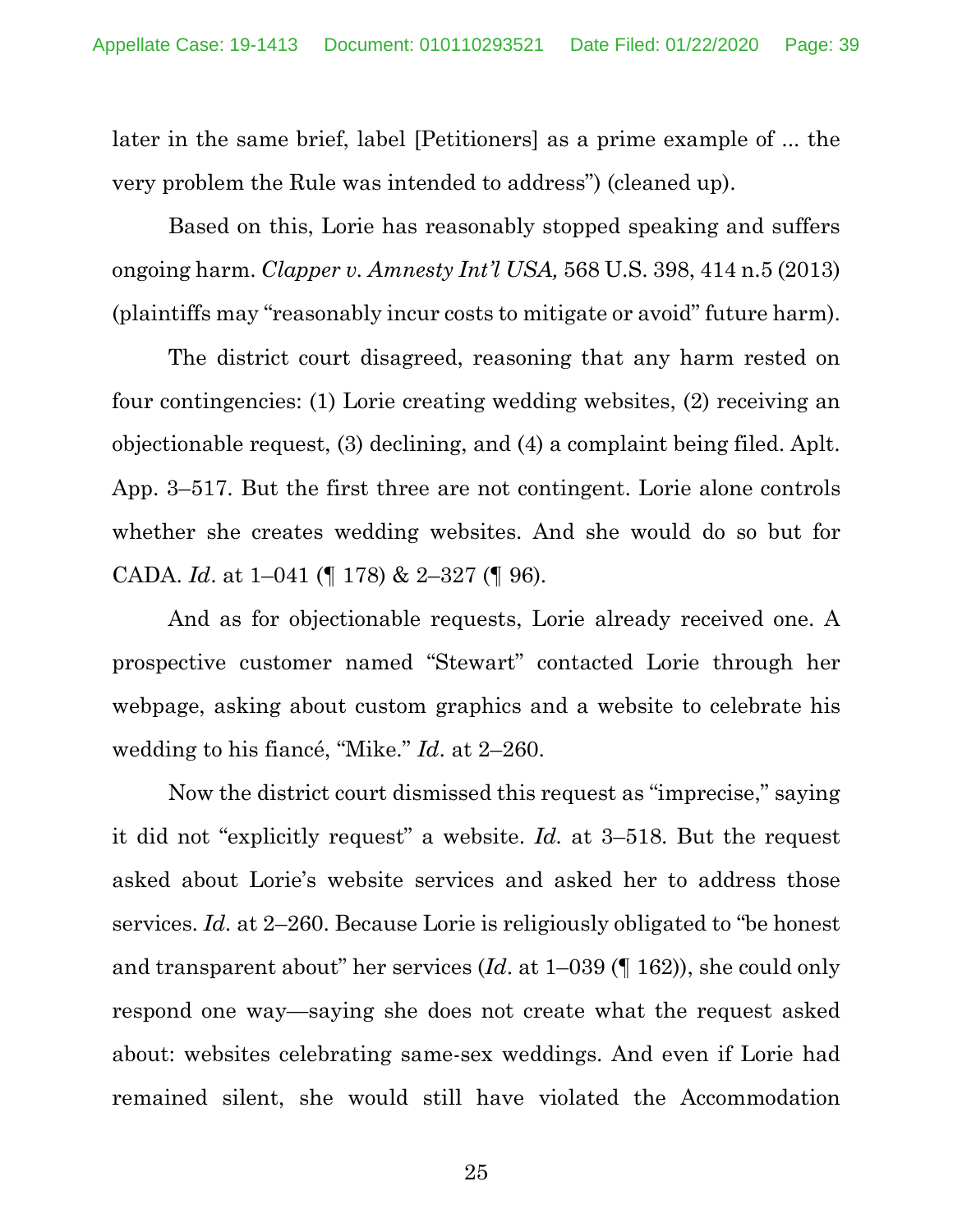later in the same brief, label [Petitioners] as a prime example of ... the very problem the Rule was intended to address") (cleaned up).

Based on this, Lorie has reasonably stopped speaking and suffers ongoing harm. *Clapper v. Amnesty Int'l USA,* 568 U.S. 398, 414 n.5 (2013) (plaintiffs may "reasonably incur costs to mitigate or avoid" future harm).

The district court disagreed, reasoning that any harm rested on four contingencies: (1) Lorie creating wedding websites, (2) receiving an objectionable request, (3) declining, and (4) a complaint being filed. Aplt. App. 3–517. But the first three are not contingent. Lorie alone controls whether she creates wedding websites. And she would do so but for CADA. *Id*. at 1–041 (¶ 178) & 2–327 (¶ 96).

And as for objectionable requests, Lorie already received one. A prospective customer named "Stewart" contacted Lorie through her webpage, asking about custom graphics and a website to celebrate his wedding to his fiancé, "Mike." *Id*. at 2–260.

Now the district court dismissed this request as "imprecise," saying it did not "explicitly request" a website. *Id.* at 3–518. But the request asked about Lorie's website services and asked her to address those services. *Id.* at 2–260. Because Lorie is religiously obligated to "be honest and transparent about" her services (*Id*. at 1–039 (¶ 162)), she could only respond one way—saying she does not create what the request asked about: websites celebrating same-sex weddings. And even if Lorie had remained silent, she would still have violated the Accommodation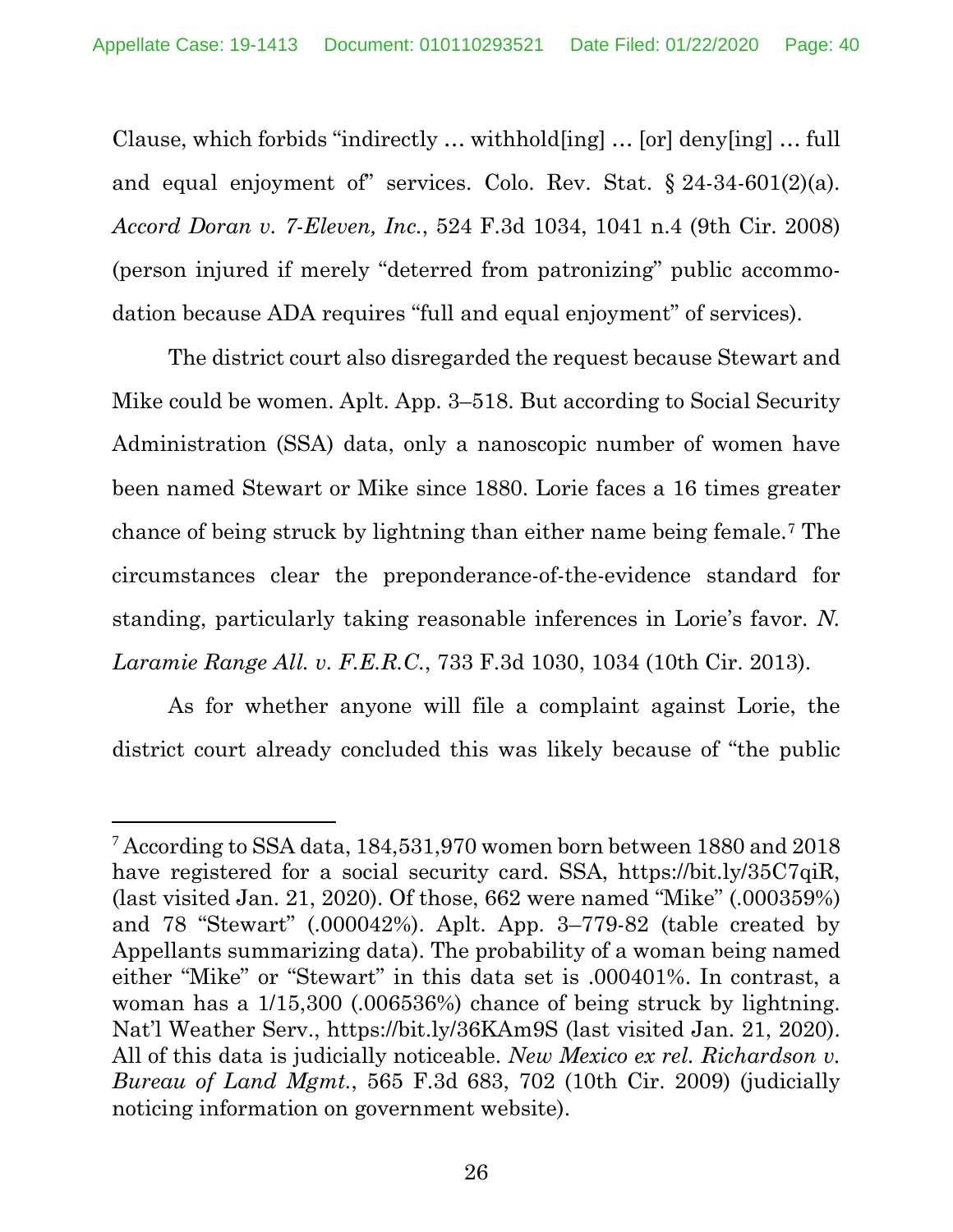Clause, which forbids "indirectly … withhold[ing] … [or] deny[ing] … full and equal enjoyment of" services. Colo. Rev. Stat. § 24-34-601(2)(a). *Accord Doran v. 7-Eleven, Inc.*, 524 F.3d 1034, 1041 n.4 (9th Cir. 2008) (person injured if merely "deterred from patronizing" public accommodation because ADA requires "full and equal enjoyment" of services).

The district court also disregarded the request because Stewart and Mike could be women. Aplt. App. 3–518. But according to Social Security Administration (SSA) data, only a nanoscopic number of women have been named Stewart or Mike since 1880. Lorie faces a 16 times greater chance of being struck by lightning than either name being female.[7] The circumstances clear the preponderance-of-the-evidence standard for standing, particularly taking reasonable inferences in Lorie's favor. *N. Laramie Range All. v. F.E.R.C.*, 733 F.3d 1030, 1034 (10th Cir. 2013).

As for whether anyone will file a complaint against Lorie, the district court already concluded this was likely because of "the public

---

[7] According to SSA data, 184,531,970 women born between 1880 and 2018 have registered for a social security card. SSA, https://bit.ly/35C7qiR, (last visited Jan. 21, 2020). Of those, 662 were named "Mike" (.000359%) and 78 "Stewart" (.000042%). Aplt. App. 3–779-82 (table created by Appellants summarizing data). The probability of a woman being named either "Mike" or "Stewart" in this data set is .000401%. In contrast, a woman has a 1/15,300 (.006536%) chance of being struck by lightning. Nat'l Weather Serv., https://bit.ly/36KAm9S (last visited Jan. 21, 2020). All of this data is judicially noticeable. *New Mexico ex rel. Richardson v. Bureau of Land Mgmt.*, 565 F.3d 683, 702 (10th Cir. 2009) (judicially noticing information on government website).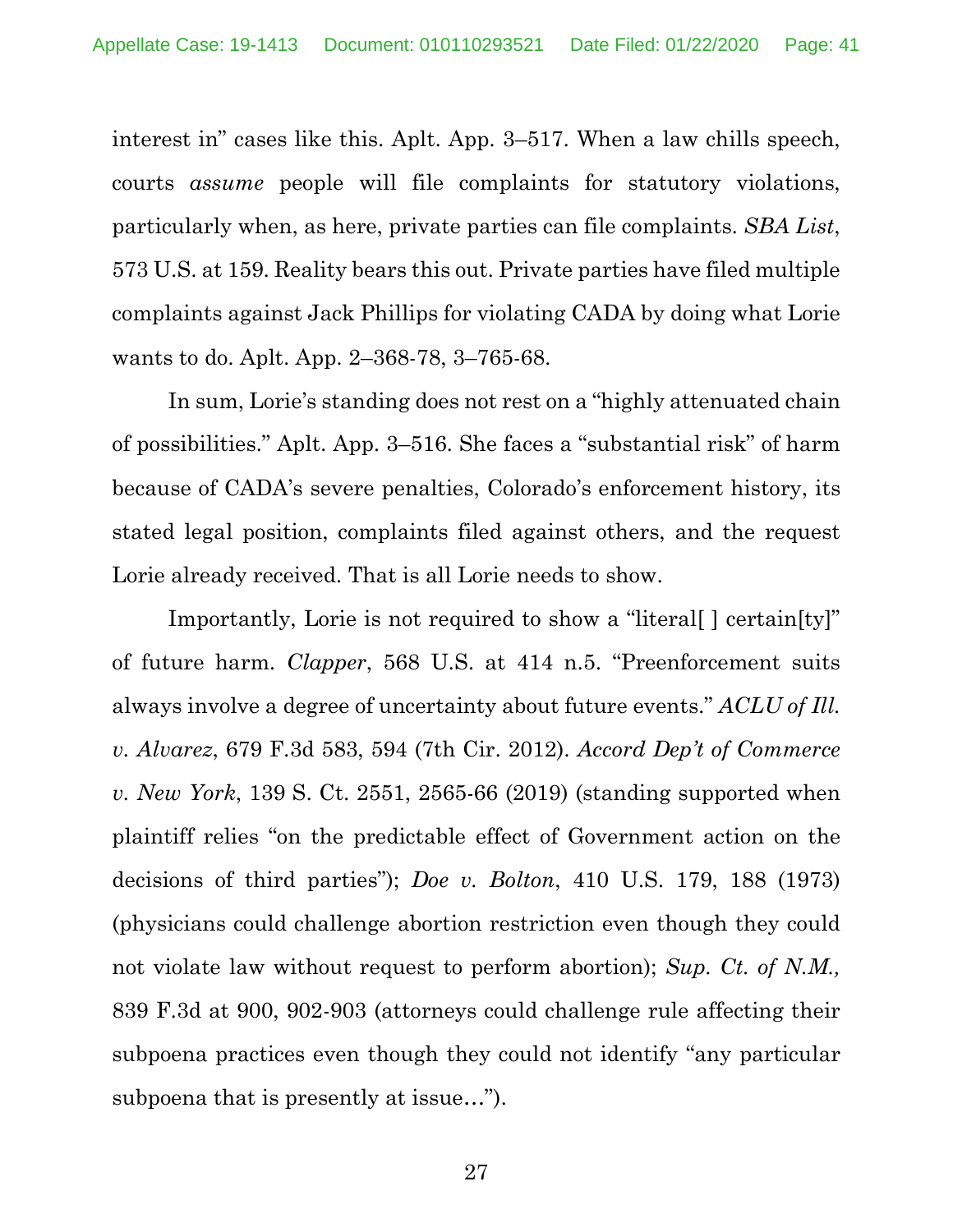interest in" cases like this. Aplt. App. 3–517. When a law chills speech, courts *assume* people will file complaints for statutory violations, particularly when, as here, private parties can file complaints. *SBA List*, 573 U.S. at 159. Reality bears this out. Private parties have filed multiple complaints against Jack Phillips for violating CADA by doing what Lorie wants to do. Aplt. App. 2–368-78, 3–765-68.

In sum, Lorie's standing does not rest on a "highly attenuated chain of possibilities." Aplt. App. 3–516. She faces a "substantial risk" of harm because of CADA's severe penalties, Colorado's enforcement history, its stated legal position, complaints filed against others, and the request Lorie already received. That is all Lorie needs to show.

Importantly, Lorie is not required to show a "literal[ ] certain[ty]" of future harm. *Clapper*, 568 U.S. at 414 n.5. "Preenforcement suits always involve a degree of uncertainty about future events." *ACLU of Ill. v. Alvarez*, 679 F.3d 583, 594 (7th Cir. 2012). *Accord Dep't of Commerce v. New York*, 139 S. Ct. 2551, 2565-66 (2019) (standing supported when plaintiff relies "on the predictable effect of Government action on the decisions of third parties"); *Doe v. Bolton*, 410 U.S. 179, 188 (1973) (physicians could challenge abortion restriction even though they could not violate law without request to perform abortion); *Sup. Ct. of N.M.,* 839 F.3d at 900, 902-903 (attorneys could challenge rule affecting their subpoena practices even though they could not identify "any particular subpoena that is presently at issue…").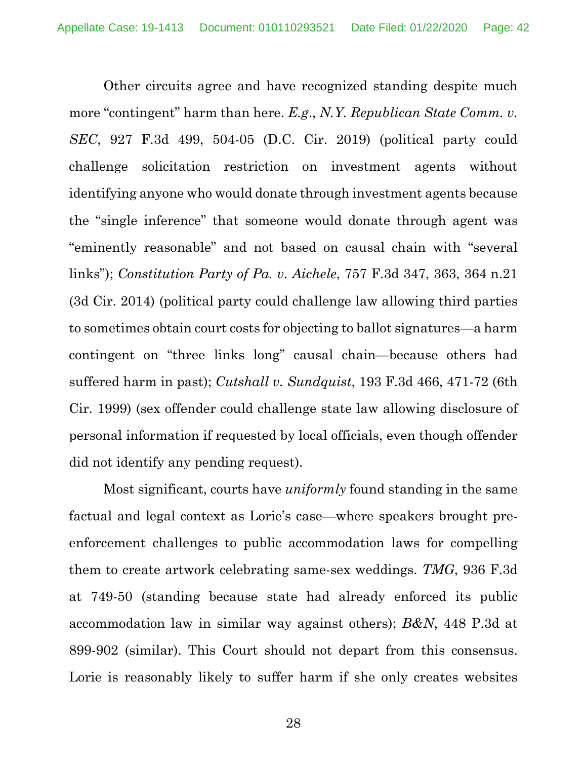Other circuits agree and have recognized standing despite much more "contingent" harm than here. *E.g.*, *N.Y. Republican State Comm. v. SEC*, 927 F.3d 499, 504-05 (D.C. Cir. 2019) (political party could challenge solicitation restriction on investment agents without identifying anyone who would donate through investment agents because the "single inference" that someone would donate through agent was "eminently reasonable" and not based on causal chain with "several links"); *Constitution Party of Pa. v. Aichele*, 757 F.3d 347, 363, 364 n.21 (3d Cir. 2014) (political party could challenge law allowing third parties to sometimes obtain court costs for objecting to ballot signatures—a harm contingent on "three links long" causal chain—because others had suffered harm in past); *Cutshall v. Sundquist*, 193 F.3d 466, 471-72 (6th Cir. 1999) (sex offender could challenge state law allowing disclosure of personal information if requested by local officials, even though offender did not identify any pending request).

Most significant, courts have *uniformly* found standing in the same factual and legal context as Lorie's case—where speakers brought pre-enforcement challenges to public accommodation laws for compelling them to create artwork celebrating same-sex weddings. *TMG*, 936 F.3d at 749-50 (standing because state had already enforced its public accommodation law in similar way against others); *B&N*, 448 P.3d at 899-902 (similar). This Court should not depart from this consensus. Lorie is reasonably likely to suffer harm if she only creates websites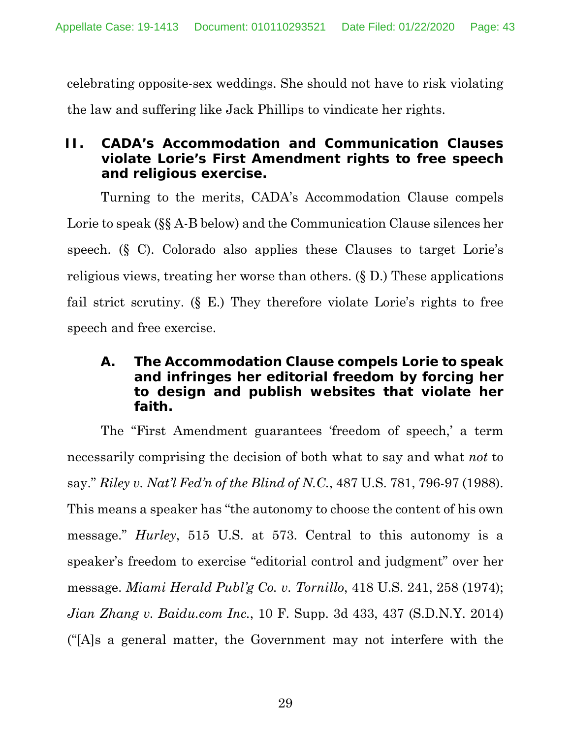celebrating opposite-sex weddings. She should not have to risk violating the law and suffering like Jack Phillips to vindicate her rights.

## II. CADA's Accommodation and Communication Clauses violate Lorie's First Amendment rights to free speech and religious exercise.

Turning to the merits, CADA's Accommodation Clause compels Lorie to speak (§§ A-B below) and the Communication Clause silences her speech. (§ C). Colorado also applies these Clauses to target Lorie's religious views, treating her worse than others. (§ D.) These applications fail strict scrutiny. (§ E.) They therefore violate Lorie's rights to free speech and free exercise.

### A. The Accommodation Clause compels Lorie to speak and infringes her editorial freedom by forcing her to design and publish websites that violate her faith.

The "First Amendment guarantees 'freedom of speech,' a term necessarily comprising the decision of both what to say and what *not* to say." *Riley v. Nat'l Fed'n of the Blind of N.C.*, 487 U.S. 781, 796-97 (1988). This means a speaker has "the autonomy to choose the content of his own message." *Hurley*, 515 U.S. at 573. Central to this autonomy is a speaker's freedom to exercise "editorial control and judgment" over her message. *Miami Herald Publ'g Co. v. Tornillo*, 418 U.S. 241, 258 (1974); *Jian Zhang v. Baidu.com Inc.*, 10 F. Supp. 3d 433, 437 (S.D.N.Y. 2014) ("[A]s a general matter, the Government may not interfere with the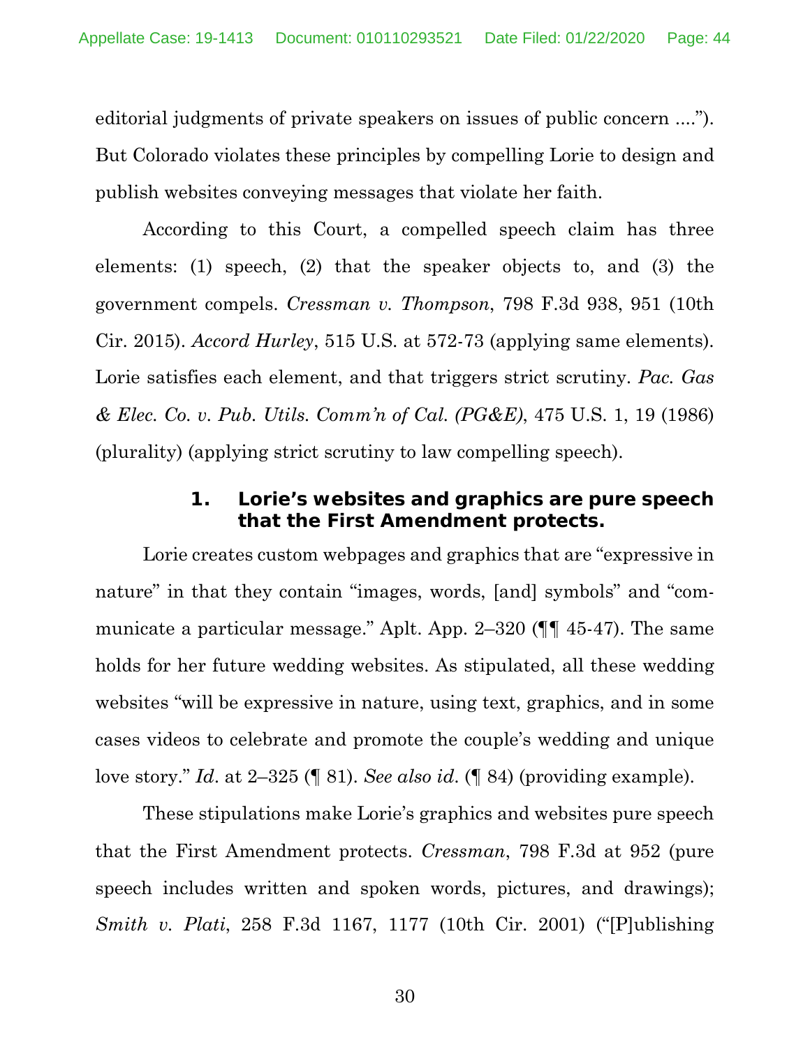editorial judgments of private speakers on issues of public concern ...."). But Colorado violates these principles by compelling Lorie to design and publish websites conveying messages that violate her faith.

According to this Court, a compelled speech claim has three elements: (1) speech, (2) that the speaker objects to, and (3) the government compels. *Cressman v. Thompson*, 798 F.3d 938, 951 (10th Cir. 2015). *Accord Hurley*, 515 U.S. at 572-73 (applying same elements). Lorie satisfies each element, and that triggers strict scrutiny. *Pac. Gas & Elec. Co. v. Pub. Utils. Comm'n of Cal. (PG&E)*, 475 U.S. 1, 19 (1986) (plurality) (applying strict scrutiny to law compelling speech).

#### 1. Lorie's websites and graphics are pure speech that the First Amendment protects.

Lorie creates custom webpages and graphics that are "expressive in nature" in that they contain "images, words, [and] symbols" and "communicate a particular message." Aplt. App. 2–320 (¶¶ 45-47). The same holds for her future wedding websites. As stipulated, all these wedding websites "will be expressive in nature, using text, graphics, and in some cases videos to celebrate and promote the couple's wedding and unique love story." *Id.* at 2–325 (¶ 81). *See also id.* (¶ 84) (providing example).

These stipulations make Lorie's graphics and websites pure speech that the First Amendment protects. *Cressman*, 798 F.3d at 952 (pure speech includes written and spoken words, pictures, and drawings); *Smith v. Plati*, 258 F.3d 1167, 1177 (10th Cir. 2001) ("[P]ublishing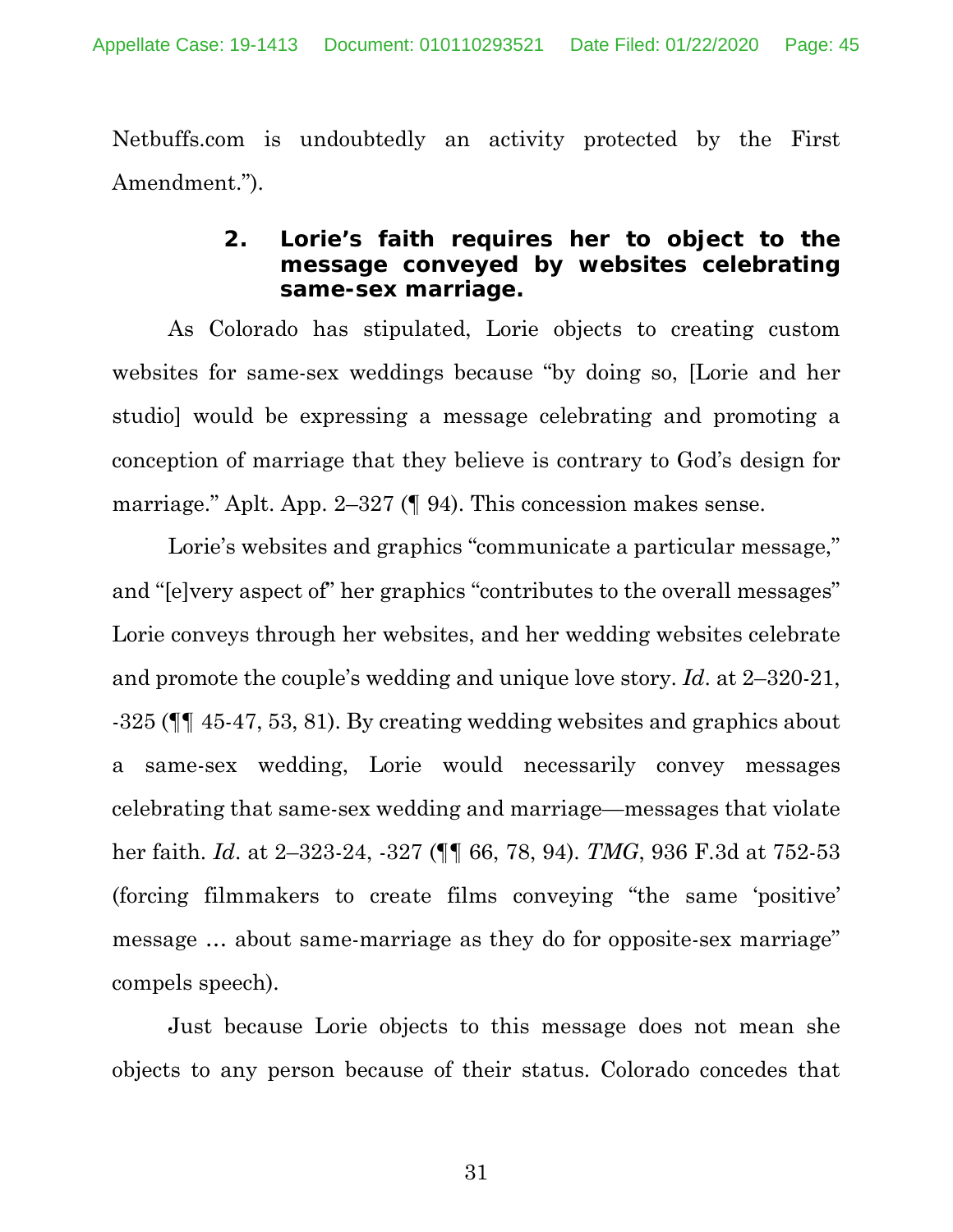Netbuffs.com is undoubtedly an activity protected by the First Amendment.").

### 2. Lorie's faith requires her to object to the message conveyed by websites celebrating same-sex marriage.

As Colorado has stipulated, Lorie objects to creating custom websites for same-sex weddings because "by doing so, [Lorie and her studio] would be expressing a message celebrating and promoting a conception of marriage that they believe is contrary to God's design for marriage." Aplt. App. 2–327 (¶ 94). This concession makes sense.

Lorie's websites and graphics "communicate a particular message," and "[e]very aspect of" her graphics "contributes to the overall messages" Lorie conveys through her websites, and her wedding websites celebrate and promote the couple's wedding and unique love story. *Id*. at 2–320-21, -325 (¶¶ 45-47, 53, 81). By creating wedding websites and graphics about a same-sex wedding, Lorie would necessarily convey messages celebrating that same-sex wedding and marriage—messages that violate her faith. *Id*. at 2–323-24, -327 (¶¶ 66, 78, 94). *TMG*, 936 F.3d at 752-53 (forcing filmmakers to create films conveying "the same 'positive' message … about same-marriage as they do for opposite-sex marriage" compels speech).

Just because Lorie objects to this message does not mean she objects to any person because of their status. Colorado concedes that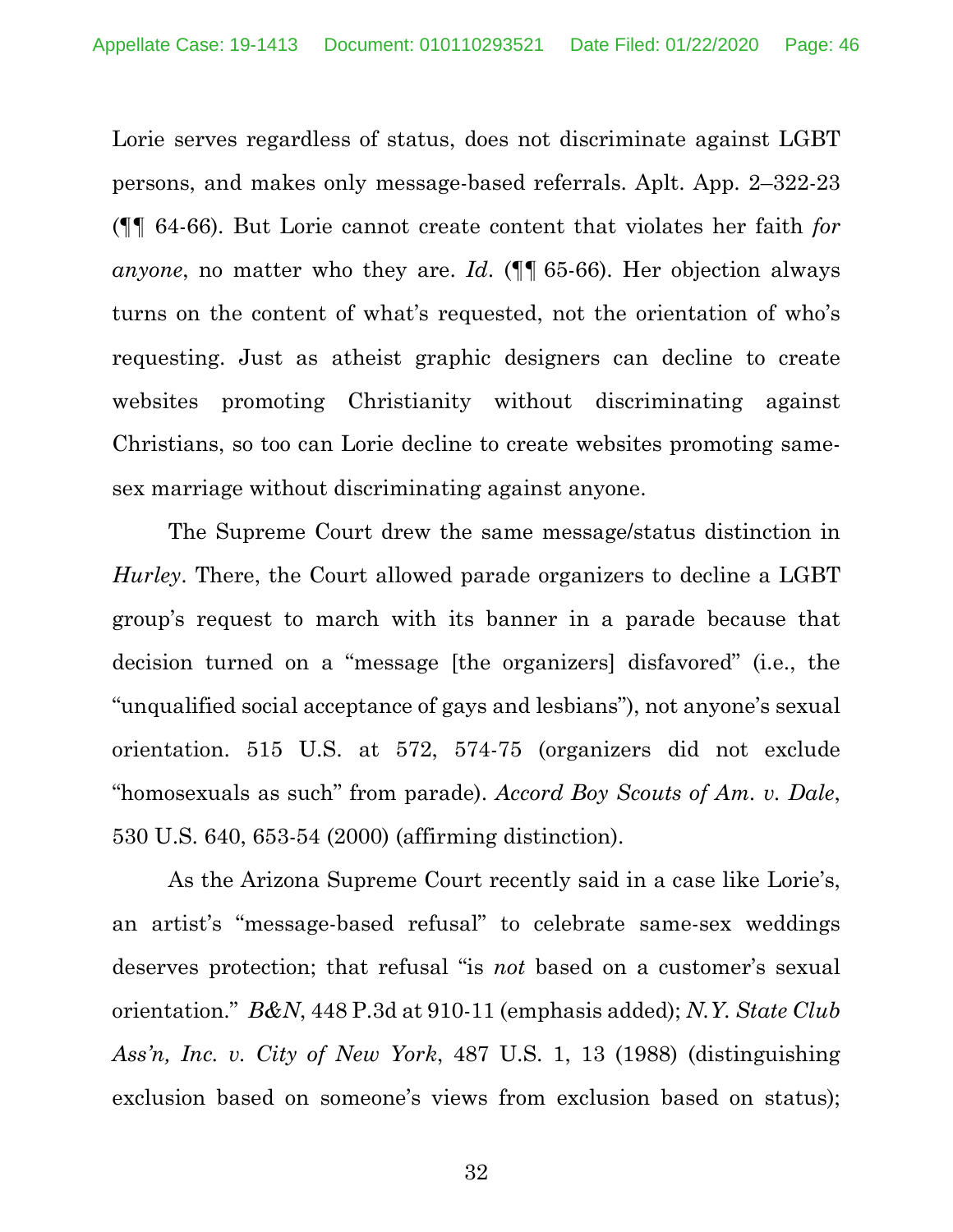Lorie serves regardless of status, does not discriminate against LGBT persons, and makes only message-based referrals. Aplt. App. 2–322-23 (¶¶ 64-66). But Lorie cannot create content that violates her faith *for anyone*, no matter who they are. *Id.* (¶¶ 65-66). Her objection always turns on the content of what's requested, not the orientation of who's requesting. Just as atheist graphic designers can decline to create websites promoting Christianity without discriminating against Christians, so too can Lorie decline to create websites promoting same-sex marriage without discriminating against anyone.

The Supreme Court drew the same message/status distinction in *Hurley*. There, the Court allowed parade organizers to decline a LGBT group's request to march with its banner in a parade because that decision turned on a "message [the organizers] disfavored" (i.e., the "unqualified social acceptance of gays and lesbians"), not anyone's sexual orientation. 515 U.S. at 572, 574-75 (organizers did not exclude "homosexuals as such" from parade). *Accord Boy Scouts of Am. v. Dale*, 530 U.S. 640, 653-54 (2000) (affirming distinction).

As the Arizona Supreme Court recently said in a case like Lorie's, an artist's "message-based refusal" to celebrate same-sex weddings deserves protection; that refusal "is *not* based on a customer's sexual orientation." *B&N*, 448 P.3d at 910-11 (emphasis added); *N.Y. State Club Ass'n, Inc. v. City of New York*, 487 U.S. 1, 13 (1988) (distinguishing exclusion based on someone's views from exclusion based on status);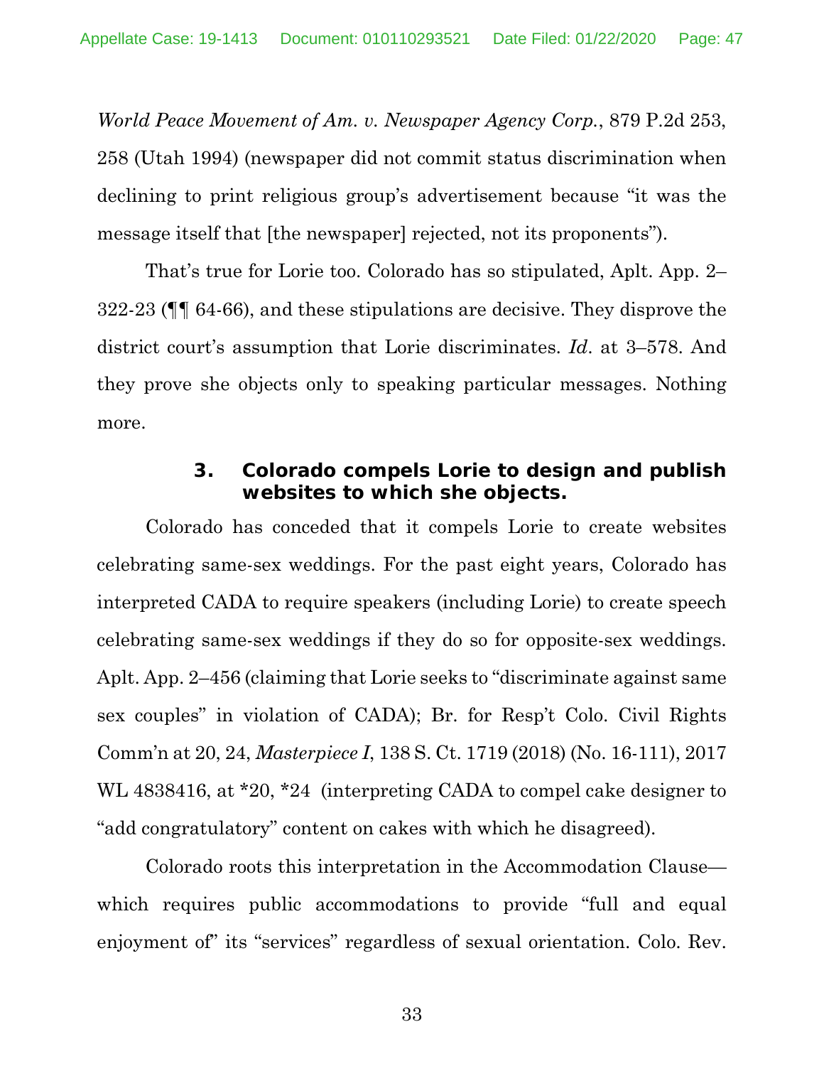*World Peace Movement of Am. v. Newspaper Agency Corp.*, 879 P.2d 253, 258 (Utah 1994) (newspaper did not commit status discrimination when declining to print religious group's advertisement because "it was the message itself that [the newspaper] rejected, not its proponents").

That's true for Lorie too. Colorado has so stipulated, Aplt. App. 2–322-23 (¶¶ 64-66), and these stipulations are decisive. They disprove the district court's assumption that Lorie discriminates. *Id*. at 3–578. And they prove she objects only to speaking particular messages. Nothing more.

### 3. Colorado compels Lorie to design and publish websites to which she objects.

Colorado has conceded that it compels Lorie to create websites celebrating same-sex weddings. For the past eight years, Colorado has interpreted CADA to require speakers (including Lorie) to create speech celebrating same-sex weddings if they do so for opposite-sex weddings. Aplt. App. 2–456 (claiming that Lorie seeks to "discriminate against same sex couples" in violation of CADA); Br. for Resp't Colo. Civil Rights Comm'n at 20, 24, *Masterpiece I*, 138 S. Ct. 1719 (2018) (No. 16-111), 2017 WL 4838416, at *20, *24 (interpreting CADA to compel cake designer to "add congratulatory" content on cakes with which he disagreed).

Colorado roots this interpretation in the Accommodation Clause—which requires public accommodations to provide "full and equal enjoyment of" its "services" regardless of sexual orientation. Colo. Rev.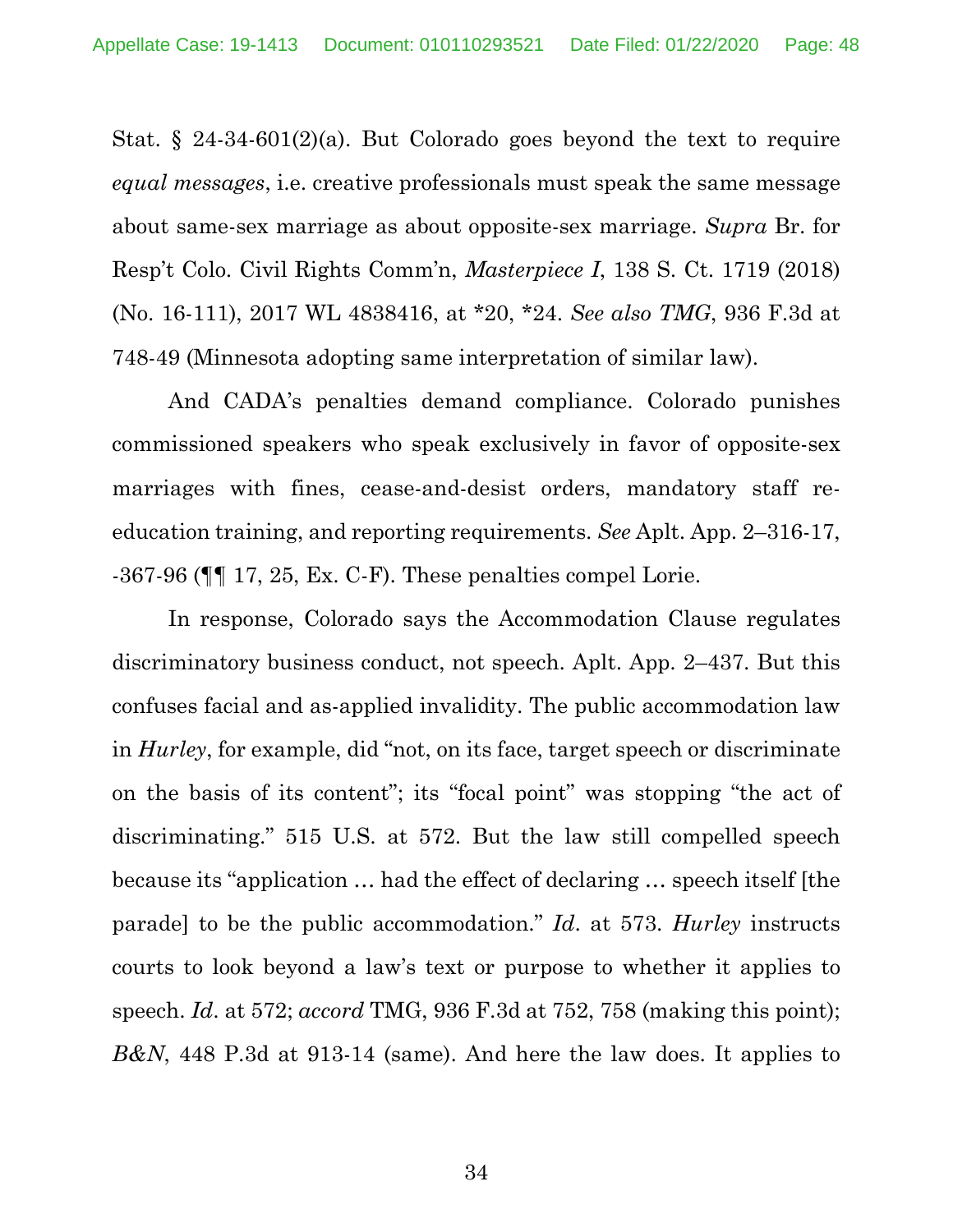Stat. § 24-34-601(2)(a). But Colorado goes beyond the text to require *equal messages*, i.e. creative professionals must speak the same message about same-sex marriage as about opposite-sex marriage. *Supra* Br. for Resp't Colo. Civil Rights Comm'n, *Masterpiece I*, 138 S. Ct. 1719 (2018) (No. 16-111), 2017 WL 4838416, at *20, *24. *See also TMG*, 936 F.3d at 748-49 (Minnesota adopting same interpretation of similar law).

And CADA's penalties demand compliance. Colorado punishes commissioned speakers who speak exclusively in favor of opposite-sex marriages with fines, cease-and-desist orders, mandatory staff re-education training, and reporting requirements. *See* Aplt. App. 2–316-17, -367-96 (¶¶ 17, 25, Ex. C-F). These penalties compel Lorie.

In response, Colorado says the Accommodation Clause regulates discriminatory business conduct, not speech. Aplt. App. 2–437. But this confuses facial and as-applied invalidity. The public accommodation law in *Hurley*, for example, did "not, on its face, target speech or discriminate on the basis of its content"; its "focal point" was stopping "the act of discriminating." 515 U.S. at 572. But the law still compelled speech because its "application … had the effect of declaring … speech itself [the parade] to be the public accommodation." *Id*. at 573. *Hurley* instructs courts to look beyond a law's text or purpose to whether it applies to speech. *Id*. at 572; *accord* TMG, 936 F.3d at 752, 758 (making this point); *B&N*, 448 P.3d at 913-14 (same). And here the law does. It applies to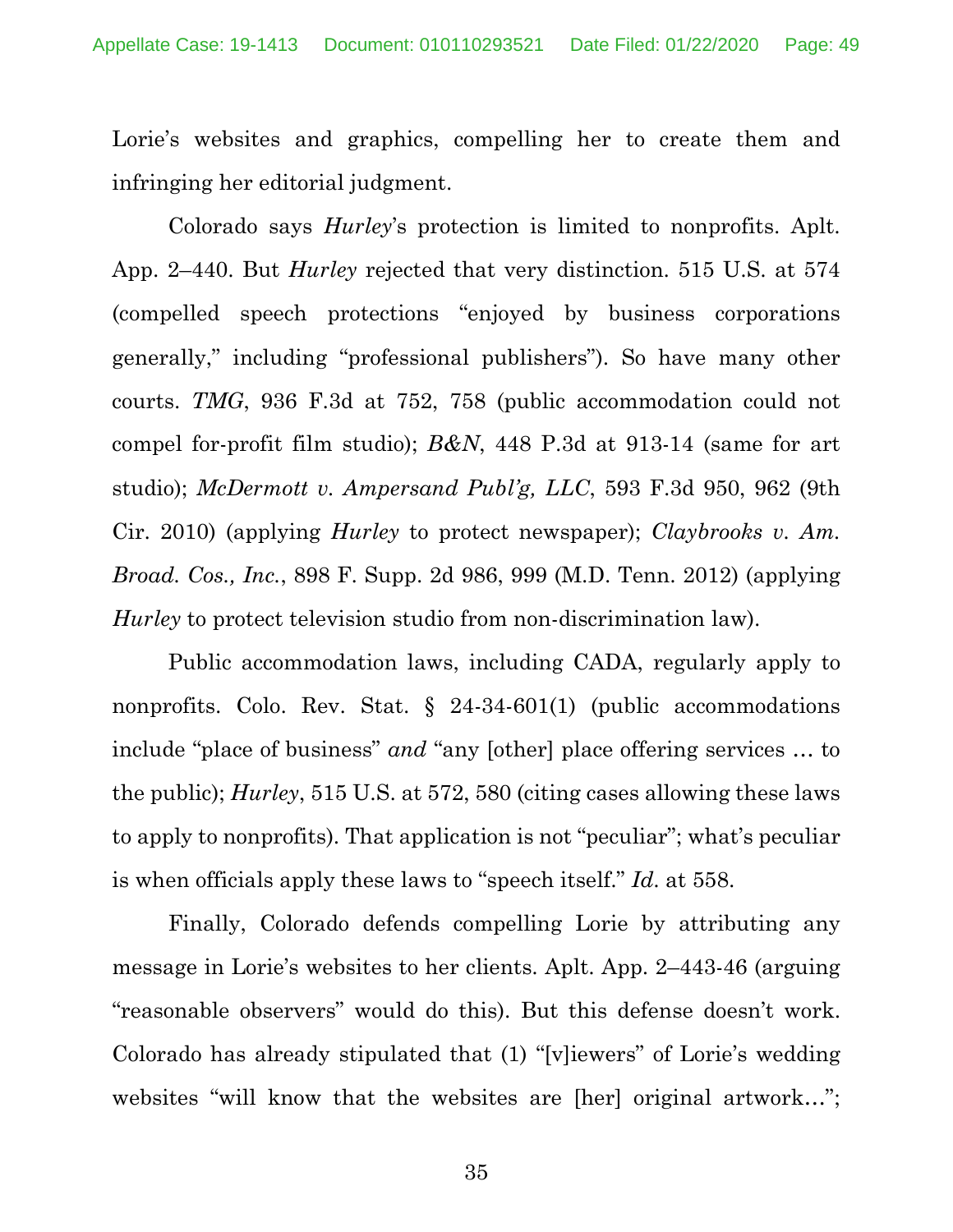Lorie's websites and graphics, compelling her to create them and infringing her editorial judgment.

Colorado says *Hurley*'s protection is limited to nonprofits. Aplt. App. 2–440. But *Hurley* rejected that very distinction. 515 U.S. at 574 (compelled speech protections "enjoyed by business corporations generally," including "professional publishers"). So have many other courts. *TMG*, 936 F.3d at 752, 758 (public accommodation could not compel for-profit film studio); *B&N*, 448 P.3d at 913-14 (same for art studio); *McDermott v. Ampersand Publ'g, LLC*, 593 F.3d 950, 962 (9th Cir. 2010) (applying *Hurley* to protect newspaper); *Claybrooks v. Am. Broad. Cos., Inc.*, 898 F. Supp. 2d 986, 999 (M.D. Tenn. 2012) (applying *Hurley* to protect television studio from non-discrimination law).

Public accommodation laws, including CADA, regularly apply to nonprofits. Colo. Rev. Stat. § 24-34-601(1) (public accommodations include "place of business" *and* "any [other] place offering services … to the public); *Hurley*, 515 U.S. at 572, 580 (citing cases allowing these laws to apply to nonprofits). That application is not "peculiar"; what's peculiar is when officials apply these laws to "speech itself." *Id.* at 558.

Finally, Colorado defends compelling Lorie by attributing any message in Lorie's websites to her clients. Aplt. App. 2–443-46 (arguing "reasonable observers" would do this). But this defense doesn't work. Colorado has already stipulated that (1) "[v]iewers" of Lorie's wedding websites "will know that the websites are [her] original artwork…";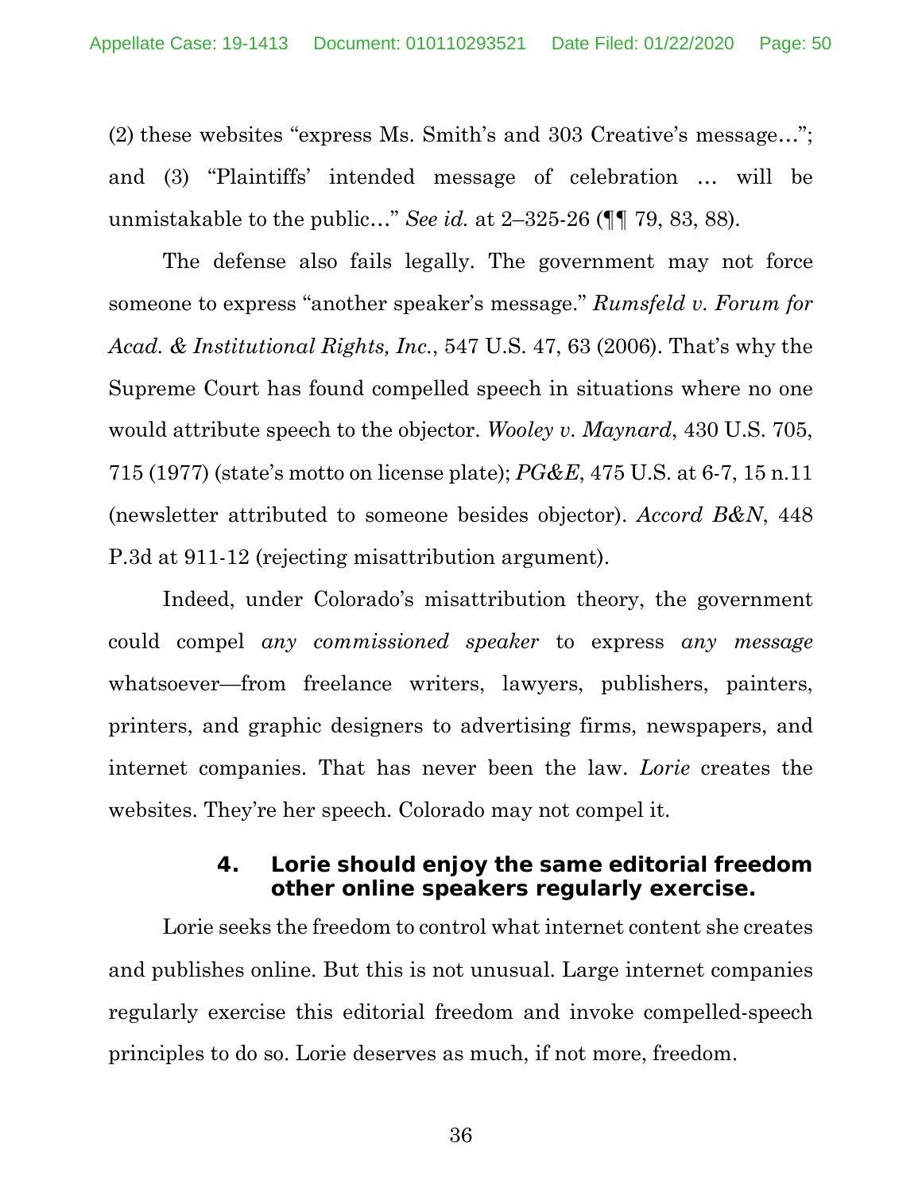(2) these websites "express Ms. Smith's and 303 Creative's message…"; and (3) "Plaintiffs' intended message of celebration … will be unmistakable to the public…" *See id.* at 2–325-26 (¶¶ 79, 83, 88).

The defense also fails legally. The government may not force someone to express "another speaker's message." *Rumsfeld v. Forum for Acad. & Institutional Rights, Inc.*, 547 U.S. 47, 63 (2006). That's why the Supreme Court has found compelled speech in situations where no one would attribute speech to the objector. *Wooley v. Maynard*, 430 U.S. 705, 715 (1977) (state's motto on license plate); *PG&E*, 475 U.S. at 6-7, 15 n.11 (newsletter attributed to someone besides objector). *Accord B&N*, 448 P.3d at 911-12 (rejecting misattribution argument).

Indeed, under Colorado's misattribution theory, the government could compel *any commissioned speaker* to express *any message* whatsoever—from freelance writers, lawyers, publishers, painters, printers, and graphic designers to advertising firms, newspapers, and internet companies. That has never been the law. *Lorie* creates the websites. They're her speech. Colorado may not compel it.

#### 4. Lorie should enjoy the same editorial freedom other online speakers regularly exercise.

Lorie seeks the freedom to control what internet content she creates and publishes online. But this is not unusual. Large internet companies regularly exercise this editorial freedom and invoke compelled-speech principles to do so. Lorie deserves as much, if not more, freedom.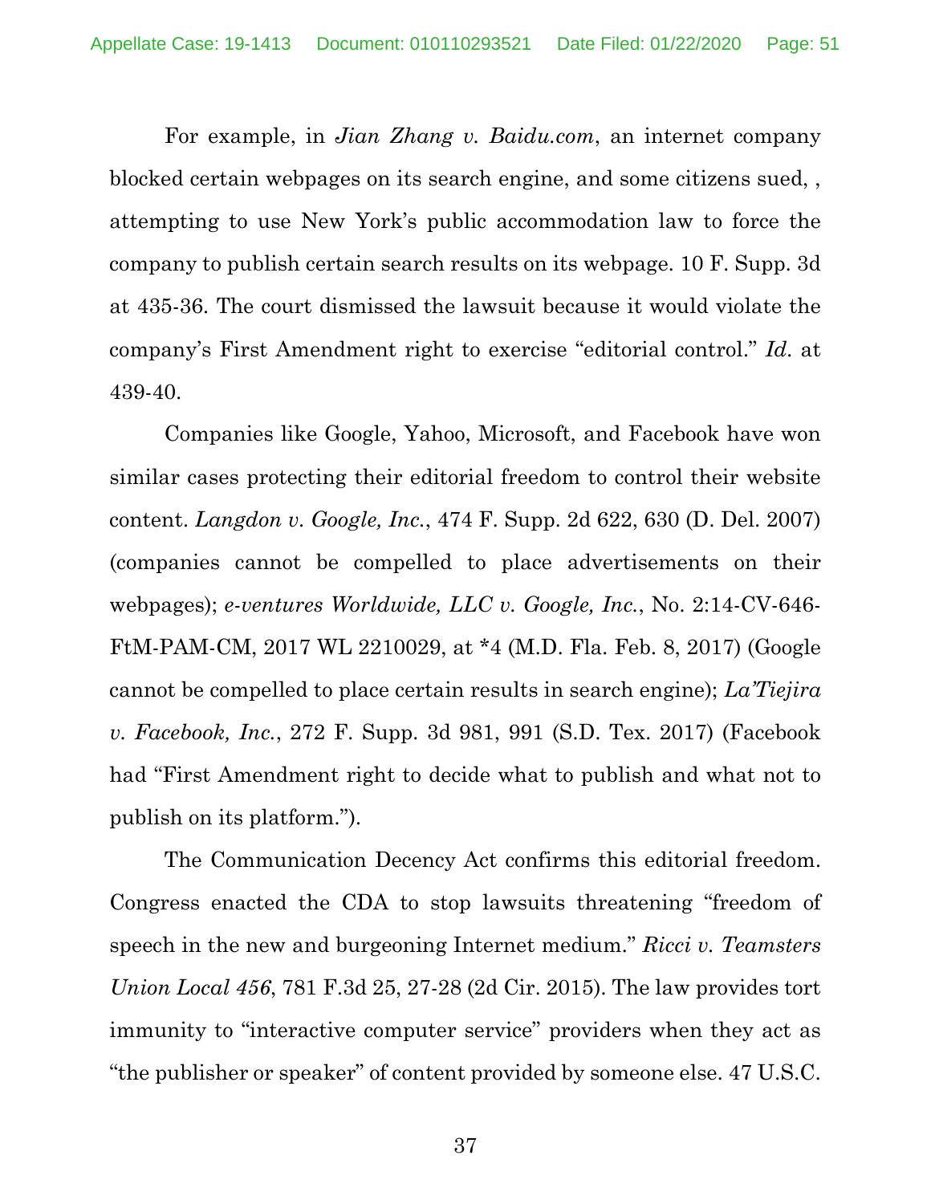For example, in *Jian Zhang v. Baidu.com*, an internet company blocked certain webpages on its search engine, and some citizens sued, , attempting to use New York's public accommodation law to force the company to publish certain search results on its webpage. 10 F. Supp. 3d at 435-36. The court dismissed the lawsuit because it would violate the company's First Amendment right to exercise "editorial control." *Id.* at 439-40.

Companies like Google, Yahoo, Microsoft, and Facebook have won similar cases protecting their editorial freedom to control their website content. *Langdon v. Google, Inc.*, 474 F. Supp. 2d 622, 630 (D. Del. 2007) (companies cannot be compelled to place advertisements on their webpages); *e-ventures Worldwide, LLC v. Google, Inc.*, No. 2:14-CV-646-FtM-PAM-CM, 2017 WL 2210029, at *4 (M.D. Fla. Feb. 8, 2017) (Google cannot be compelled to place certain results in search engine); *La'Tiejira v. Facebook, Inc.*, 272 F. Supp. 3d 981, 991 (S.D. Tex. 2017) (Facebook had "First Amendment right to decide what to publish and what not to publish on its platform.").

The Communication Decency Act confirms this editorial freedom. Congress enacted the CDA to stop lawsuits threatening "freedom of speech in the new and burgeoning Internet medium." *Ricci v. Teamsters Union Local 456*, 781 F.3d 25, 27-28 (2d Cir. 2015). The law provides tort immunity to "interactive computer service" providers when they act as "the publisher or speaker" of content provided by someone else. 47 U.S.C.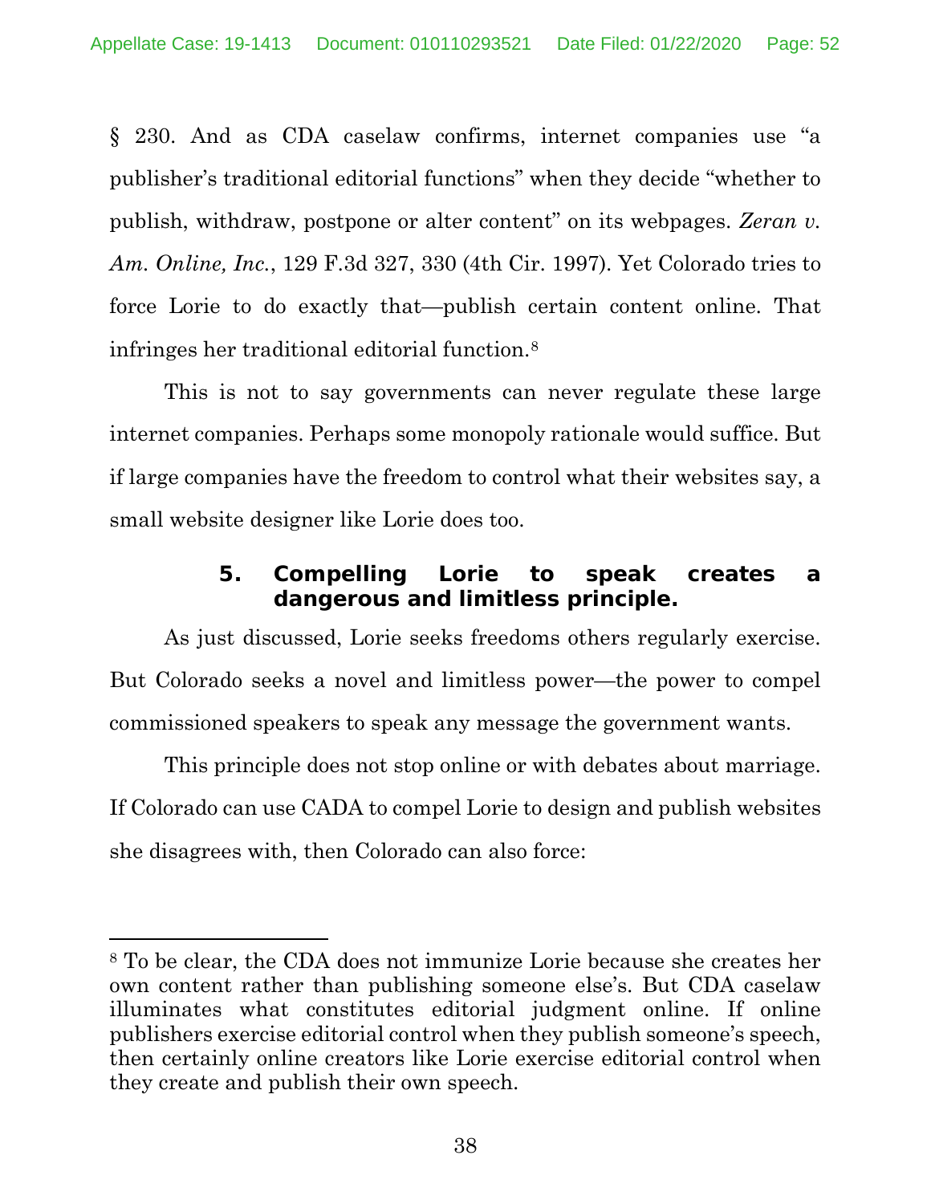§ 230. And as CDA caselaw confirms, internet companies use "a publisher's traditional editorial functions" when they decide "whether to publish, withdraw, postpone or alter content" on its webpages. *Zeran v. Am. Online, Inc.*, 129 F.3d 327, 330 (4th Cir. 1997). Yet Colorado tries to force Lorie to do exactly that—publish certain content online. That infringes her traditional editorial function.[8]

This is not to say governments can never regulate these large internet companies. Perhaps some monopoly rationale would suffice. But if large companies have the freedom to control what their websites say, a small website designer like Lorie does too.

#### 5. Compelling Lorie to speak creates a dangerous and limitless principle.

As just discussed, Lorie seeks freedoms others regularly exercise. But Colorado seeks a novel and limitless power—the power to compel commissioned speakers to speak any message the government wants.

This principle does not stop online or with debates about marriage. If Colorado can use CADA to compel Lorie to design and publish websites she disagrees with, then Colorado can also force:

---

[8] To be clear, the CDA does not immunize Lorie because she creates her own content rather than publishing someone else's. But CDA caselaw illuminates what constitutes editorial judgment online. If online publishers exercise editorial control when they publish someone's speech, then certainly online creators like Lorie exercise editorial control when they create and publish their own speech.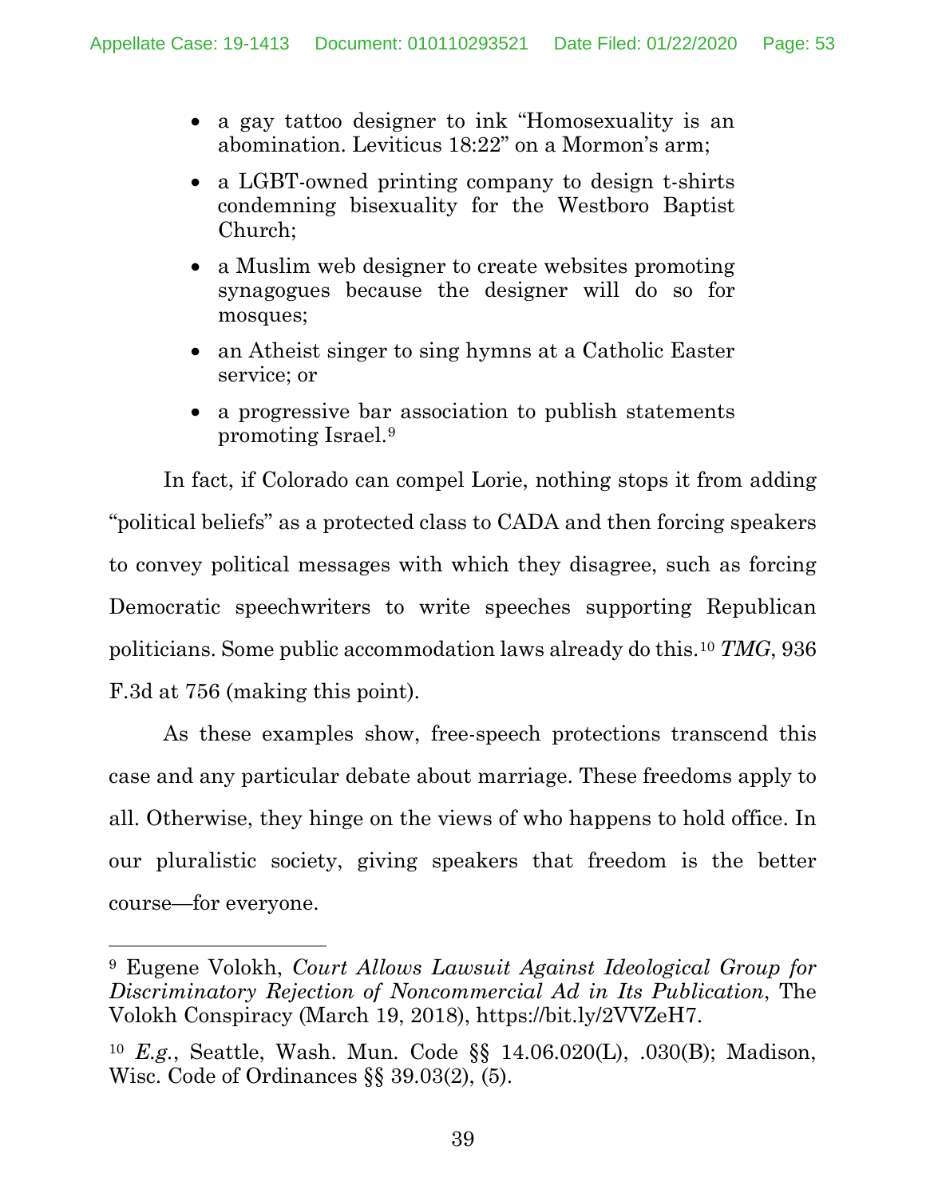- a gay tattoo designer to ink "Homosexuality is an abomination. Leviticus 18:22" on a Mormon's arm;
- a LGBT-owned printing company to design t-shirts condemning bisexuality for the Westboro Baptist Church;
- a Muslim web designer to create websites promoting synagogues because the designer will do so for mosques;
- an Atheist singer to sing hymns at a Catholic Easter service; or
- a progressive bar association to publish statements promoting Israel.[9]

In fact, if Colorado can compel Lorie, nothing stops it from adding "political beliefs" as a protected class to CADA and then forcing speakers to convey political messages with which they disagree, such as forcing Democratic speechwriters to write speeches supporting Republican politicians. Some public accommodation laws already do this.[10] *TMG*, 936 F.3d at 756 (making this point).

As these examples show, free-speech protections transcend this case and any particular debate about marriage. These freedoms apply to all. Otherwise, they hinge on the views of who happens to hold office. In our pluralistic society, giving speakers that freedom is the better course—for everyone.

---

[9] Eugene Volokh, *Court Allows Lawsuit Against Ideological Group for Discriminatory Rejection of Noncommercial Ad in Its Publication*, The Volokh Conspiracy (March 19, 2018), https://bit.ly/2VVZeH7.

[10] *E.g.*, Seattle, Wash. Mun. Code §§ 14.06.020(L), .030(B); Madison, Wisc. Code of Ordinances §§ 39.03(2), (5).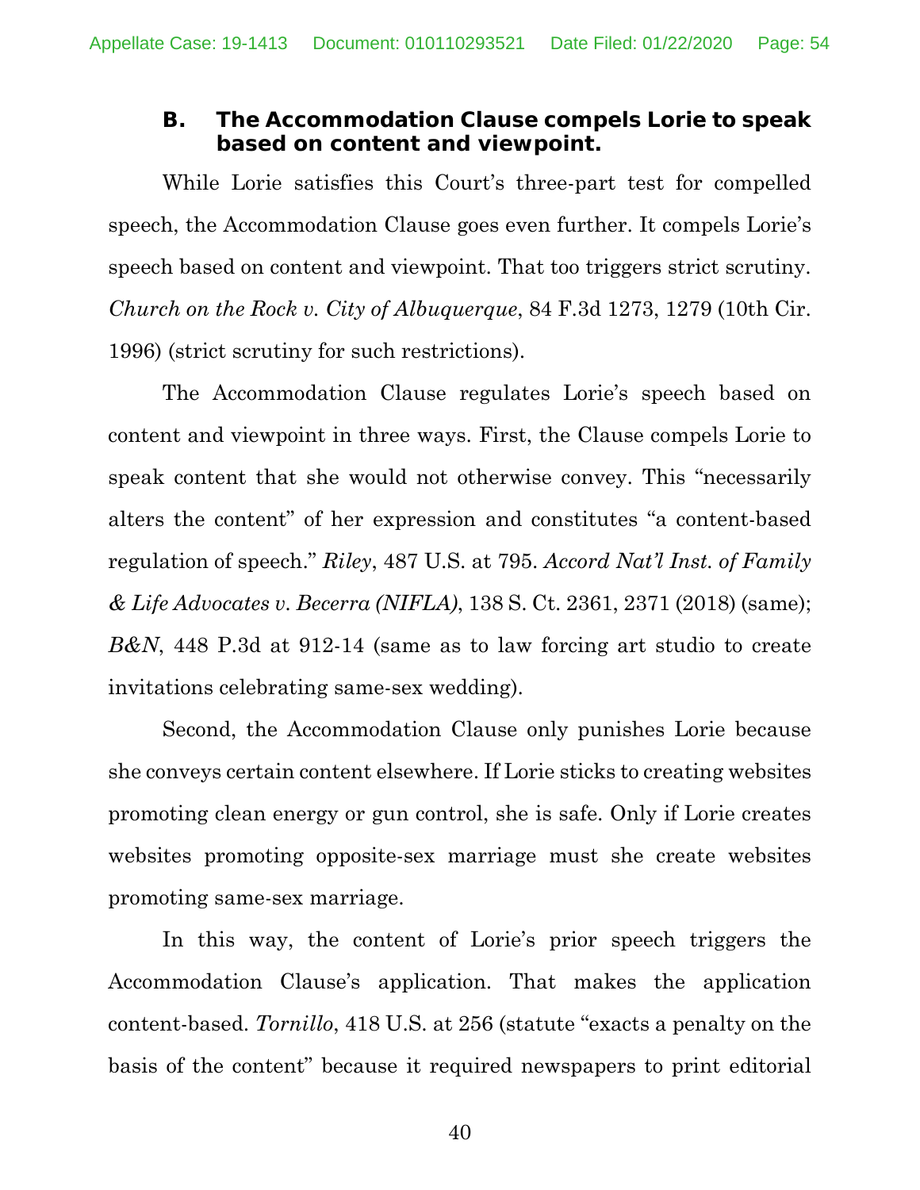### B. The Accommodation Clause compels Lorie to speak based on content and viewpoint.

While Lorie satisfies this Court's three-part test for compelled speech, the Accommodation Clause goes even further. It compels Lorie's speech based on content and viewpoint. That too triggers strict scrutiny. *Church on the Rock v. City of Albuquerque*, 84 F.3d 1273, 1279 (10th Cir. 1996) (strict scrutiny for such restrictions).

The Accommodation Clause regulates Lorie's speech based on content and viewpoint in three ways. First, the Clause compels Lorie to speak content that she would not otherwise convey. This "necessarily alters the content" of her expression and constitutes "a content-based regulation of speech." *Riley*, 487 U.S. at 795. *Accord Nat'l Inst. of Family & Life Advocates v. Becerra (NIFLA)*, 138 S. Ct. 2361, 2371 (2018) (same); *B&N*, 448 P.3d at 912-14 (same as to law forcing art studio to create invitations celebrating same-sex wedding).

Second, the Accommodation Clause only punishes Lorie because she conveys certain content elsewhere. If Lorie sticks to creating websites promoting clean energy or gun control, she is safe. Only if Lorie creates websites promoting opposite-sex marriage must she create websites promoting same-sex marriage.

In this way, the content of Lorie's prior speech triggers the Accommodation Clause's application. That makes the application content-based. *Tornillo*, 418 U.S. at 256 (statute "exacts a penalty on the basis of the content" because it required newspapers to print editorial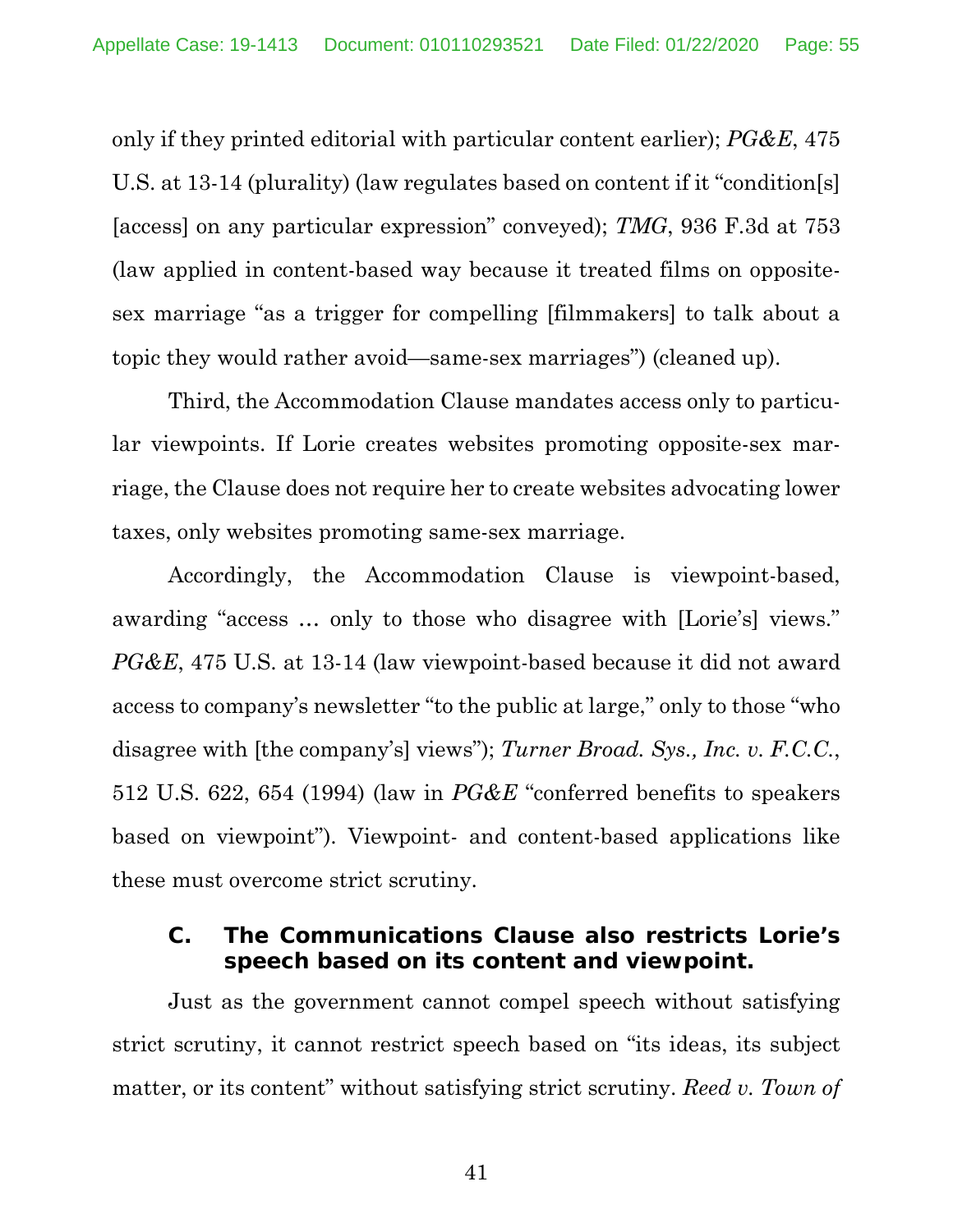only if they printed editorial with particular content earlier); *PG&E*, 475 U.S. at 13-14 (plurality) (law regulates based on content if it "condition[s] [access] on any particular expression" conveyed); *TMG*, 936 F.3d at 753 (law applied in content-based way because it treated films on opposite-sex marriage "as a trigger for compelling [filmmakers] to talk about a topic they would rather avoid—same-sex marriages") (cleaned up).

Third, the Accommodation Clause mandates access only to particular viewpoints. If Lorie creates websites promoting opposite-sex marriage, the Clause does not require her to create websites advocating lower taxes, only websites promoting same-sex marriage.

Accordingly, the Accommodation Clause is viewpoint-based, awarding "access … only to those who disagree with [Lorie's] views." *PG&E*, 475 U.S. at 13-14 (law viewpoint-based because it did not award access to company's newsletter "to the public at large," only to those "who disagree with [the company's] views"); *Turner Broad. Sys., Inc. v. F.C.C.*, 512 U.S. 622, 654 (1994) (law in *PG&E* "conferred benefits to speakers based on viewpoint"). Viewpoint- and content-based applications like these must overcome strict scrutiny.

### C. The Communications Clause also restricts Lorie's speech based on its content and viewpoint.

Just as the government cannot compel speech without satisfying strict scrutiny, it cannot restrict speech based on "its ideas, its subject matter, or its content" without satisfying strict scrutiny. *Reed v. Town of*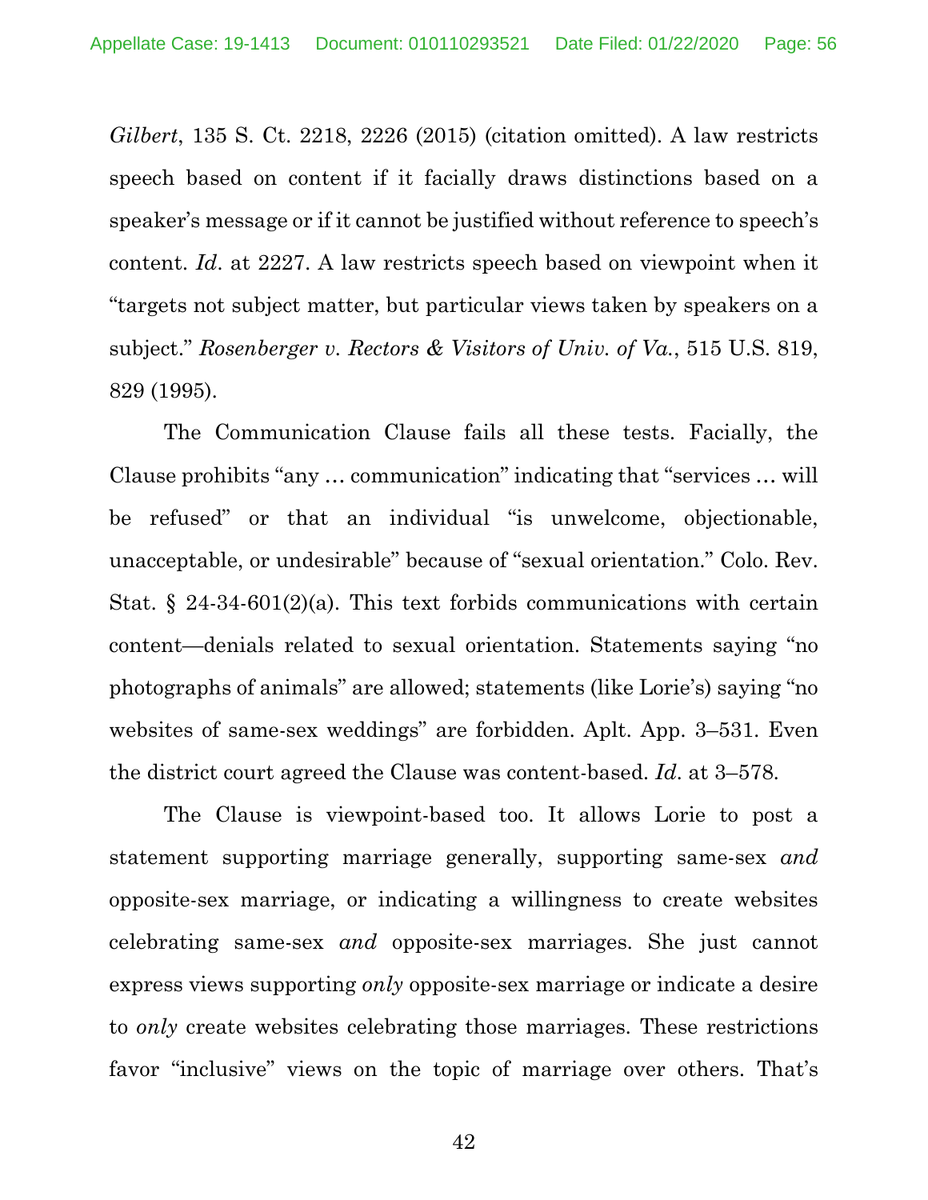*Gilbert*, 135 S. Ct. 2218, 2226 (2015) (citation omitted). A law restricts speech based on content if it facially draws distinctions based on a speaker's message or if it cannot be justified without reference to speech's content. *Id*. at 2227. A law restricts speech based on viewpoint when it "targets not subject matter, but particular views taken by speakers on a subject." *Rosenberger v. Rectors & Visitors of Univ. of Va.*, 515 U.S. 819, 829 (1995).

The Communication Clause fails all these tests. Facially, the Clause prohibits "any … communication" indicating that "services … will be refused" or that an individual "is unwelcome, objectionable, unacceptable, or undesirable" because of "sexual orientation." Colo. Rev. Stat. § 24-34-601(2)(a). This text forbids communications with certain content—denials related to sexual orientation. Statements saying "no photographs of animals" are allowed; statements (like Lorie's) saying "no websites of same-sex weddings" are forbidden. Aplt. App. 3–531. Even the district court agreed the Clause was content-based. *Id*. at 3–578.

The Clause is viewpoint-based too. It allows Lorie to post a statement supporting marriage generally, supporting same-sex *and* opposite-sex marriage, or indicating a willingness to create websites celebrating same-sex *and* opposite-sex marriages. She just cannot express views supporting *only* opposite-sex marriage or indicate a desire to *only* create websites celebrating those marriages. These restrictions favor "inclusive" views on the topic of marriage over others. That's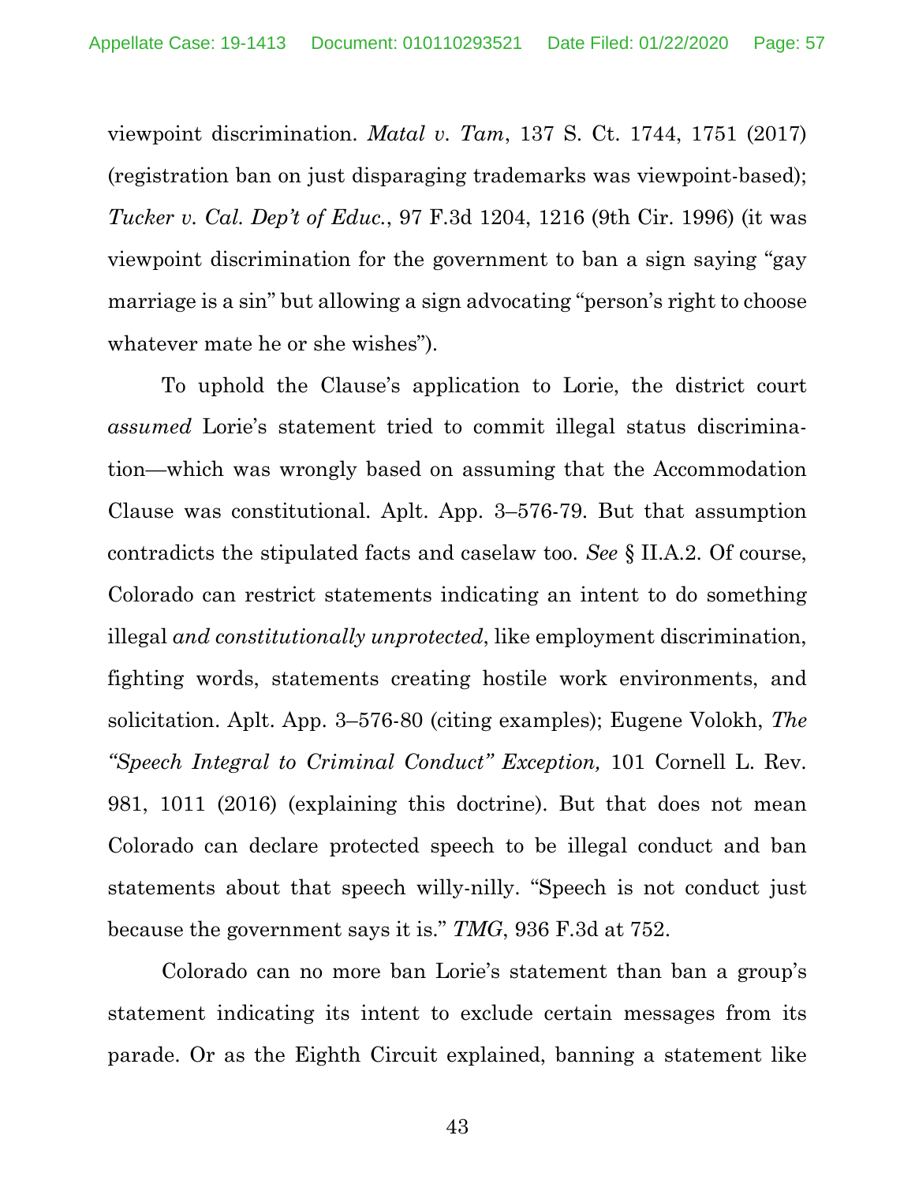viewpoint discrimination. *Matal v. Tam*, 137 S. Ct. 1744, 1751 (2017) (registration ban on just disparaging trademarks was viewpoint-based); *Tucker v. Cal. Dep't of Educ.*, 97 F.3d 1204, 1216 (9th Cir. 1996) (it was viewpoint discrimination for the government to ban a sign saying "gay marriage is a sin" but allowing a sign advocating "person's right to choose whatever mate he or she wishes").

To uphold the Clause's application to Lorie, the district court *assumed* Lorie's statement tried to commit illegal status discrimination—which was wrongly based on assuming that the Accommodation Clause was constitutional. Aplt. App. 3–576-79. But that assumption contradicts the stipulated facts and caselaw too. *See* § II.A.2. Of course, Colorado can restrict statements indicating an intent to do something illegal *and constitutionally unprotected*, like employment discrimination, fighting words, statements creating hostile work environments, and solicitation. Aplt. App. 3–576-80 (citing examples); Eugene Volokh, *The "Speech Integral to Criminal Conduct" Exception,* 101 Cornell L. Rev. 981, 1011 (2016) (explaining this doctrine). But that does not mean Colorado can declare protected speech to be illegal conduct and ban statements about that speech willy-nilly. "Speech is not conduct just because the government says it is." *TMG*, 936 F.3d at 752.

Colorado can no more ban Lorie's statement than ban a group's statement indicating its intent to exclude certain messages from its parade. Or as the Eighth Circuit explained, banning a statement like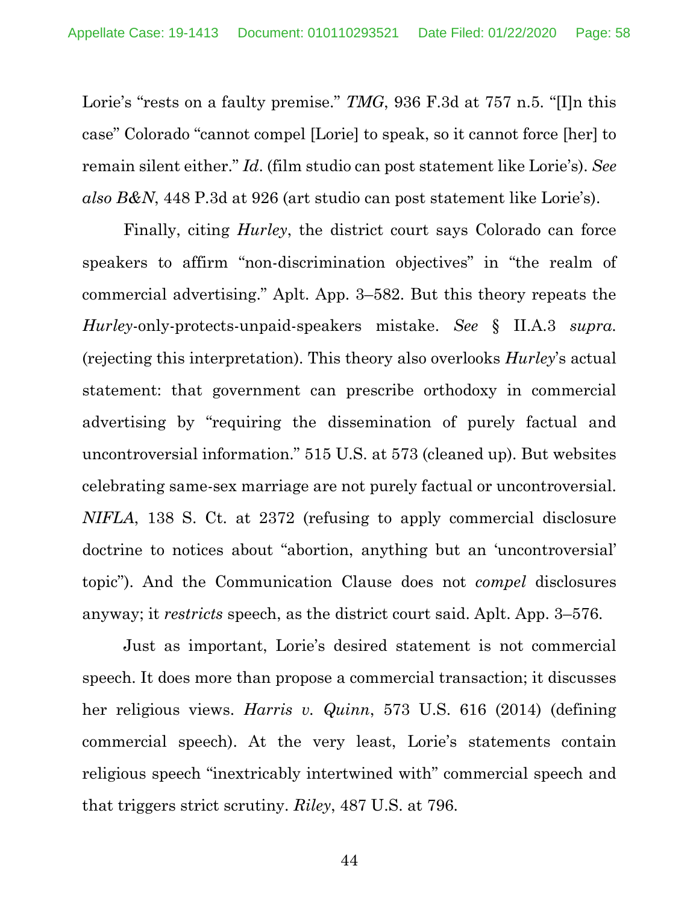Lorie's "rests on a faulty premise." *TMG*, 936 F.3d at 757 n.5. "[I]n this case" Colorado "cannot compel [Lorie] to speak, so it cannot force [her] to remain silent either." *Id*. (film studio can post statement like Lorie's). *See also B&N*, 448 P.3d at 926 (art studio can post statement like Lorie's).

Finally, citing *Hurley*, the district court says Colorado can force speakers to affirm "non-discrimination objectives" in "the realm of commercial advertising." Aplt. App. 3–582. But this theory repeats the *Hurley*-only-protects-unpaid-speakers mistake. *See* § II.A.3 *supra.* (rejecting this interpretation). This theory also overlooks *Hurley*'s actual statement: that government can prescribe orthodoxy in commercial advertising by "requiring the dissemination of purely factual and uncontroversial information." 515 U.S. at 573 (cleaned up). But websites celebrating same-sex marriage are not purely factual or uncontroversial. *NIFLA*, 138 S. Ct. at 2372 (refusing to apply commercial disclosure doctrine to notices about "abortion, anything but an 'uncontroversial' topic"). And the Communication Clause does not *compel* disclosures anyway; it *restricts* speech, as the district court said. Aplt. App. 3–576.

Just as important, Lorie's desired statement is not commercial speech. It does more than propose a commercial transaction; it discusses her religious views. *Harris v. Quinn*, 573 U.S. 616 (2014) (defining commercial speech). At the very least, Lorie's statements contain religious speech "inextricably intertwined with" commercial speech and that triggers strict scrutiny. *Riley*, 487 U.S. at 796.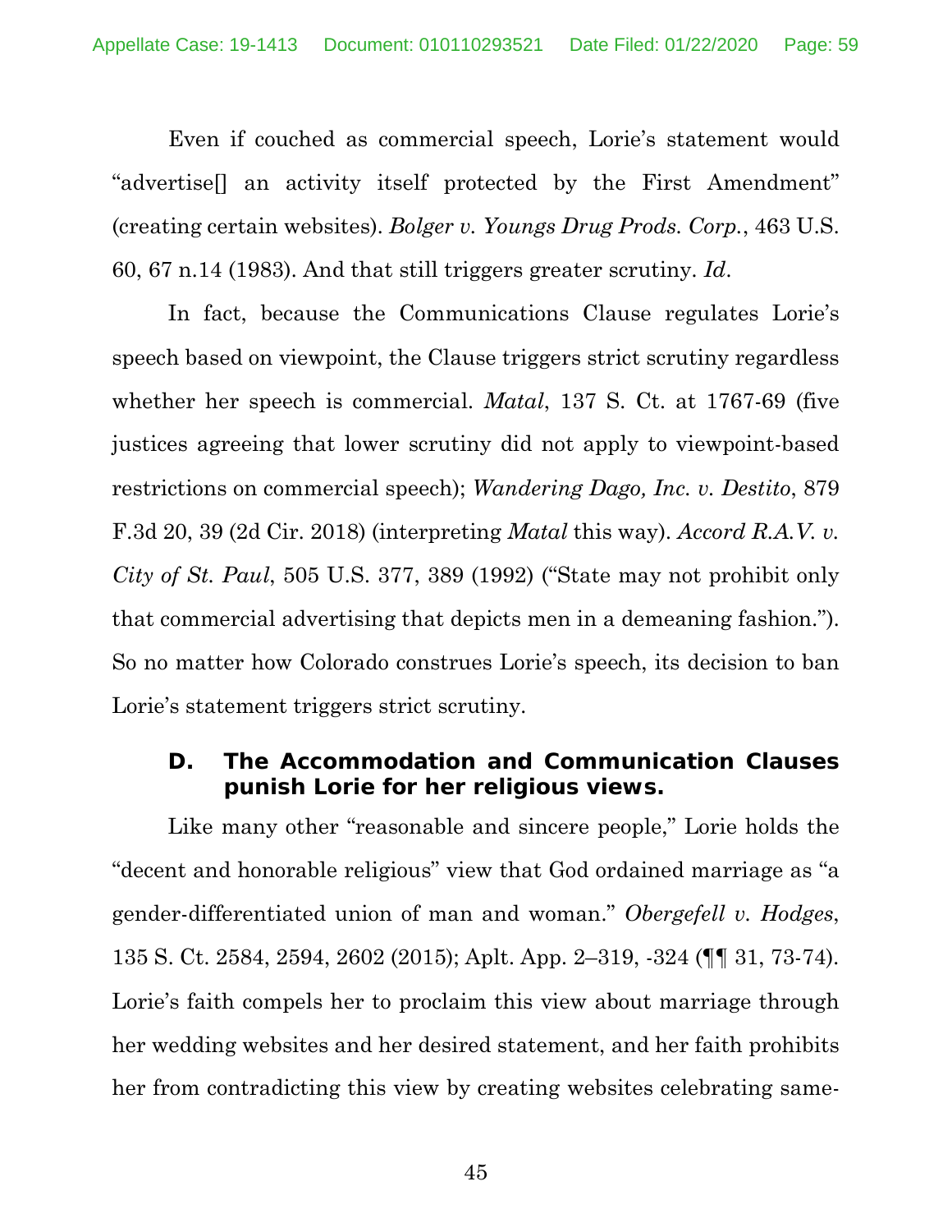Even if couched as commercial speech, Lorie's statement would "advertise[] an activity itself protected by the First Amendment" (creating certain websites). *Bolger v. Youngs Drug Prods. Corp.*, 463 U.S. 60, 67 n.14 (1983). And that still triggers greater scrutiny. *Id*.

In fact, because the Communications Clause regulates Lorie's speech based on viewpoint, the Clause triggers strict scrutiny regardless whether her speech is commercial. *Matal*, 137 S. Ct. at 1767-69 (five justices agreeing that lower scrutiny did not apply to viewpoint-based restrictions on commercial speech); *Wandering Dago, Inc. v. Destito*, 879 F.3d 20, 39 (2d Cir. 2018) (interpreting *Matal* this way). *Accord R.A.V. v. City of St. Paul*, 505 U.S. 377, 389 (1992) ("State may not prohibit only that commercial advertising that depicts men in a demeaning fashion."). So no matter how Colorado construes Lorie's speech, its decision to ban Lorie's statement triggers strict scrutiny.

### D. The Accommodation and Communication Clauses punish Lorie for her religious views.

Like many other "reasonable and sincere people," Lorie holds the "decent and honorable religious" view that God ordained marriage as "a gender-differentiated union of man and woman." *Obergefell v. Hodges*, 135 S. Ct. 2584, 2594, 2602 (2015); Aplt. App. 2–319, -324 (¶¶ 31, 73-74). Lorie's faith compels her to proclaim this view about marriage through her wedding websites and her desired statement, and her faith prohibits her from contradicting this view by creating websites celebrating same-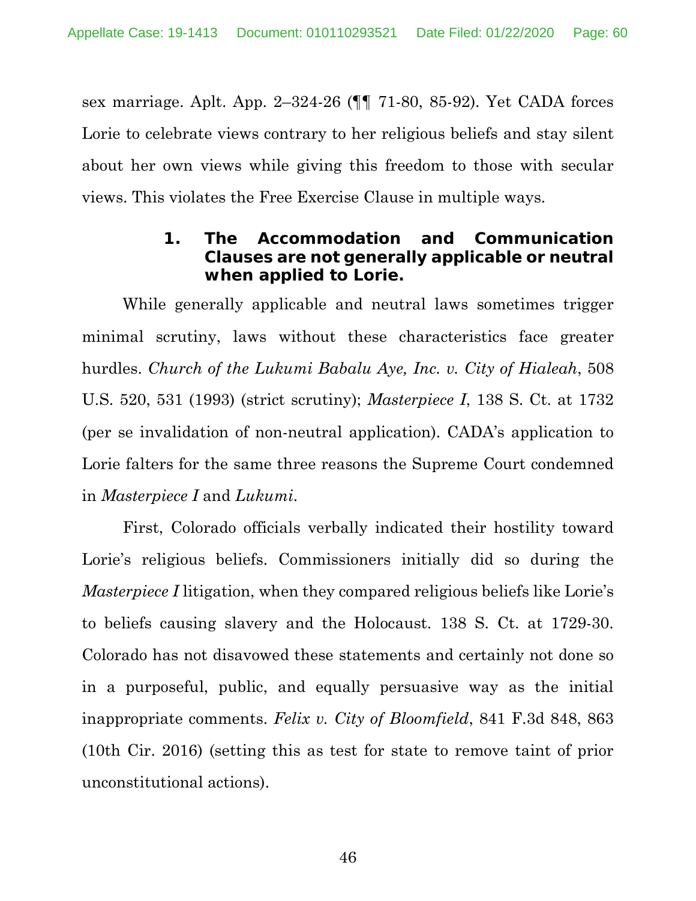sex marriage. Aplt. App. 2–324-26 (¶¶ 71-80, 85-92). Yet CADA forces Lorie to celebrate views contrary to her religious beliefs and stay silent about her own views while giving this freedom to those with secular views. This violates the Free Exercise Clause in multiple ways.

### 1. The Accommodation and Communication Clauses are not generally applicable or neutral when applied to Lorie.

While generally applicable and neutral laws sometimes trigger minimal scrutiny, laws without these characteristics face greater hurdles. *Church of the Lukumi Babalu Aye, Inc. v. City of Hialeah*, 508 U.S. 520, 531 (1993) (strict scrutiny); *Masterpiece I*, 138 S. Ct. at 1732 (per se invalidation of non-neutral application). CADA's application to Lorie falters for the same three reasons the Supreme Court condemned in *Masterpiece I* and *Lukumi*.

First, Colorado officials verbally indicated their hostility toward Lorie's religious beliefs. Commissioners initially did so during the *Masterpiece I* litigation, when they compared religious beliefs like Lorie's to beliefs causing slavery and the Holocaust. 138 S. Ct. at 1729-30. Colorado has not disavowed these statements and certainly not done so in a purposeful, public, and equally persuasive way as the initial inappropriate comments. *Felix v. City of Bloomfield*, 841 F.3d 848, 863 (10th Cir. 2016) (setting this as test for state to remove taint of prior unconstitutional actions).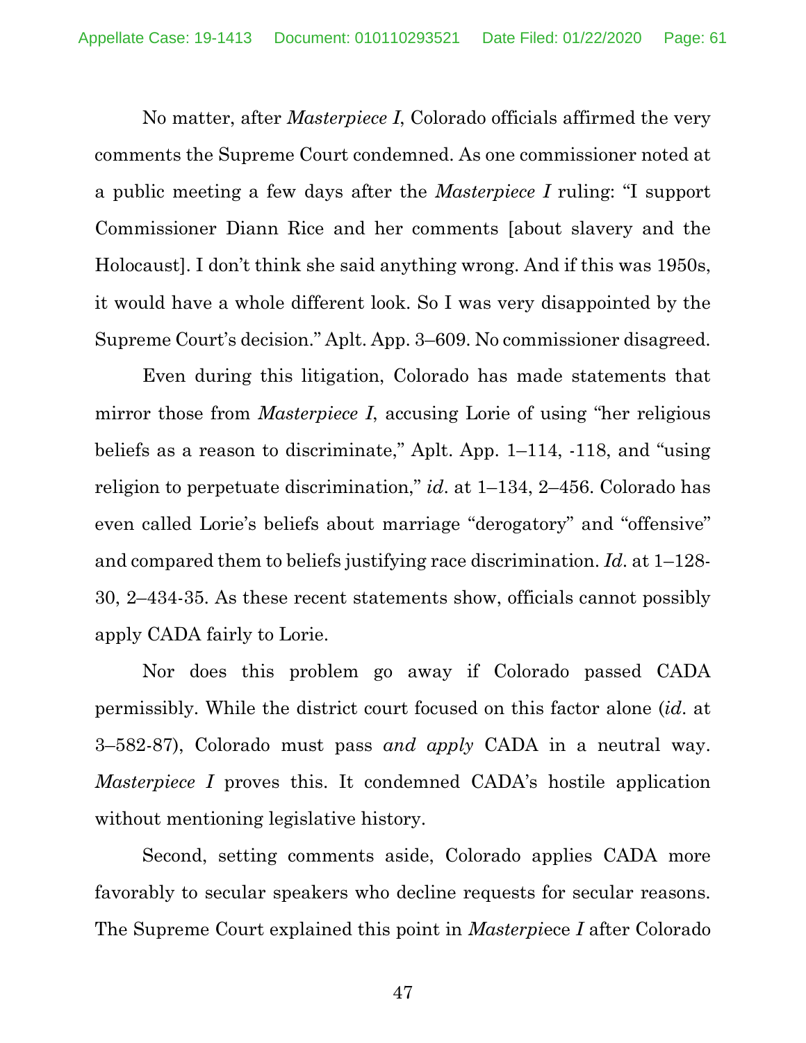No matter, after *Masterpiece I*, Colorado officials affirmed the very comments the Supreme Court condemned. As one commissioner noted at a public meeting a few days after the *Masterpiece I* ruling: "I support Commissioner Diann Rice and her comments [about slavery and the Holocaust]. I don't think she said anything wrong. And if this was 1950s, it would have a whole different look. So I was very disappointed by the Supreme Court's decision." Aplt. App. 3–609. No commissioner disagreed.

Even during this litigation, Colorado has made statements that mirror those from *Masterpiece I*, accusing Lorie of using "her religious beliefs as a reason to discriminate," Aplt. App. 1–114, -118, and "using religion to perpetuate discrimination," *id*. at 1–134, 2–456. Colorado has even called Lorie's beliefs about marriage "derogatory" and "offensive" and compared them to beliefs justifying race discrimination. *Id*. at 1–128-30, 2–434-35. As these recent statements show, officials cannot possibly apply CADA fairly to Lorie.

Nor does this problem go away if Colorado passed CADA permissibly. While the district court focused on this factor alone (*id*. at 3–582-87), Colorado must pass *and apply* CADA in a neutral way. *Masterpiece I* proves this. It condemned CADA's hostile application without mentioning legislative history.

Second, setting comments aside, Colorado applies CADA more favorably to secular speakers who decline requests for secular reasons. The Supreme Court explained this point in *Masterpiece I* after Colorado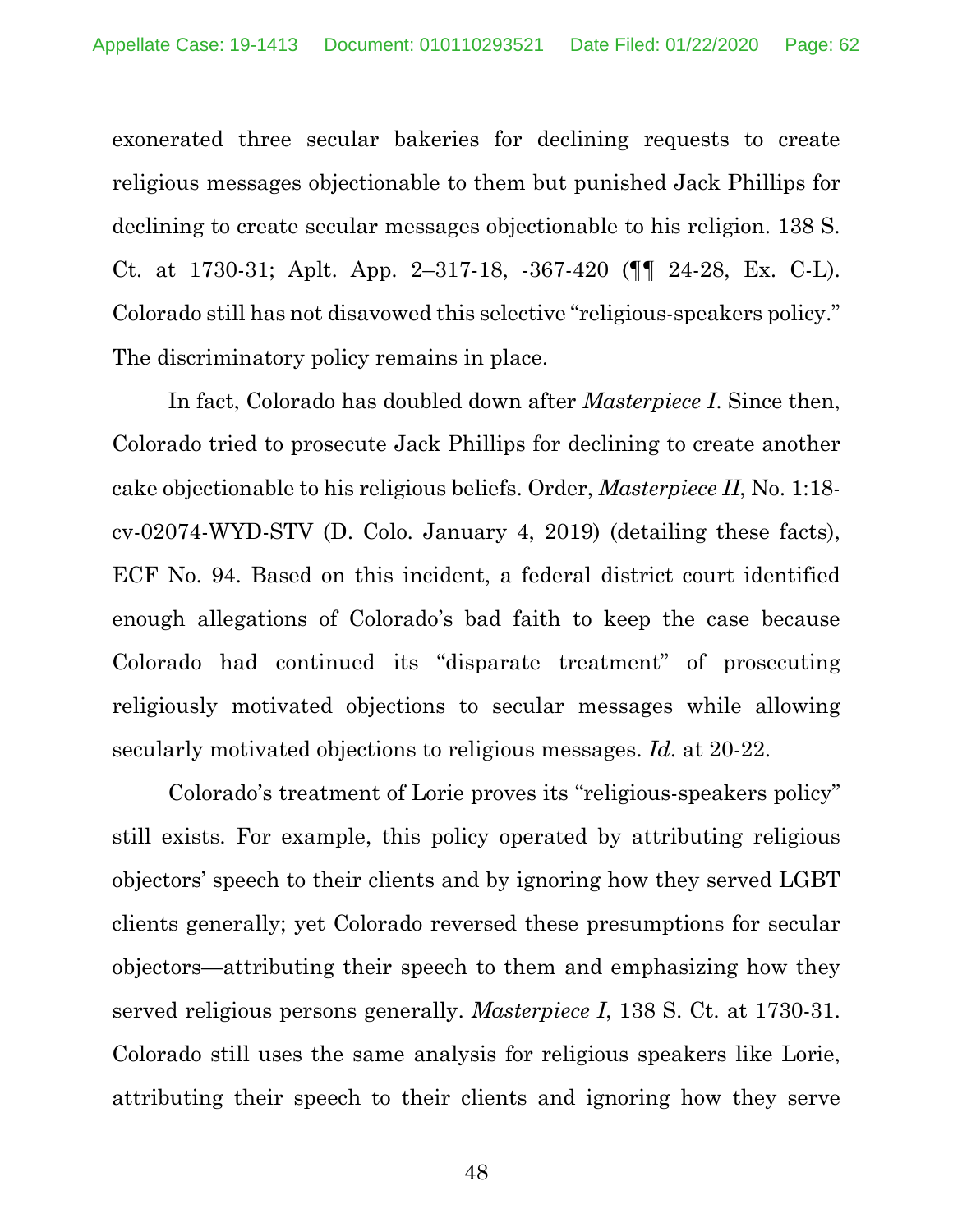exonerated three secular bakeries for declining requests to create religious messages objectionable to them but punished Jack Phillips for declining to create secular messages objectionable to his religion. 138 S. Ct. at 1730-31; Aplt. App. 2–317-18, -367-420 (¶¶ 24-28, Ex. C-L). Colorado still has not disavowed this selective "religious-speakers policy." The discriminatory policy remains in place.

In fact, Colorado has doubled down after *Masterpiece I*. Since then, Colorado tried to prosecute Jack Phillips for declining to create another cake objectionable to his religious beliefs. Order, *Masterpiece II*, No. 1:18-cv-02074-WYD-STV (D. Colo. January 4, 2019) (detailing these facts), ECF No. 94. Based on this incident, a federal district court identified enough allegations of Colorado's bad faith to keep the case because Colorado had continued its "disparate treatment" of prosecuting religiously motivated objections to secular messages while allowing secularly motivated objections to religious messages. *Id*. at 20-22.

Colorado's treatment of Lorie proves its "religious-speakers policy" still exists. For example, this policy operated by attributing religious objectors' speech to their clients and by ignoring how they served LGBT clients generally; yet Colorado reversed these presumptions for secular objectors—attributing their speech to them and emphasizing how they served religious persons generally. *Masterpiece I*, 138 S. Ct. at 1730-31. Colorado still uses the same analysis for religious speakers like Lorie, attributing their speech to their clients and ignoring how they serve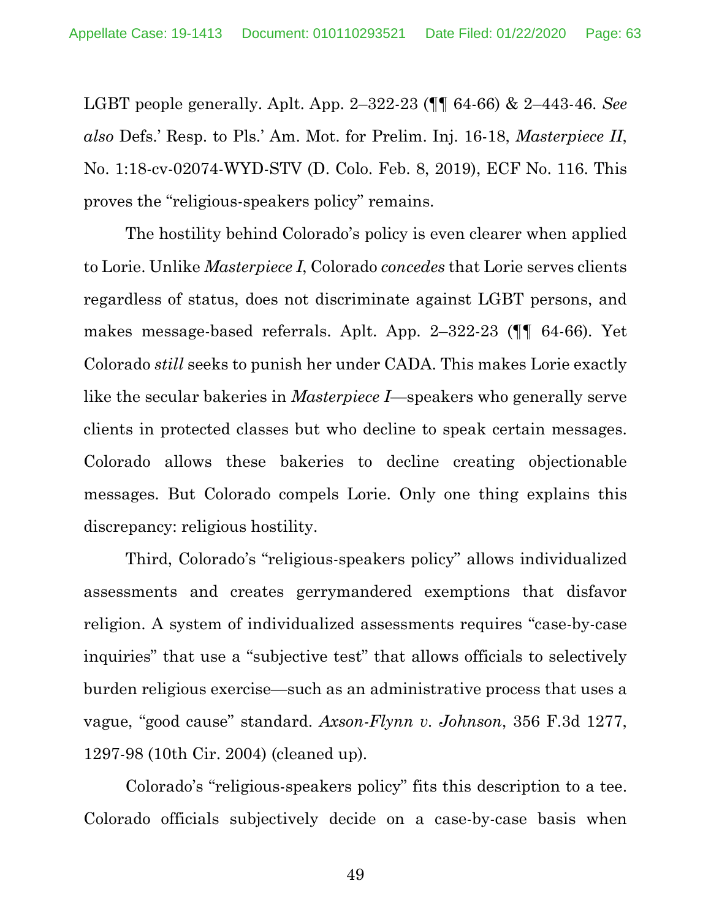LGBT people generally. Aplt. App. 2–322-23 (¶¶ 64-66) & 2–443-46. *See also* Defs.' Resp. to Pls.' Am. Mot. for Prelim. Inj. 16-18, *Masterpiece II*, No. 1:18-cv-02074-WYD-STV (D. Colo. Feb. 8, 2019), ECF No. 116. This proves the "religious-speakers policy" remains.

The hostility behind Colorado's policy is even clearer when applied to Lorie. Unlike *Masterpiece I*, Colorado *concedes* that Lorie serves clients regardless of status, does not discriminate against LGBT persons, and makes message-based referrals. Aplt. App. 2–322-23 (¶¶ 64-66). Yet Colorado *still* seeks to punish her under CADA. This makes Lorie exactly like the secular bakeries in *Masterpiece I*—speakers who generally serve clients in protected classes but who decline to speak certain messages. Colorado allows these bakeries to decline creating objectionable messages. But Colorado compels Lorie. Only one thing explains this discrepancy: religious hostility.

Third, Colorado's "religious-speakers policy" allows individualized assessments and creates gerrymandered exemptions that disfavor religion. A system of individualized assessments requires "case-by-case inquiries" that use a "subjective test" that allows officials to selectively burden religious exercise—such as an administrative process that uses a vague, "good cause" standard. *Axson-Flynn v. Johnson*, 356 F.3d 1277, 1297-98 (10th Cir. 2004) (cleaned up).

Colorado's "religious-speakers policy" fits this description to a tee. Colorado officials subjectively decide on a case-by-case basis when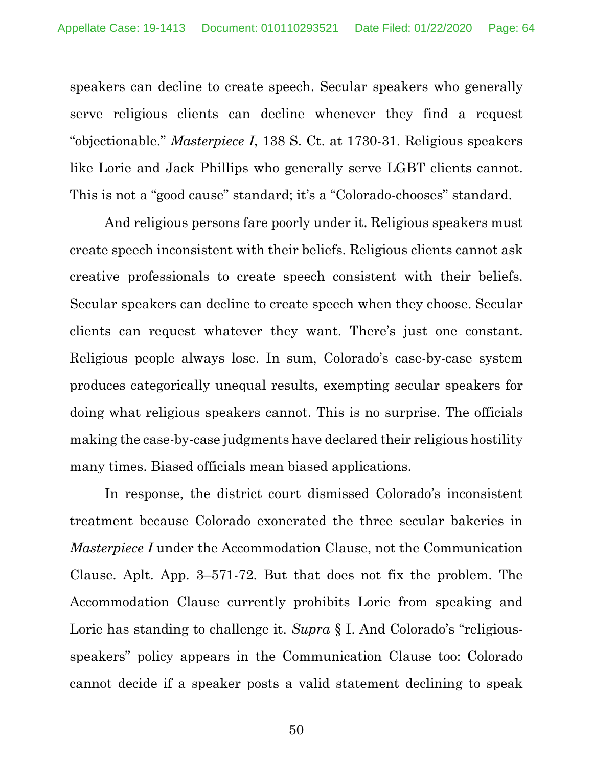speakers can decline to create speech. Secular speakers who generally serve religious clients can decline whenever they find a request "objectionable." *Masterpiece I*, 138 S. Ct. at 1730-31. Religious speakers like Lorie and Jack Phillips who generally serve LGBT clients cannot. This is not a "good cause" standard; it's a "Colorado-chooses" standard.

And religious persons fare poorly under it. Religious speakers must create speech inconsistent with their beliefs. Religious clients cannot ask creative professionals to create speech consistent with their beliefs. Secular speakers can decline to create speech when they choose. Secular clients can request whatever they want. There's just one constant. Religious people always lose. In sum, Colorado's case-by-case system produces categorically unequal results, exempting secular speakers for doing what religious speakers cannot. This is no surprise. The officials making the case-by-case judgments have declared their religious hostility many times. Biased officials mean biased applications.

In response, the district court dismissed Colorado's inconsistent treatment because Colorado exonerated the three secular bakeries in *Masterpiece I* under the Accommodation Clause, not the Communication Clause. Aplt. App. 3–571-72. But that does not fix the problem. The Accommodation Clause currently prohibits Lorie from speaking and Lorie has standing to challenge it. *Supra* § I. And Colorado's "religious-speakers" policy appears in the Communication Clause too: Colorado cannot decide if a speaker posts a valid statement declining to speak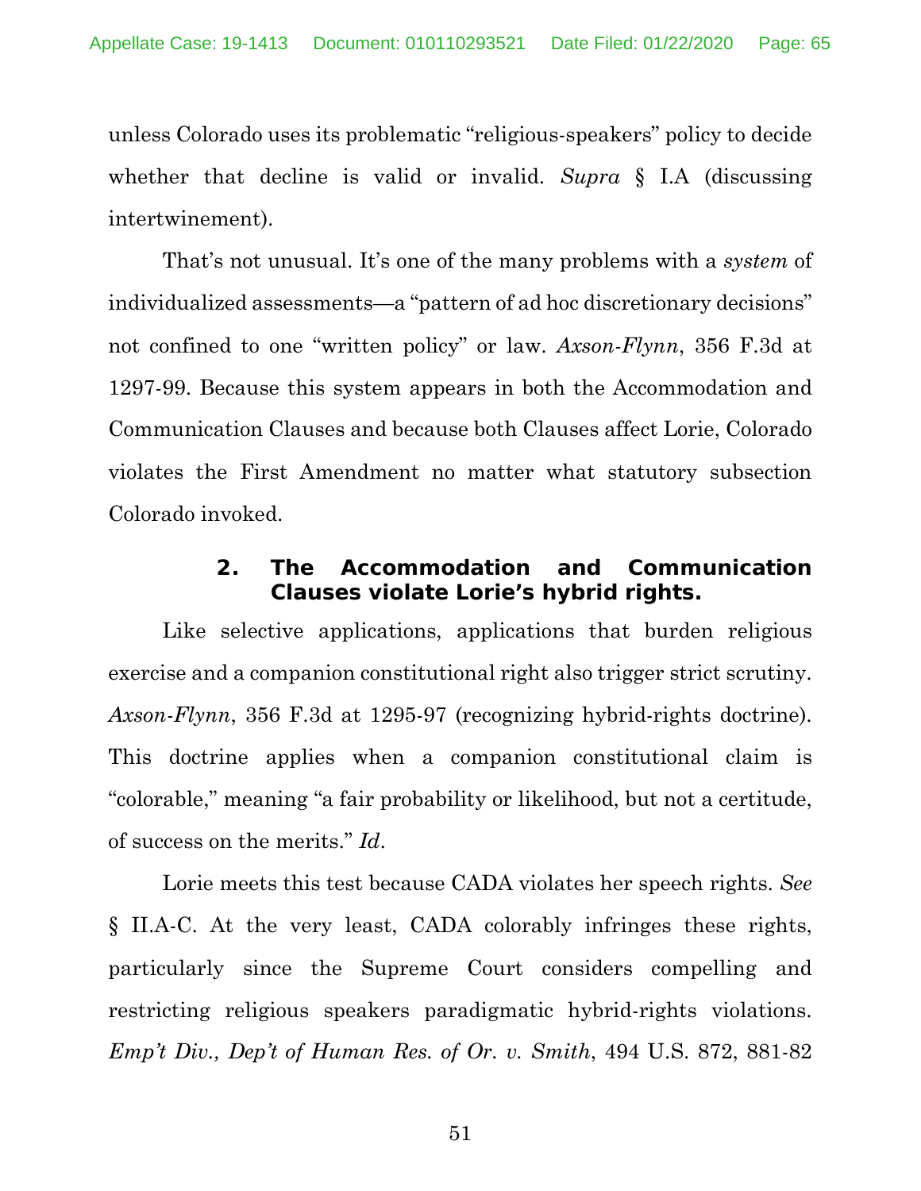unless Colorado uses its problematic "religious-speakers" policy to decide whether that decline is valid or invalid. *Supra* § I.A (discussing intertwinement).

That's not unusual. It's one of the many problems with a *system* of individualized assessments—a "pattern of ad hoc discretionary decisions" not confined to one "written policy" or law. *Axson-Flynn*, 356 F.3d at 1297-99. Because this system appears in both the Accommodation and Communication Clauses and because both Clauses affect Lorie, Colorado violates the First Amendment no matter what statutory subsection Colorado invoked.

#### 2. The Accommodation and Communication Clauses violate Lorie's hybrid rights.

Like selective applications, applications that burden religious exercise and a companion constitutional right also trigger strict scrutiny. *Axson-Flynn*, 356 F.3d at 1295-97 (recognizing hybrid-rights doctrine). This doctrine applies when a companion constitutional claim is "colorable," meaning "a fair probability or likelihood, but not a certitude, of success on the merits." *Id*.

Lorie meets this test because CADA violates her speech rights. *See* § II.A-C. At the very least, CADA colorably infringes these rights, particularly since the Supreme Court considers compelling and restricting religious speakers paradigmatic hybrid-rights violations. *Emp't Div., Dep't of Human Res. of Or. v. Smith*, 494 U.S. 872, 881-82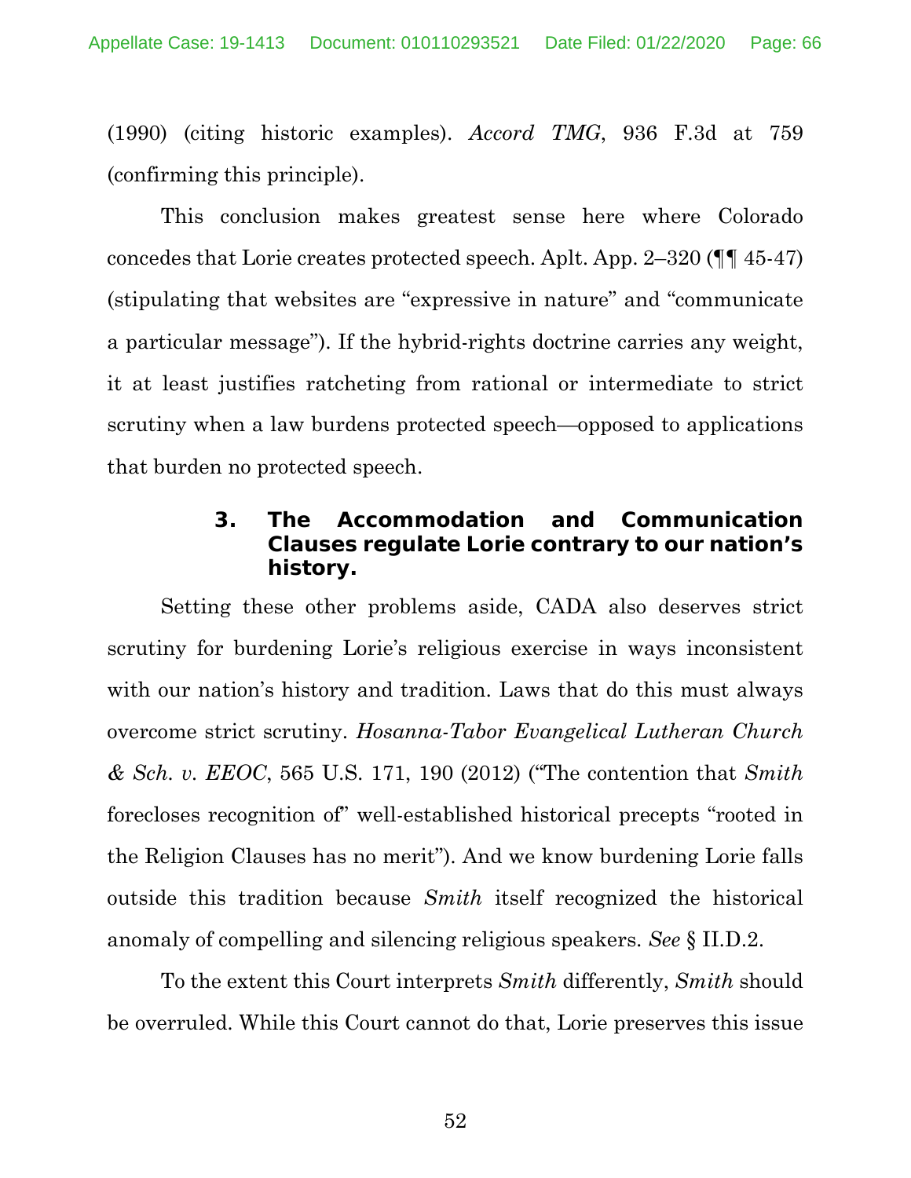(1990) (citing historic examples). *Accord TMG*, 936 F.3d at 759 (confirming this principle).

This conclusion makes greatest sense here where Colorado concedes that Lorie creates protected speech. Aplt. App. 2–320 (¶¶ 45-47) (stipulating that websites are "expressive in nature" and "communicate a particular message"). If the hybrid-rights doctrine carries any weight, it at least justifies ratcheting from rational or intermediate to strict scrutiny when a law burdens protected speech—opposed to applications that burden no protected speech.

### 3. The Accommodation and Communication Clauses regulate Lorie contrary to our nation's history.

Setting these other problems aside, CADA also deserves strict scrutiny for burdening Lorie's religious exercise in ways inconsistent with our nation's history and tradition. Laws that do this must always overcome strict scrutiny. *Hosanna-Tabor Evangelical Lutheran Church & Sch. v. EEOC*, 565 U.S. 171, 190 (2012) ("The contention that *Smith* forecloses recognition of" well-established historical precepts "rooted in the Religion Clauses has no merit"). And we know burdening Lorie falls outside this tradition because *Smith* itself recognized the historical anomaly of compelling and silencing religious speakers. *See* § II.D.2.

To the extent this Court interprets *Smith* differently, *Smith* should be overruled. While this Court cannot do that, Lorie preserves this issue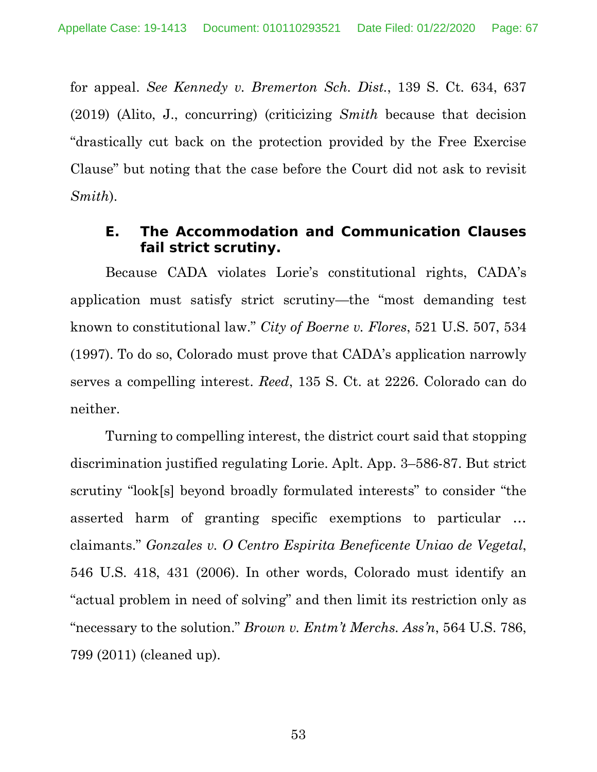for appeal. *See Kennedy v. Bremerton Sch. Dist.*, 139 S. Ct. 634, 637 (2019) (Alito, J., concurring) (criticizing *Smith* because that decision "drastically cut back on the protection provided by the Free Exercise Clause" but noting that the case before the Court did not ask to revisit *Smith*).

### E. The Accommodation and Communication Clauses fail strict scrutiny.

Because CADA violates Lorie's constitutional rights, CADA's application must satisfy strict scrutiny—the "most demanding test known to constitutional law." *City of Boerne v. Flores*, 521 U.S. 507, 534 (1997). To do so, Colorado must prove that CADA's application narrowly serves a compelling interest. *Reed*, 135 S. Ct. at 2226. Colorado can do neither.

Turning to compelling interest, the district court said that stopping discrimination justified regulating Lorie. Aplt. App. 3–586-87. But strict scrutiny "look[s] beyond broadly formulated interests" to consider "the asserted harm of granting specific exemptions to particular … claimants." *Gonzales v. O Centro Espirita Beneficente Uniao de Vegetal*, 546 U.S. 418, 431 (2006). In other words, Colorado must identify an "actual problem in need of solving" and then limit its restriction only as "necessary to the solution." *Brown v. Entm't Merchs. Ass'n*, 564 U.S. 786, 799 (2011) (cleaned up).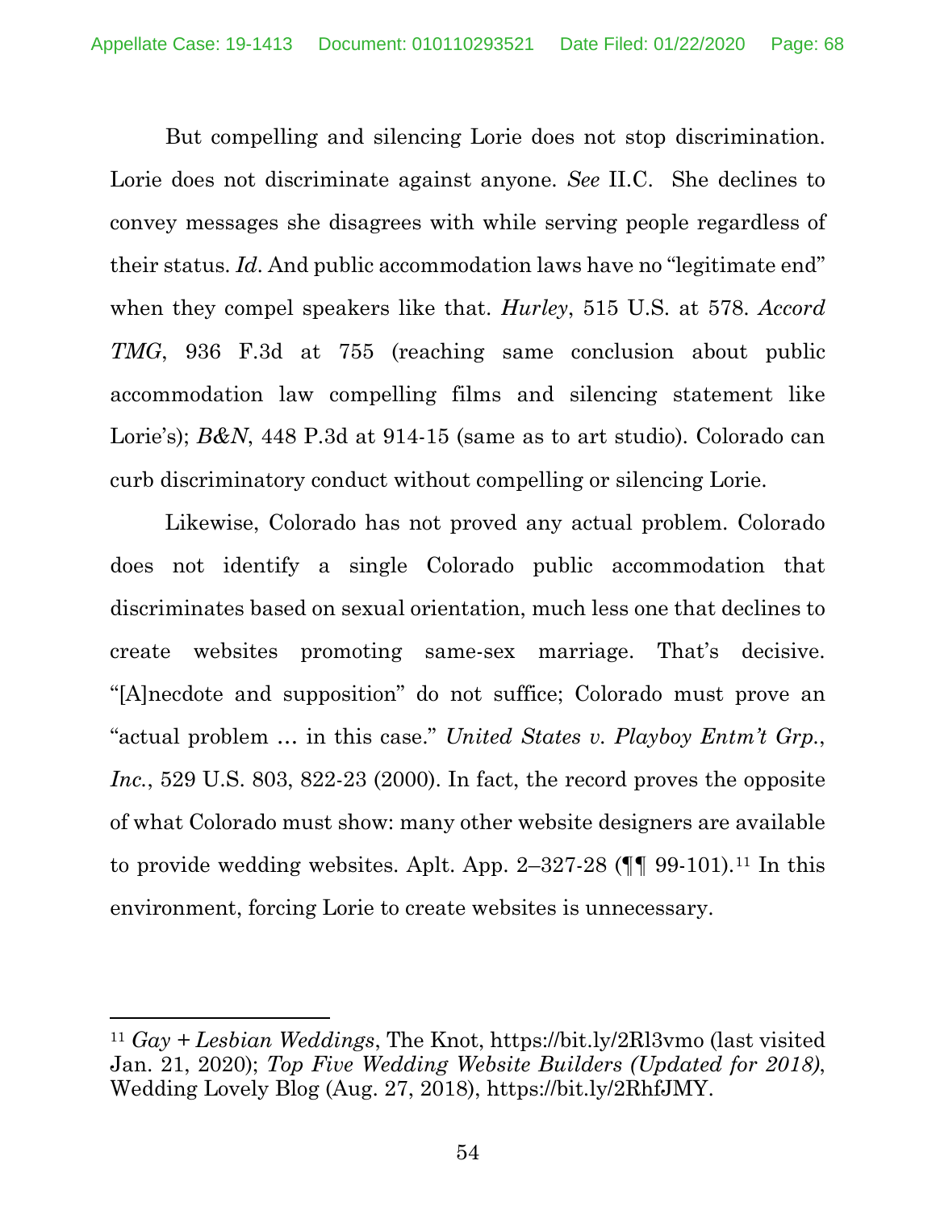But compelling and silencing Lorie does not stop discrimination. Lorie does not discriminate against anyone. *See* II.C. She declines to convey messages she disagrees with while serving people regardless of their status. *Id*. And public accommodation laws have no "legitimate end" when they compel speakers like that. *Hurley*, 515 U.S. at 578. *Accord TMG*, 936 F.3d at 755 (reaching same conclusion about public accommodation law compelling films and silencing statement like Lorie's); *B&N*, 448 P.3d at 914-15 (same as to art studio). Colorado can curb discriminatory conduct without compelling or silencing Lorie.

Likewise, Colorado has not proved any actual problem. Colorado does not identify a single Colorado public accommodation that discriminates based on sexual orientation, much less one that declines to create websites promoting same-sex marriage. That's decisive. "[A]necdote and supposition" do not suffice; Colorado must prove an "actual problem … in this case." *United States v. Playboy Entm't Grp., Inc.*, 529 U.S. 803, 822-23 (2000). In fact, the record proves the opposite of what Colorado must show: many other website designers are available to provide wedding websites. Aplt. App. 2–327-28 (¶¶ 99-101).[11] In this environment, forcing Lorie to create websites is unnecessary.

---

[11] *Gay + Lesbian Weddings*, The Knot, https://bit.ly/2Rl3vmo (last visited Jan. 21, 2020); *Top Five Wedding Website Builders (Updated for 2018)*, Wedding Lovely Blog (Aug. 27, 2018), https://bit.ly/2RhfJMY.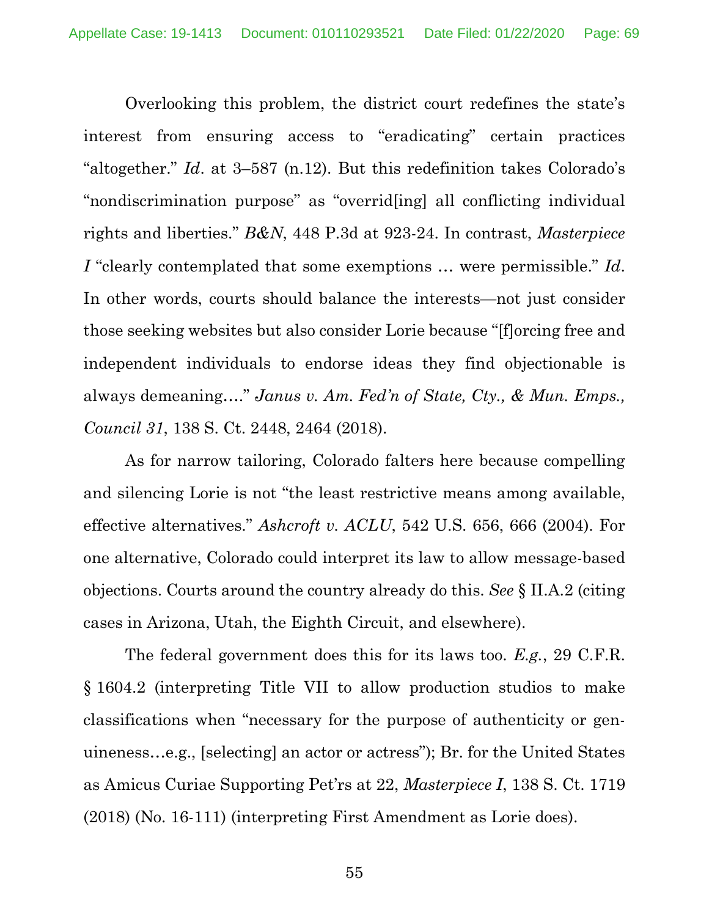Overlooking this problem, the district court redefines the state's interest from ensuring access to "eradicating" certain practices "altogether." *Id*. at 3–587 (n.12). But this redefinition takes Colorado's "nondiscrimination purpose" as "overrid[ing] all conflicting individual rights and liberties." *B&N*, 448 P.3d at 923-24. In contrast, *Masterpiece I* "clearly contemplated that some exemptions … were permissible." *Id*. In other words, courts should balance the interests—not just consider those seeking websites but also consider Lorie because "[f]orcing free and independent individuals to endorse ideas they find objectionable is always demeaning…." *Janus v. Am. Fed'n of State, Cty., & Mun. Emps., Council 31*, 138 S. Ct. 2448, 2464 (2018).

As for narrow tailoring, Colorado falters here because compelling and silencing Lorie is not "the least restrictive means among available, effective alternatives." *Ashcroft v. ACLU*, 542 U.S. 656, 666 (2004). For one alternative, Colorado could interpret its law to allow message-based objections. Courts around the country already do this. *See* § II.A.2 (citing cases in Arizona, Utah, the Eighth Circuit, and elsewhere).

The federal government does this for its laws too. *E.g.*, 29 C.F.R. § 1604.2 (interpreting Title VII to allow production studios to make classifications when "necessary for the purpose of authenticity or genuineness…e.g., [selecting] an actor or actress"); Br. for the United States as Amicus Curiae Supporting Pet'rs at 22, *Masterpiece I*, 138 S. Ct. 1719 (2018) (No. 16-111) (interpreting First Amendment as Lorie does).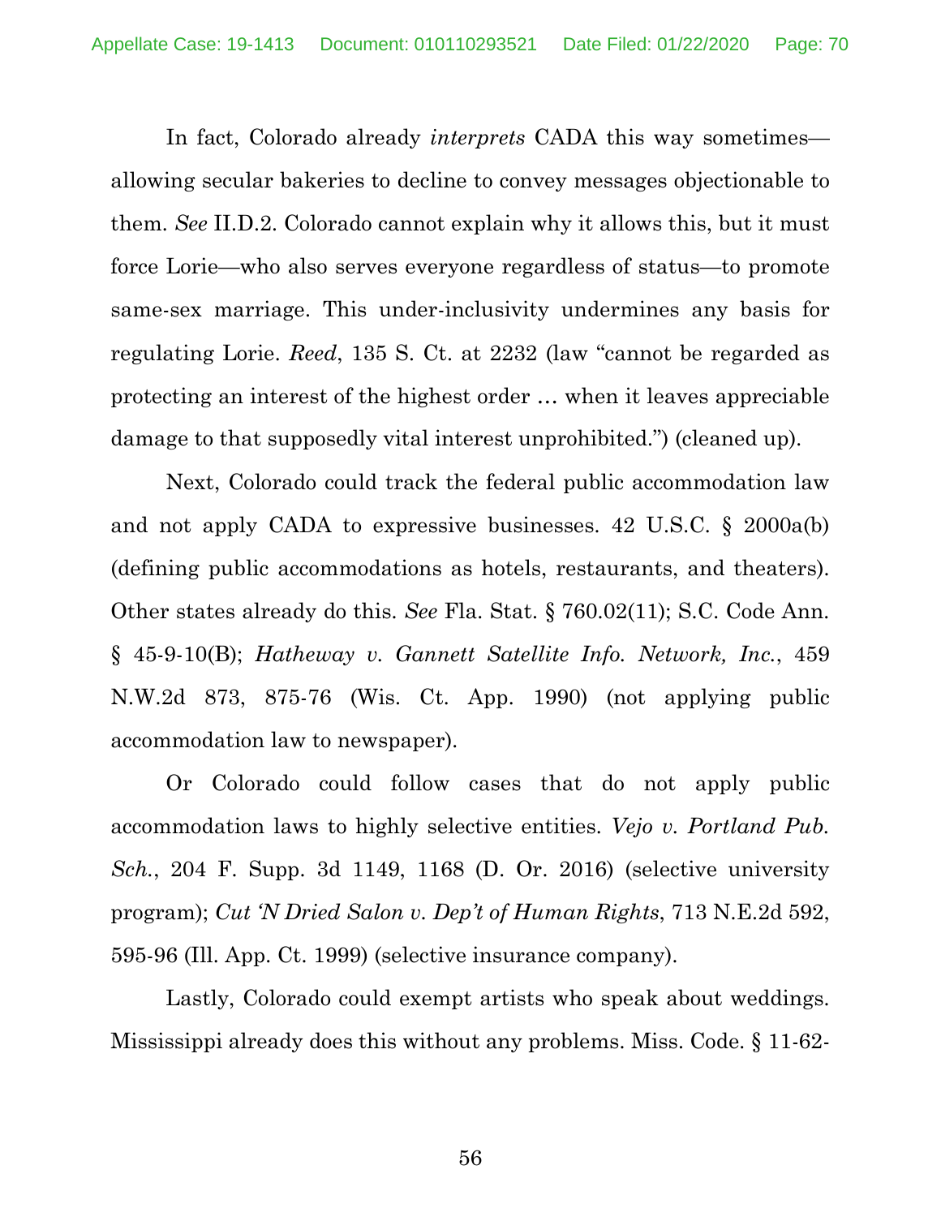In fact, Colorado already *interprets* CADA this way sometimes—allowing secular bakeries to decline to convey messages objectionable to them. *See* II.D.2. Colorado cannot explain why it allows this, but it must force Lorie—who also serves everyone regardless of status—to promote same-sex marriage. This under-inclusivity undermines any basis for regulating Lorie. *Reed*, 135 S. Ct. at 2232 (law "cannot be regarded as protecting an interest of the highest order … when it leaves appreciable damage to that supposedly vital interest unprohibited.") (cleaned up).

Next, Colorado could track the federal public accommodation law and not apply CADA to expressive businesses. 42 U.S.C. § 2000a(b) (defining public accommodations as hotels, restaurants, and theaters). Other states already do this. *See* Fla. Stat. § 760.02(11); S.C. Code Ann. § 45-9-10(B); *Hatheway v. Gannett Satellite Info. Network, Inc.*, 459 N.W.2d 873, 875-76 (Wis. Ct. App. 1990) (not applying public accommodation law to newspaper).

Or Colorado could follow cases that do not apply public accommodation laws to highly selective entities. *Vejo v. Portland Pub. Sch.*, 204 F. Supp. 3d 1149, 1168 (D. Or. 2016) (selective university program); *Cut 'N Dried Salon v. Dep't of Human Rights*, 713 N.E.2d 592, 595-96 (Ill. App. Ct. 1999) (selective insurance company).

Lastly, Colorado could exempt artists who speak about weddings. Mississippi already does this without any problems. Miss. Code. § 11-62-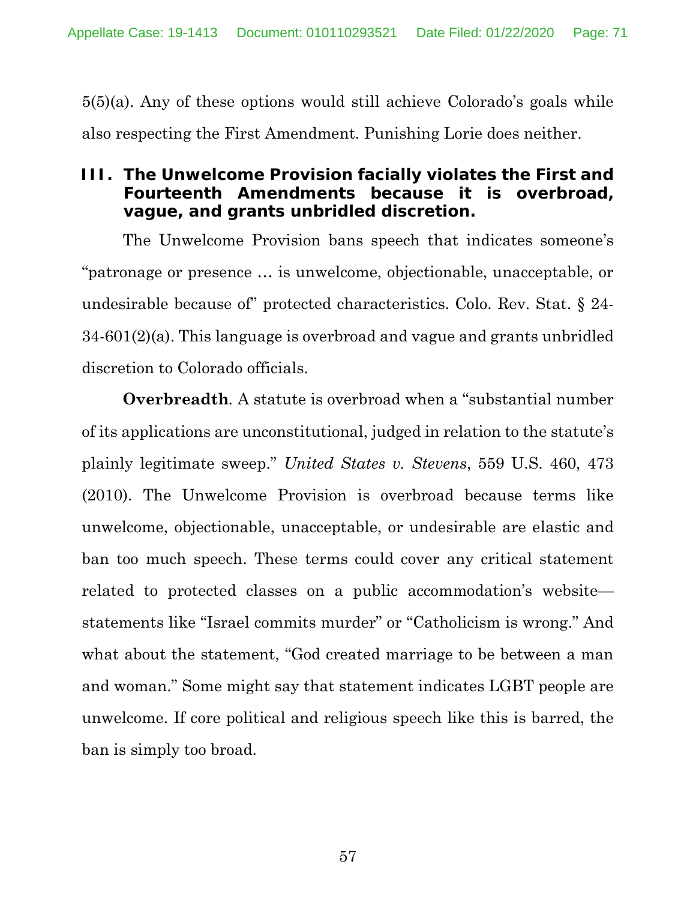5(5)(a). Any of these options would still achieve Colorado's goals while also respecting the First Amendment. Punishing Lorie does neither.

### III. The Unwelcome Provision facially violates the First and Fourteenth Amendments because it is overbroad, vague, and grants unbridled discretion.

The Unwelcome Provision bans speech that indicates someone's "patronage or presence … is unwelcome, objectionable, unacceptable, or undesirable because of" protected characteristics. Colo. Rev. Stat. § 24-34-601(2)(a). This language is overbroad and vague and grants unbridled discretion to Colorado officials.

**Overbreadth**. A statute is overbroad when a "substantial number of its applications are unconstitutional, judged in relation to the statute's plainly legitimate sweep." *United States v. Stevens*, 559 U.S. 460, 473 (2010). The Unwelcome Provision is overbroad because terms like unwelcome, objectionable, unacceptable, or undesirable are elastic and ban too much speech. These terms could cover any critical statement related to protected classes on a public accommodation's website—statements like "Israel commits murder" or "Catholicism is wrong." And what about the statement, "God created marriage to be between a man and woman." Some might say that statement indicates LGBT people are unwelcome. If core political and religious speech like this is barred, the ban is simply too broad.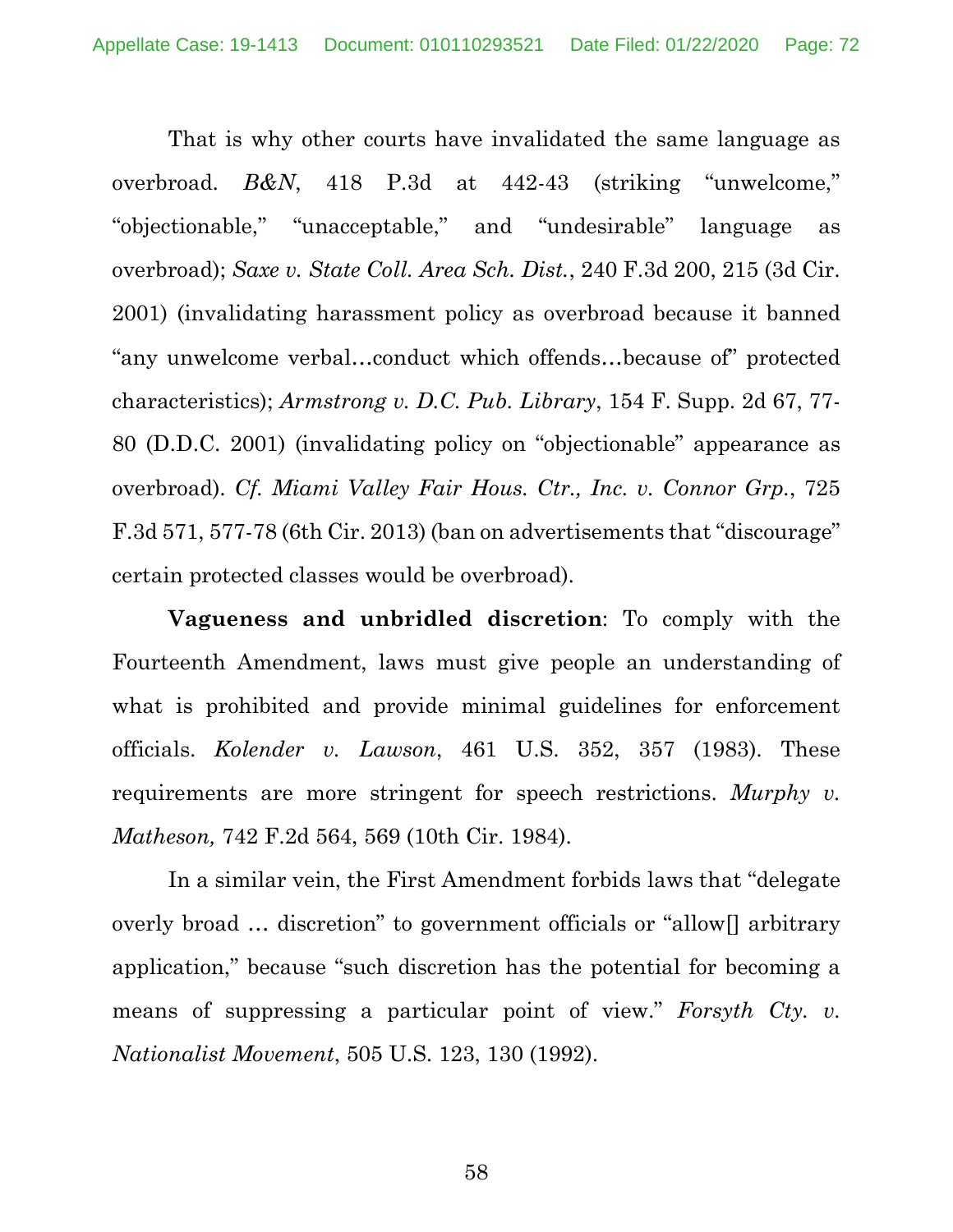That is why other courts have invalidated the same language as overbroad. *B&N*, 418 P.3d at 442-43 (striking "unwelcome," "objectionable," "unacceptable," and "undesirable" language as overbroad); *Saxe v. State Coll. Area Sch. Dist.*, 240 F.3d 200, 215 (3d Cir. 2001) (invalidating harassment policy as overbroad because it banned "any unwelcome verbal…conduct which offends…because of" protected characteristics); *Armstrong v. D.C. Pub. Library*, 154 F. Supp. 2d 67, 77-80 (D.D.C. 2001) (invalidating policy on "objectionable" appearance as overbroad). *Cf. Miami Valley Fair Hous. Ctr., Inc. v. Connor Grp.*, 725 F.3d 571, 577-78 (6th Cir. 2013) (ban on advertisements that "discourage" certain protected classes would be overbroad).

**Vagueness and unbridled discretion**: To comply with the Fourteenth Amendment, laws must give people an understanding of what is prohibited and provide minimal guidelines for enforcement officials. *Kolender v. Lawson*, 461 U.S. 352, 357 (1983). These requirements are more stringent for speech restrictions. *Murphy v. Matheson,* 742 F.2d 564, 569 (10th Cir. 1984).

In a similar vein, the First Amendment forbids laws that "delegate overly broad … discretion" to government officials or "allow[] arbitrary application," because "such discretion has the potential for becoming a means of suppressing a particular point of view." *Forsyth Cty. v. Nationalist Movement*, 505 U.S. 123, 130 (1992).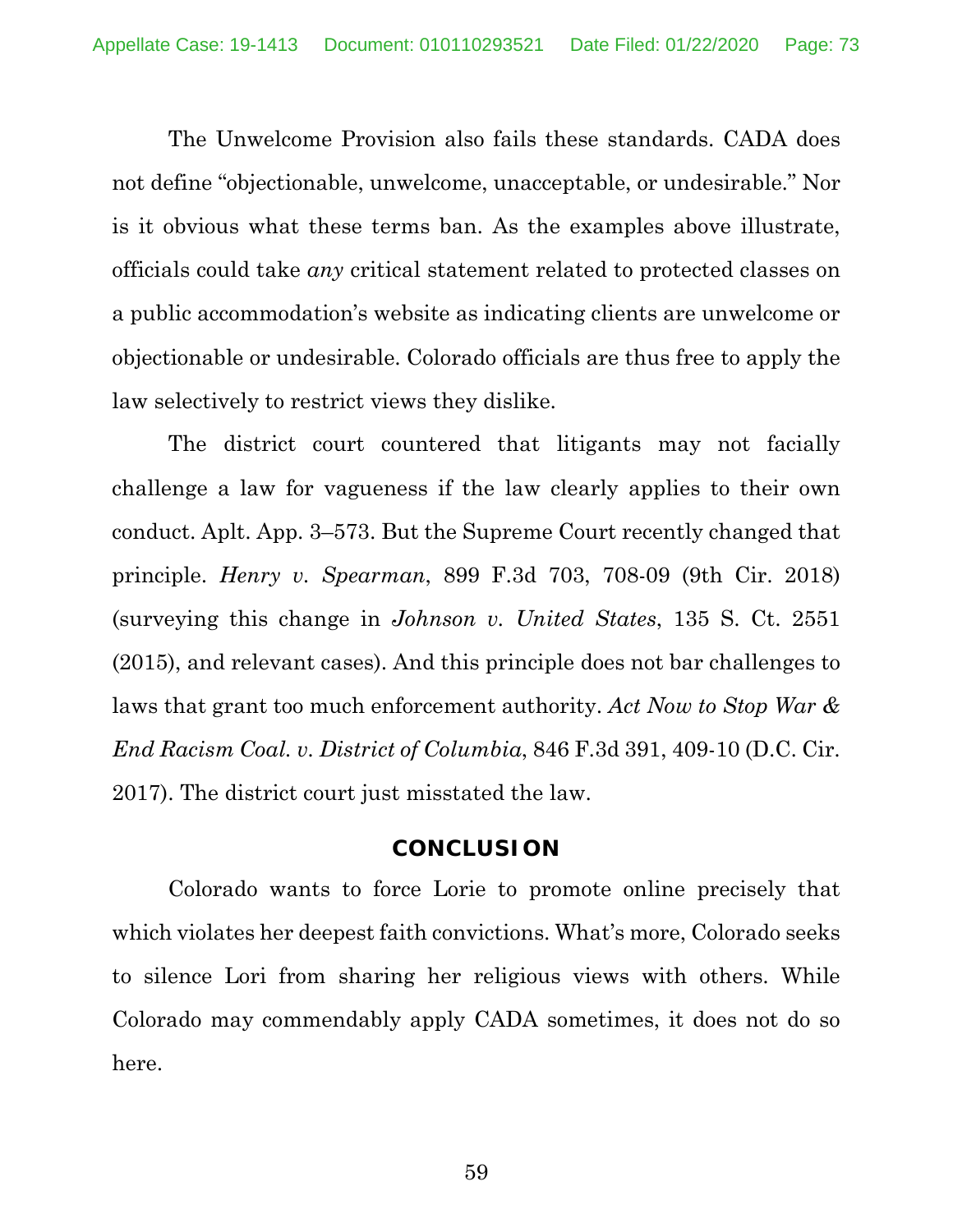The Unwelcome Provision also fails these standards. CADA does not define "objectionable, unwelcome, unacceptable, or undesirable." Nor is it obvious what these terms ban. As the examples above illustrate, officials could take *any* critical statement related to protected classes on a public accommodation's website as indicating clients are unwelcome or objectionable or undesirable. Colorado officials are thus free to apply the law selectively to restrict views they dislike.

The district court countered that litigants may not facially challenge a law for vagueness if the law clearly applies to their own conduct. Aplt. App. 3–573. But the Supreme Court recently changed that principle. *Henry v. Spearman*, 899 F.3d 703, 708-09 (9th Cir. 2018) (surveying this change in *Johnson v. United States*, 135 S. Ct. 2551 (2015), and relevant cases). And this principle does not bar challenges to laws that grant too much enforcement authority. *Act Now to Stop War & End Racism Coal. v. District of Columbia*, 846 F.3d 391, 409-10 (D.C. Cir. 2017). The district court just misstated the law.

## CONCLUSION

Colorado wants to force Lorie to promote online precisely that which violates her deepest faith convictions. What's more, Colorado seeks to silence Lori from sharing her religious views with others. While Colorado may commendably apply CADA sometimes, it does not do so here.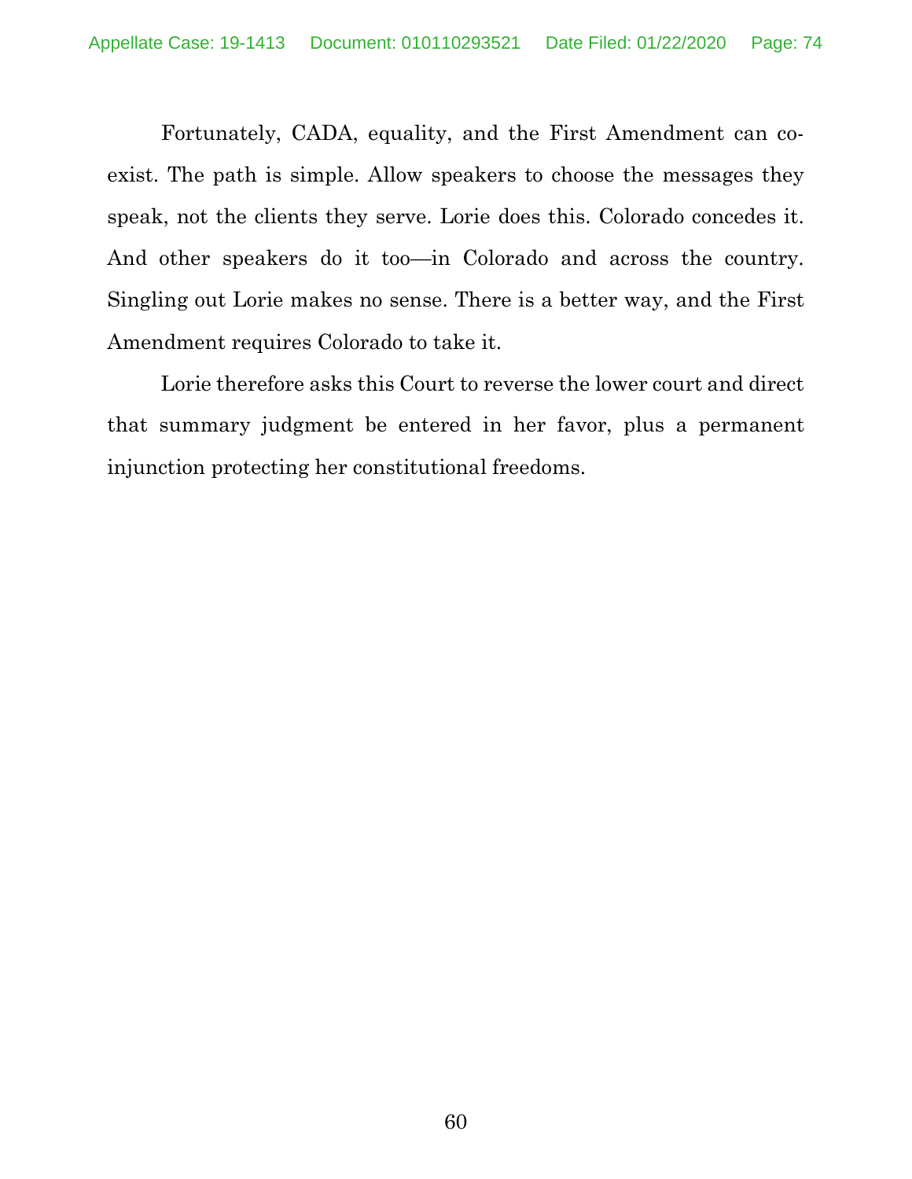Fortunately, CADA, equality, and the First Amendment can co-exist. The path is simple. Allow speakers to choose the messages they speak, not the clients they serve. Lorie does this. Colorado concedes it. And other speakers do it too—in Colorado and across the country. Singling out Lorie makes no sense. There is a better way, and the First Amendment requires Colorado to take it.

Lorie therefore asks this Court to reverse the lower court and direct that summary judgment be entered in her favor, plus a permanent injunction protecting her constitutional freedoms.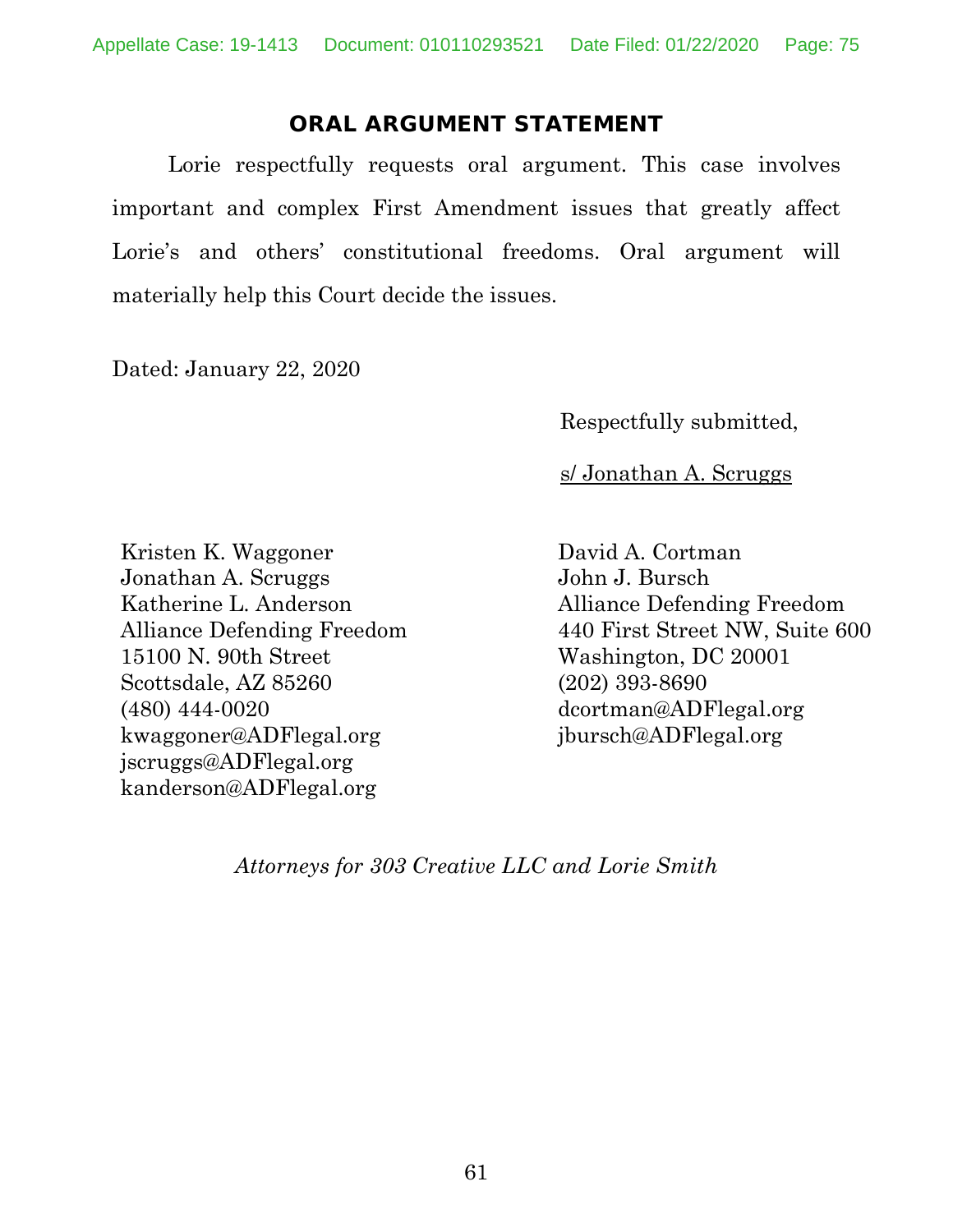## ORAL ARGUMENT STATEMENT

Lorie respectfully requests oral argument. This case involves important and complex First Amendment issues that greatly affect Lorie's and others' constitutional freedoms. Oral argument will materially help this Court decide the issues.

Dated: January 22, 2020

Respectfully submitted,

s/ Jonathan A. Scruggs

Kristen K. Waggoner
Jonathan A. Scruggs
Katherine L. Anderson
Alliance Defending Freedom
15100 N. 90th Street
Scottsdale, AZ 85260
(480) 444-0020
kwaggoner@ADFlegal.org
jscruggs@ADFlegal.org
kanderson@ADFlegal.org

David A. Cortman
John J. Bursch
Alliance Defending Freedom
440 First Street NW, Suite 600
Washington, DC 20001
(202) 393-8690
dcortman@ADFlegal.org
jbursch@ADFlegal.org

*Attorneys for 303 Creative LLC and Lorie Smith*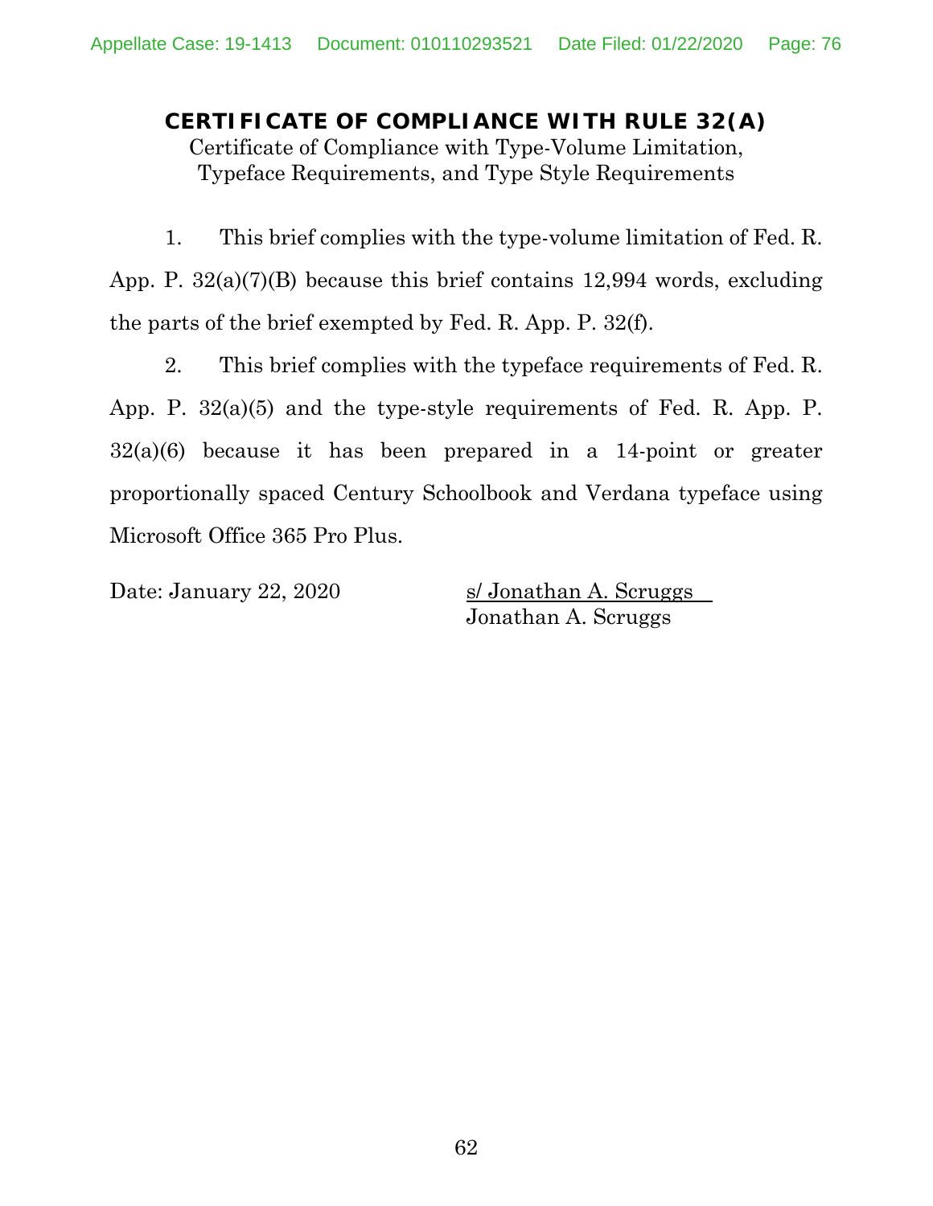## CERTIFICATE OF COMPLIANCE WITH RULE 32(A)

Certificate of Compliance with Type-Volume Limitation, Typeface Requirements, and Type Style Requirements

1. This brief complies with the type-volume limitation of Fed. R. App. P. 32(a)(7)(B) because this brief contains 12,994 words, excluding the parts of the brief exempted by Fed. R. App. P. 32(f).

2. This brief complies with the typeface requirements of Fed. R. App. P. 32(a)(5) and the type-style requirements of Fed. R. App. P. 32(a)(6) because it has been prepared in a 14-point or greater proportionally spaced Century Schoolbook and Verdana typeface using Microsoft Office 365 Pro Plus.

Date: January 22, 2020

s/ Jonathan A. Scruggs
Jonathan A. Scruggs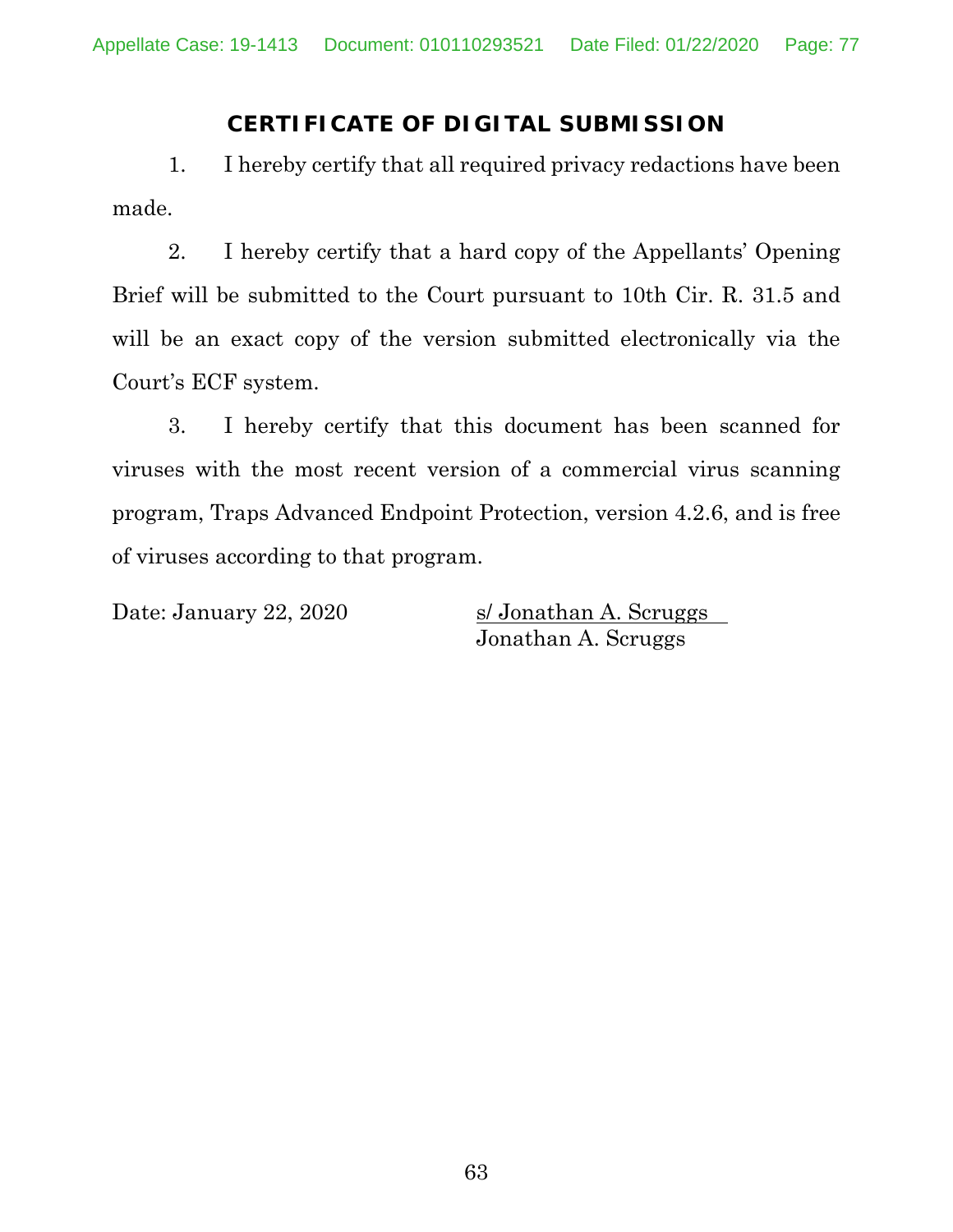## CERTIFICATE OF DIGITAL SUBMISSION

1. I hereby certify that all required privacy redactions have been made.

2. I hereby certify that a hard copy of the Appellants' Opening Brief will be submitted to the Court pursuant to 10th Cir. R. 31.5 and will be an exact copy of the version submitted electronically via the Court's ECF system.

3. I hereby certify that this document has been scanned for viruses with the most recent version of a commercial virus scanning program, Traps Advanced Endpoint Protection, version 4.2.6, and is free of viruses according to that program.

Date: January 22, 2020

s/ Jonathan A. Scruggs
Jonathan A. Scruggs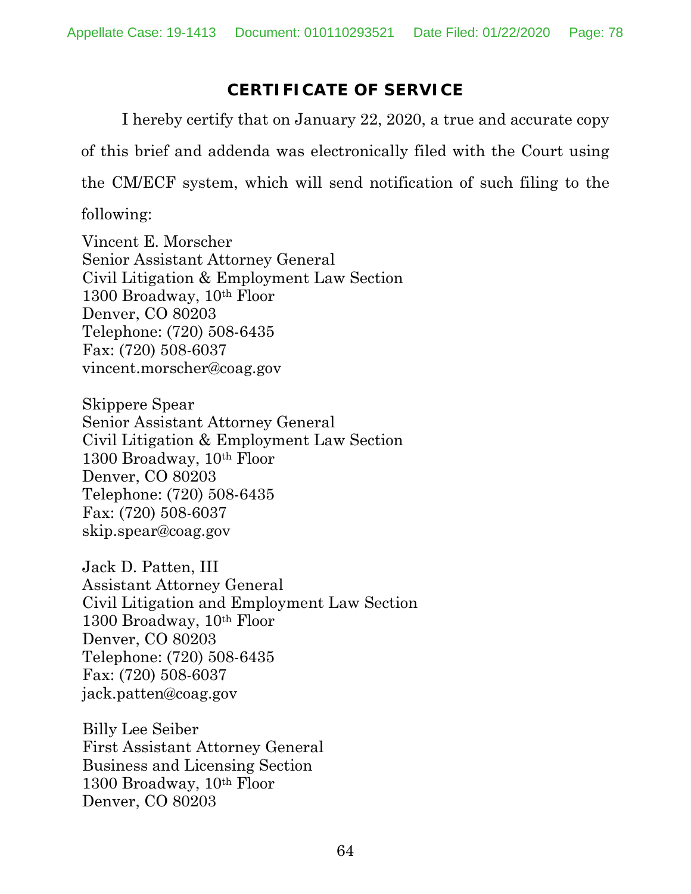## CERTIFICATE OF SERVICE

I hereby certify that on January 22, 2020, a true and accurate copy of this brief and addenda was electronically filed with the Court using the CM/ECF system, which will send notification of such filing to the following:

Vincent E. Morscher
Senior Assistant Attorney General
Civil Litigation & Employment Law Section
1300 Broadway, 10th Floor
Denver, CO 80203
Telephone: (720) 508-6435
Fax: (720) 508-6037
vincent.morscher@coag.gov

Skippere Spear
Senior Assistant Attorney General
Civil Litigation & Employment Law Section
1300 Broadway, 10th Floor
Denver, CO 80203
Telephone: (720) 508-6435
Fax: (720) 508-6037
skip.spear@coag.gov

Jack D. Patten, III
Assistant Attorney General
Civil Litigation and Employment Law Section
1300 Broadway, 10th Floor
Denver, CO 80203
Telephone: (720) 508-6435
Fax: (720) 508-6037
jack.patten@coag.gov

Billy Lee Seiber
First Assistant Attorney General
Business and Licensing Section
1300 Broadway, 10th Floor
Denver, CO 80203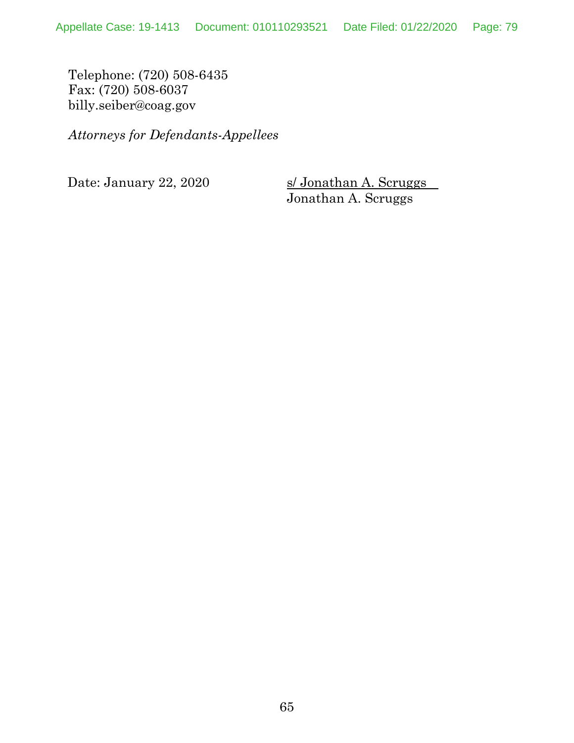Telephone: (720) 508-6435
Fax: (720) 508-6037
billy.seiber@coag.gov

*Attorneys for Defendants-Appellees*

Date: January 22, 2020

s/ Jonathan A. Scruggs
Jonathan A. Scruggs